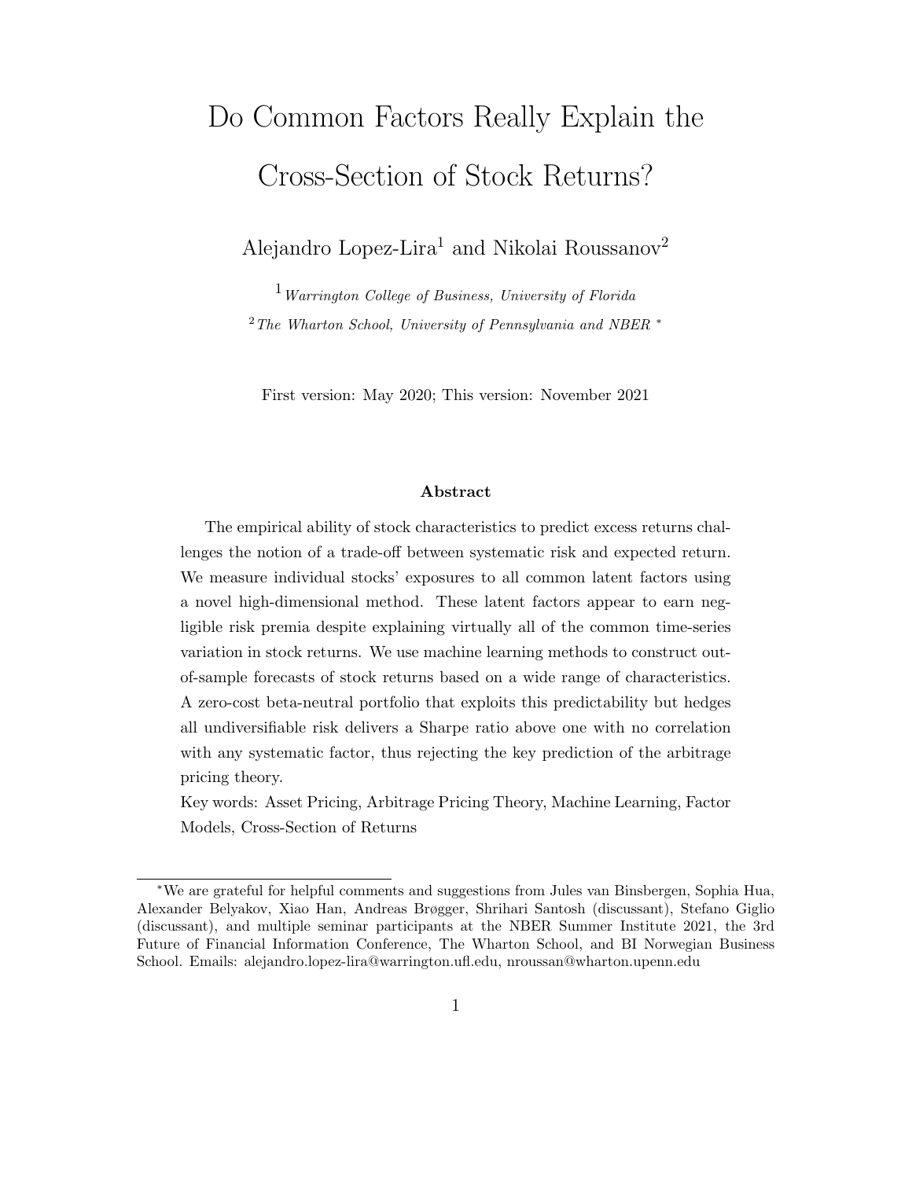# Do Common Factors Really Explain the Cross-Section of Stock Returns?

Alejandro Lopez-Lira[1] and Nikolai Roussanov[2]

[1] *Warrington College of Business, University of Florida*

[2] *The Wharton School, University of Pennsylvania and NBER* [*]

First version: May 2020; This version: November 2021

**Abstract**

The empirical ability of stock characteristics to predict excess returns challenges the notion of a trade-off between systematic risk and expected return. We measure individual stocks' exposures to all common latent factors using a novel high-dimensional method. These latent factors appear to earn negligible risk premia despite explaining virtually all of the common time-series variation in stock returns. We use machine learning methods to construct out-of-sample forecasts of stock returns based on a wide range of characteristics. A zero-cost beta-neutral portfolio that exploits this predictability but hedges all undiversifiable risk delivers a Sharpe ratio above one with no correlation with any systematic factor, thus rejecting the key prediction of the arbitrage pricing theory.

Key words: Asset Pricing, Arbitrage Pricing Theory, Machine Learning, Factor Models, Cross-Section of Returns

---

[*] We are grateful for helpful comments and suggestions from Jules van Binsbergen, Sophia Hua, Alexander Belyakov, Xiao Han, Andreas Brøgger, Shrihari Santosh (discussant), Stefano Giglio (discussant), and multiple seminar participants at the NBER Summer Institute 2021, the 3rd Future of Financial Information Conference, The Wharton School, and BI Norwegian Business School. Emails: alejandro.lopez-lira@warrington.ufl.edu, nroussan@wharton.upenn.edu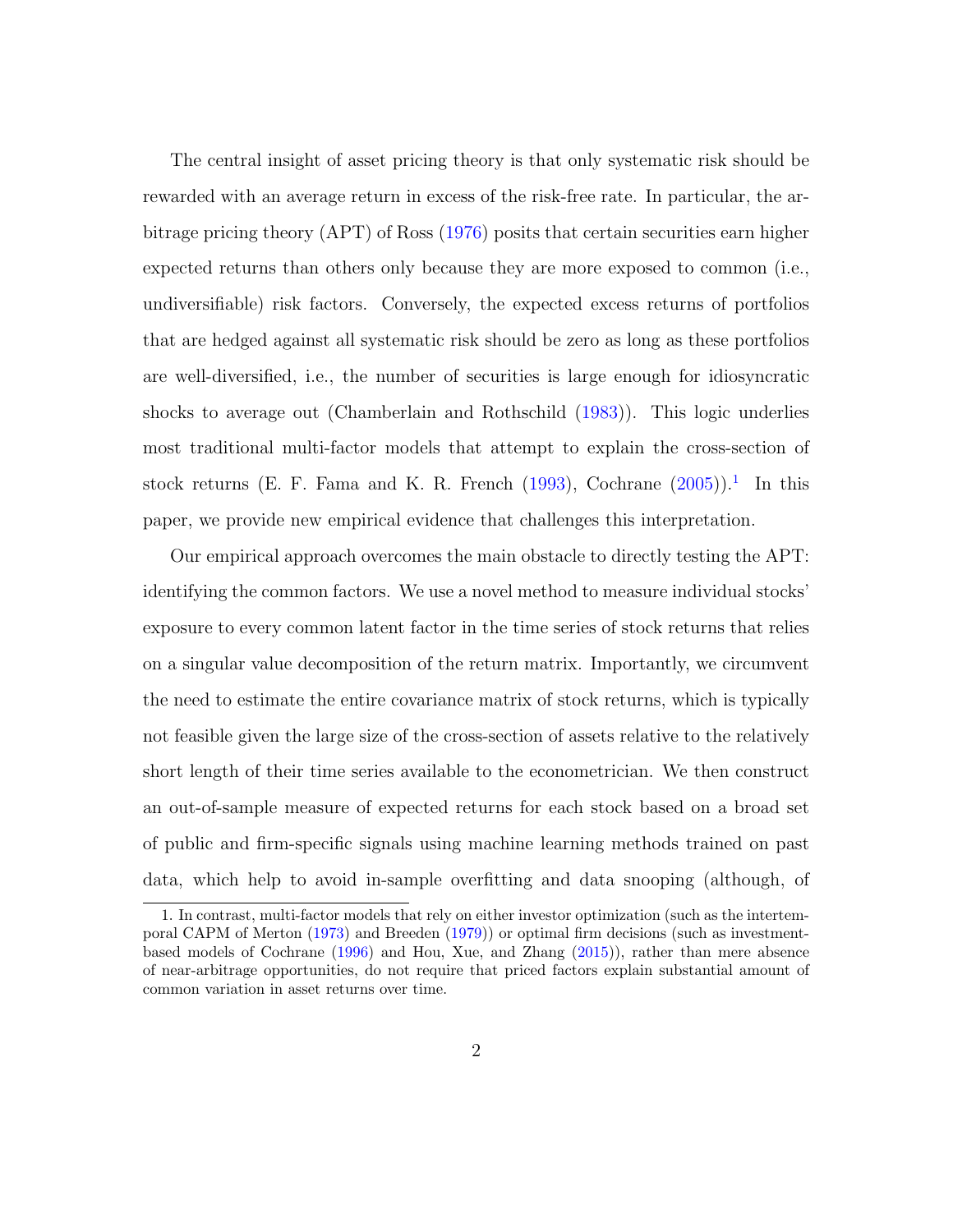The central insight of asset pricing theory is that only systematic risk should be rewarded with an average return in excess of the risk-free rate. In particular, the arbitrage pricing theory (APT) of Ross (1976) posits that certain securities earn higher expected returns than others only because they are more exposed to common (i.e., undiversifiable) risk factors. Conversely, the expected excess returns of portfolios that are hedged against all systematic risk should be zero as long as these portfolios are well-diversified, i.e., the number of securities is large enough for idiosyncratic shocks to average out (Chamberlain and Rothschild (1983)). This logic underlies most traditional multi-factor models that attempt to explain the cross-section of stock returns (E. F. Fama and K. R. French (1993), Cochrane (2005)).[1] In this paper, we provide new empirical evidence that challenges this interpretation.

Our empirical approach overcomes the main obstacle to directly testing the APT: identifying the common factors. We use a novel method to measure individual stocks' exposure to every common latent factor in the time series of stock returns that relies on a singular value decomposition of the return matrix. Importantly, we circumvent the need to estimate the entire covariance matrix of stock returns, which is typically not feasible given the large size of the cross-section of assets relative to the relatively short length of their time series available to the econometrician. We then construct an out-of-sample measure of expected returns for each stock based on a broad set of public and firm-specific signals using machine learning methods trained on past data, which help to avoid in-sample overfitting and data snooping (although, of

1. In contrast, multi-factor models that rely on either investor optimization (such as the intertemporal CAPM of Merton (1973) and Breeden (1979)) or optimal firm decisions (such as investment-based models of Cochrane (1996) and Hou, Xue, and Zhang (2015)), rather than mere absence of near-arbitrage opportunities, do not require that priced factors explain substantial amount of common variation in asset returns over time.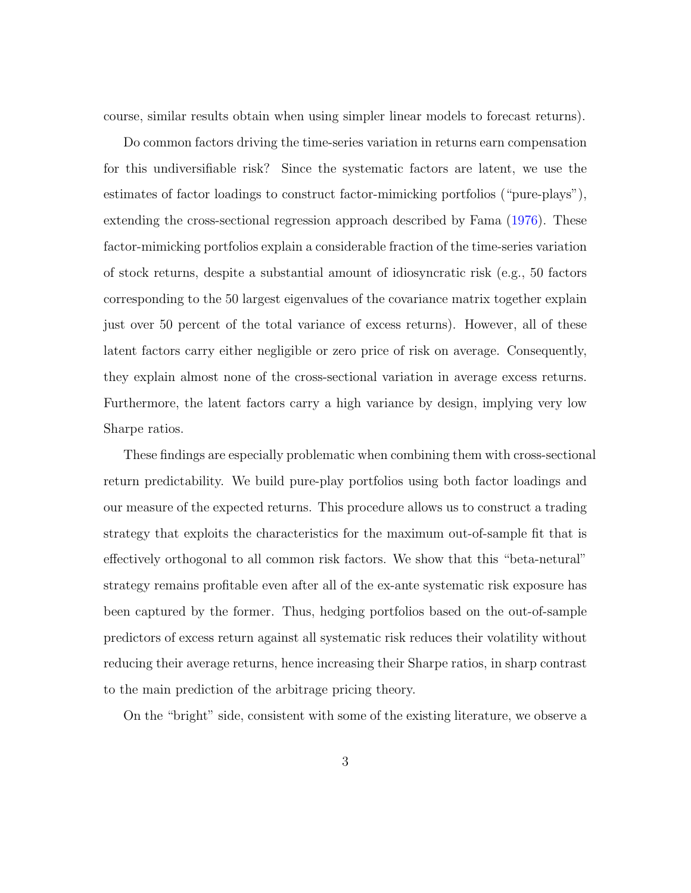course, similar results obtain when using simpler linear models to forecast returns).

Do common factors driving the time-series variation in returns earn compensation for this undiversifiable risk? Since the systematic factors are latent, we use the estimates of factor loadings to construct factor-mimicking portfolios ("pure-plays"), extending the cross-sectional regression approach described by Fama (1976). These factor-mimicking portfolios explain a considerable fraction of the time-series variation of stock returns, despite a substantial amount of idiosyncratic risk (e.g., 50 factors corresponding to the 50 largest eigenvalues of the covariance matrix together explain just over 50 percent of the total variance of excess returns). However, all of these latent factors carry either negligible or zero price of risk on average. Consequently, they explain almost none of the cross-sectional variation in average excess returns. Furthermore, the latent factors carry a high variance by design, implying very low Sharpe ratios.

These findings are especially problematic when combining them with cross-sectional return predictability. We build pure-play portfolios using both factor loadings and our measure of the expected returns. This procedure allows us to construct a trading strategy that exploits the characteristics for the maximum out-of-sample fit that is effectively orthogonal to all common risk factors. We show that this "beta-netural" strategy remains profitable even after all of the ex-ante systematic risk exposure has been captured by the former. Thus, hedging portfolios based on the out-of-sample predictors of excess return against all systematic risk reduces their volatility without reducing their average returns, hence increasing their Sharpe ratios, in sharp contrast to the main prediction of the arbitrage pricing theory.

On the "bright" side, consistent with some of the existing literature, we observe a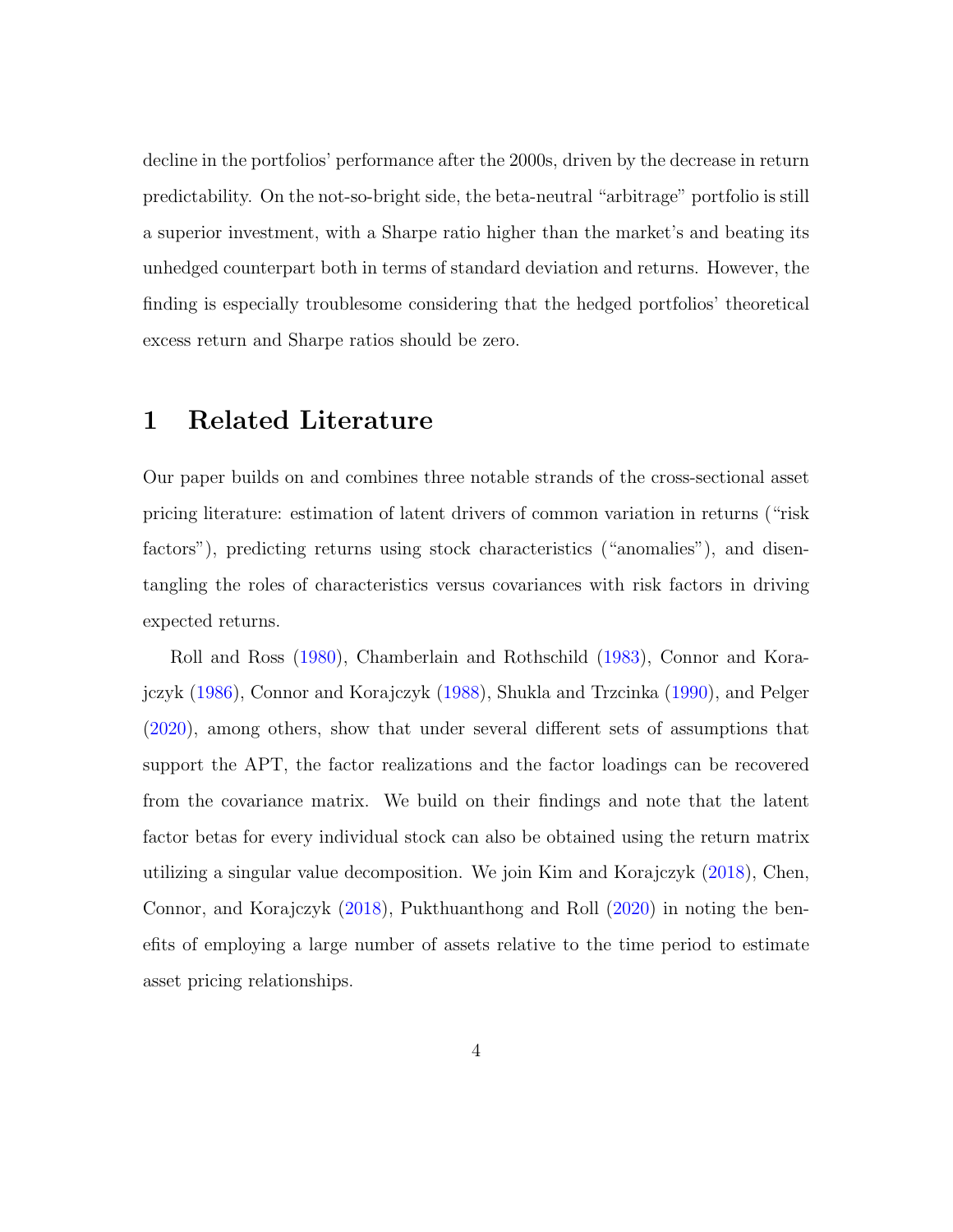decline in the portfolios' performance after the 2000s, driven by the decrease in return predictability. On the not-so-bright side, the beta-neutral "arbitrage" portfolio is still a superior investment, with a Sharpe ratio higher than the market's and beating its unhedged counterpart both in terms of standard deviation and returns. However, the finding is especially troublesome considering that the hedged portfolios' theoretical excess return and Sharpe ratios should be zero.

# 1 Related Literature

Our paper builds on and combines three notable strands of the cross-sectional asset pricing literature: estimation of latent drivers of common variation in returns ("risk factors"), predicting returns using stock characteristics ("anomalies"), and disentangling the roles of characteristics versus covariances with risk factors in driving expected returns.

Roll and Ross (1980), Chamberlain and Rothschild (1983), Connor and Korajczyk (1986), Connor and Korajczyk (1988), Shukla and Trzcinka (1990), and Pelger (2020), among others, show that under several different sets of assumptions that support the APT, the factor realizations and the factor loadings can be recovered from the covariance matrix. We build on their findings and note that the latent factor betas for every individual stock can also be obtained using the return matrix utilizing a singular value decomposition. We join Kim and Korajczyk (2018), Chen, Connor, and Korajczyk (2018), Pukthuanthong and Roll (2020) in noting the benefits of employing a large number of assets relative to the time period to estimate asset pricing relationships.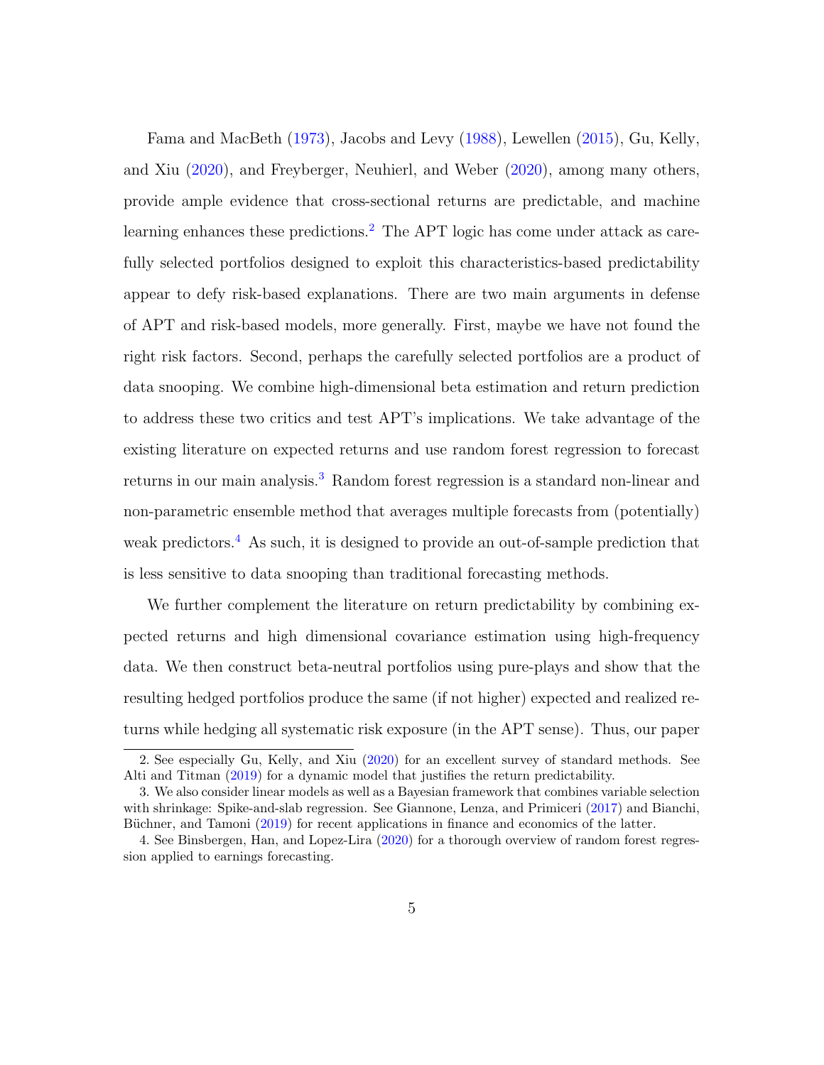Fama and MacBeth (1973), Jacobs and Levy (1988), Lewellen (2015), Gu, Kelly, and Xiu (2020), and Freyberger, Neuhierl, and Weber (2020), among many others, provide ample evidence that cross-sectional returns are predictable, and machine learning enhances these predictions.[2] The APT logic has come under attack as carefully selected portfolios designed to exploit this characteristics-based predictability appear to defy risk-based explanations. There are two main arguments in defense of APT and risk-based models, more generally. First, maybe we have not found the right risk factors. Second, perhaps the carefully selected portfolios are a product of data snooping. We combine high-dimensional beta estimation and return prediction to address these two critics and test APT's implications. We take advantage of the existing literature on expected returns and use random forest regression to forecast returns in our main analysis.[3] Random forest regression is a standard non-linear and non-parametric ensemble method that averages multiple forecasts from (potentially) weak predictors.[4] As such, it is designed to provide an out-of-sample prediction that is less sensitive to data snooping than traditional forecasting methods.

We further complement the literature on return predictability by combining expected returns and high dimensional covariance estimation using high-frequency data. We then construct beta-neutral portfolios using pure-plays and show that the resulting hedged portfolios produce the same (if not higher) expected and realized returns while hedging all systematic risk exposure (in the APT sense). Thus, our paper

2. See especially Gu, Kelly, and Xiu (2020) for an excellent survey of standard methods. See Alti and Titman (2019) for a dynamic model that justifies the return predictability.

3. We also consider linear models as well as a Bayesian framework that combines variable selection with shrinkage: Spike-and-slab regression. See Giannone, Lenza, and Primiceri (2017) and Bianchi, Büchner, and Tamoni (2019) for recent applications in finance and economics of the latter.

4. See Binsbergen, Han, and Lopez-Lira (2020) for a thorough overview of random forest regression applied to earnings forecasting.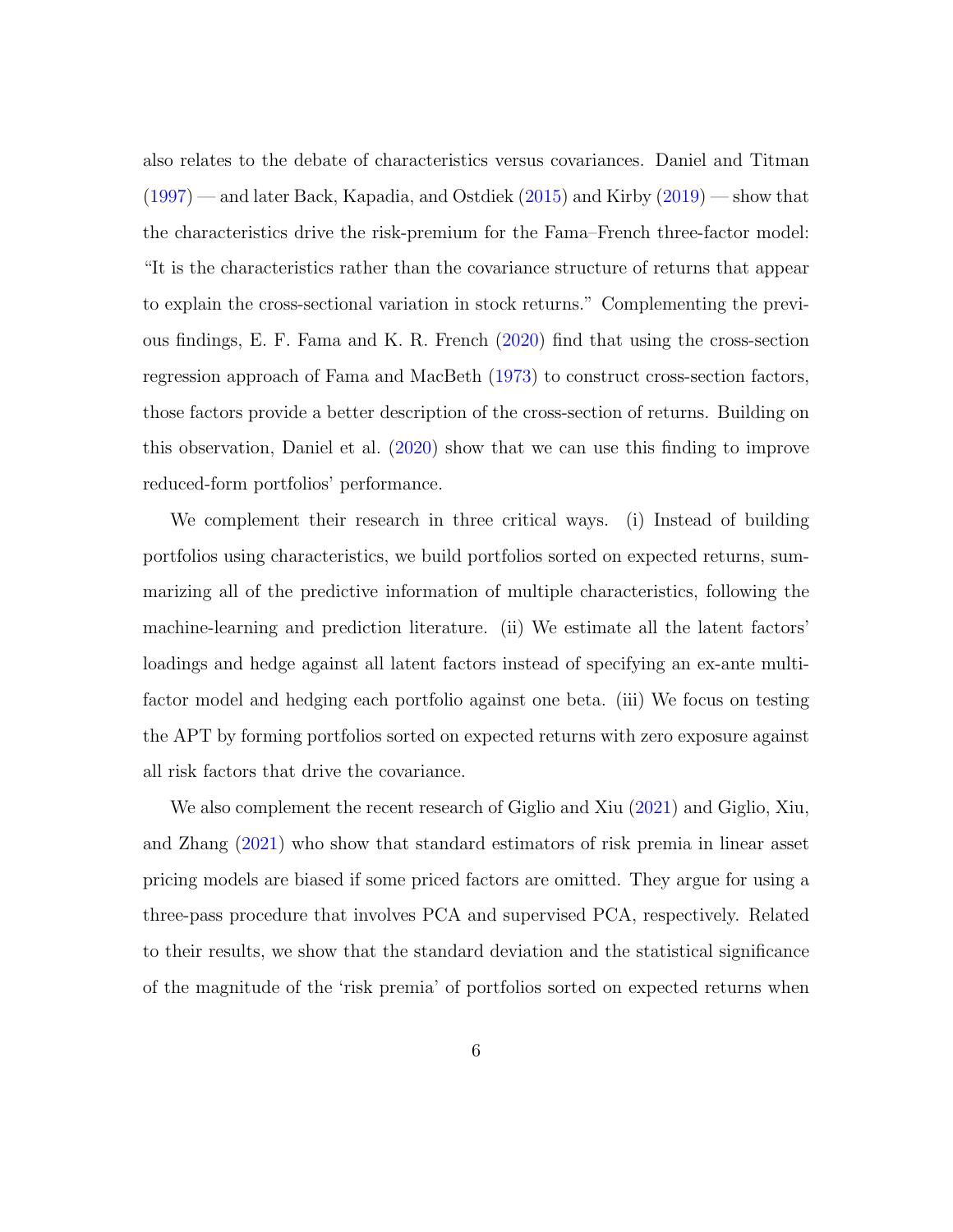also relates to the debate of characteristics versus covariances. Daniel and Titman (1997) — and later Back, Kapadia, and Ostdiek (2015) and Kirby (2019) — show that the characteristics drive the risk-premium for the Fama–French three-factor model: "It is the characteristics rather than the covariance structure of returns that appear to explain the cross-sectional variation in stock returns." Complementing the previous findings, E. F. Fama and K. R. French (2020) find that using the cross-section regression approach of Fama and MacBeth (1973) to construct cross-section factors, those factors provide a better description of the cross-section of returns. Building on this observation, Daniel et al. (2020) show that we can use this finding to improve reduced-form portfolios' performance.

We complement their research in three critical ways. (i) Instead of building portfolios using characteristics, we build portfolios sorted on expected returns, summarizing all of the predictive information of multiple characteristics, following the machine-learning and prediction literature. (ii) We estimate all the latent factors' loadings and hedge against all latent factors instead of specifying an ex-ante multi-factor model and hedging each portfolio against one beta. (iii) We focus on testing the APT by forming portfolios sorted on expected returns with zero exposure against all risk factors that drive the covariance.

We also complement the recent research of Giglio and Xiu (2021) and Giglio, Xiu, and Zhang (2021) who show that standard estimators of risk premia in linear asset pricing models are biased if some priced factors are omitted. They argue for using a three-pass procedure that involves PCA and supervised PCA, respectively. Related to their results, we show that the standard deviation and the statistical significance of the magnitude of the 'risk premia' of portfolios sorted on expected returns when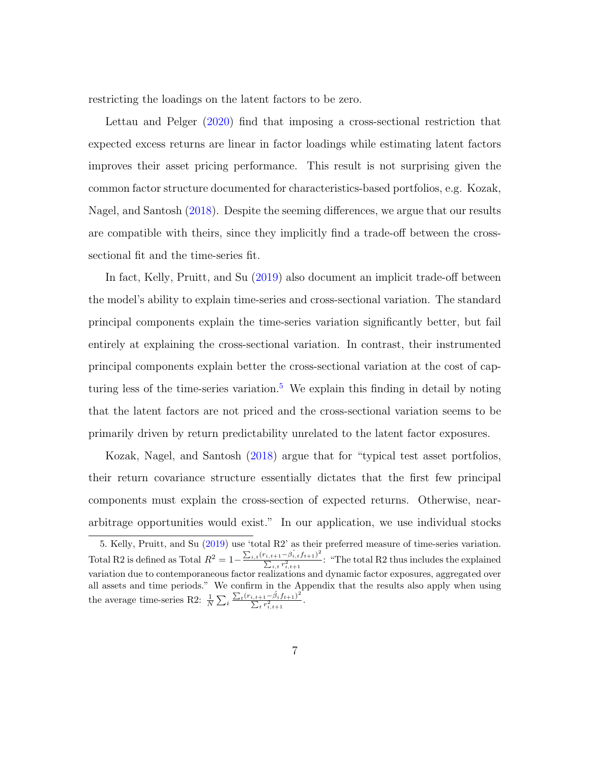restricting the loadings on the latent factors to be zero.

Lettau and Pelger (2020) find that imposing a cross-sectional restriction that expected excess returns are linear in factor loadings while estimating latent factors improves their asset pricing performance. This result is not surprising given the common factor structure documented for characteristics-based portfolios, e.g. Kozak, Nagel, and Santosh (2018). Despite the seeming differences, we argue that our results are compatible with theirs, since they implicitly find a trade-off between the cross-sectional fit and the time-series fit.

In fact, Kelly, Pruitt, and Su (2019) also document an implicit trade-off between the model's ability to explain time-series and cross-sectional variation. The standard principal components explain the time-series variation significantly better, but fail entirely at explaining the cross-sectional variation. In contrast, their instrumented principal components explain better the cross-sectional variation at the cost of capturing less of the time-series variation.[5] We explain this finding in detail by noting that the latent factors are not priced and the cross-sectional variation seems to be primarily driven by return predictability unrelated to the latent factor exposures.

Kozak, Nagel, and Santosh (2018) argue that for "typical test asset portfolios, their return covariance structure essentially dictates that the first few principal components must explain the cross-section of expected returns. Otherwise, near-arbitrage opportunities would exist." In our application, we use individual stocks

5. Kelly, Pruitt, and Su (2019) use 'total R2' as their preferred measure of time-series variation. Total R2 is defined as Total $R^2 = 1 - \frac{\sum_{i,t}(r_{i,t+1} - \widehat{\beta_{i,t}} f_{t+1})^2}{\sum_{i,t} r_{i,t+1}^2}$: "The total R2 thus includes the explained variation due to contemporaneous factor realizations and dynamic factor exposures, aggregated over all assets and time periods." We confirm in the Appendix that the results also apply when using the average time-series R2: $\frac{1}{N}\sum_i \frac{\sum_t (r_{i,t+1} - \hat{\beta}_i f_{t+1})^2}{\sum_t r_{i,t+1}^2}$.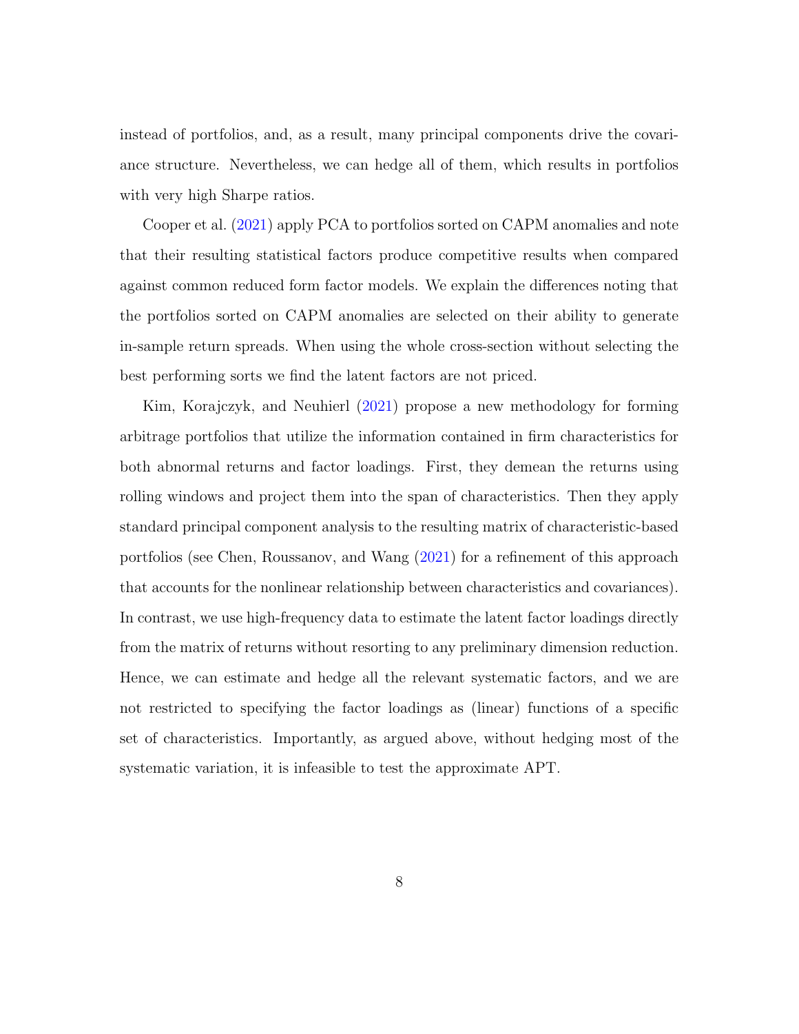instead of portfolios, and, as a result, many principal components drive the covariance structure. Nevertheless, we can hedge all of them, which results in portfolios with very high Sharpe ratios.

Cooper et al. (2021) apply PCA to portfolios sorted on CAPM anomalies and note that their resulting statistical factors produce competitive results when compared against common reduced form factor models. We explain the differences noting that the portfolios sorted on CAPM anomalies are selected on their ability to generate in-sample return spreads. When using the whole cross-section without selecting the best performing sorts we find the latent factors are not priced.

Kim, Korajczyk, and Neuhierl (2021) propose a new methodology for forming arbitrage portfolios that utilize the information contained in firm characteristics for both abnormal returns and factor loadings. First, they demean the returns using rolling windows and project them into the span of characteristics. Then they apply standard principal component analysis to the resulting matrix of characteristic-based portfolios (see Chen, Roussanov, and Wang (2021) for a refinement of this approach that accounts for the nonlinear relationship between characteristics and covariances). In contrast, we use high-frequency data to estimate the latent factor loadings directly from the matrix of returns without resorting to any preliminary dimension reduction. Hence, we can estimate and hedge all the relevant systematic factors, and we are not restricted to specifying the factor loadings as (linear) functions of a specific set of characteristics. Importantly, as argued above, without hedging most of the systematic variation, it is infeasible to test the approximate APT.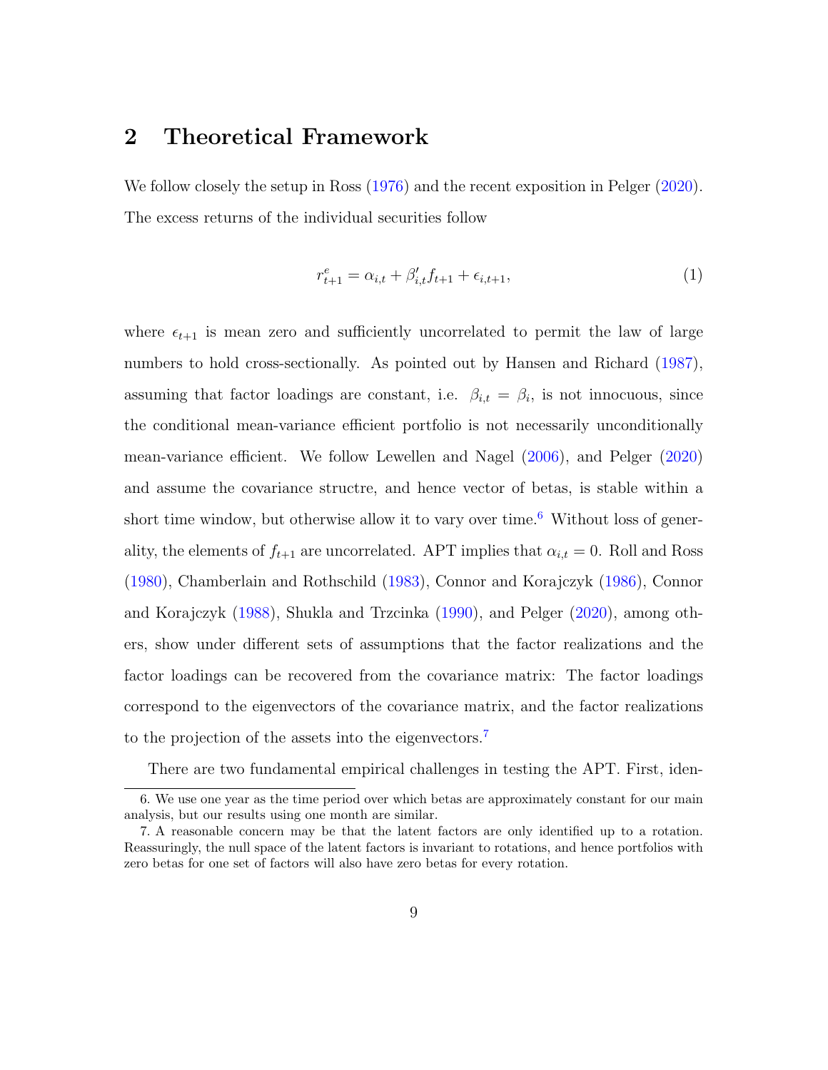## 2 Theoretical Framework

We follow closely the setup in Ross (1976) and the recent exposition in Pelger (2020). The excess returns of the individual securities follow

$$r^e_{t+1} = \alpha_{i,t} + \beta'_{i,t} f_{t+1} + \epsilon_{i,t+1}, \tag{1}$$

where $\epsilon_{t+1}$ is mean zero and sufficiently uncorrelated to permit the law of large numbers to hold cross-sectionally. As pointed out by Hansen and Richard (1987), assuming that factor loadings are constant, i.e. $\beta_{i,t} = \beta_i$, is not innocuous, since the conditional mean-variance efficient portfolio is not necessarily unconditionally mean-variance efficient. We follow Lewellen and Nagel (2006), and Pelger (2020) and assume the covariance structre, and hence vector of betas, is stable within a short time window, but otherwise allow it to vary over time.[6] Without loss of generality, the elements of $f_{t+1}$ are uncorrelated. APT implies that $\alpha_{i,t} = 0$. Roll and Ross (1980), Chamberlain and Rothschild (1983), Connor and Korajczyk (1986), Connor and Korajczyk (1988), Shukla and Trzcinka (1990), and Pelger (2020), among others, show under different sets of assumptions that the factor realizations and the factor loadings can be recovered from the covariance matrix: The factor loadings correspond to the eigenvectors of the covariance matrix, and the factor realizations to the projection of the assets into the eigenvectors.[7]

There are two fundamental empirical challenges in testing the APT. First, iden-

6. We use one year as the time period over which betas are approximately constant for our main analysis, but our results using one month are similar.

7. A reasonable concern may be that the latent factors are only identified up to a rotation. Reassuringly, the null space of the latent factors is invariant to rotations, and hence portfolios with zero betas for one set of factors will also have zero betas for every rotation.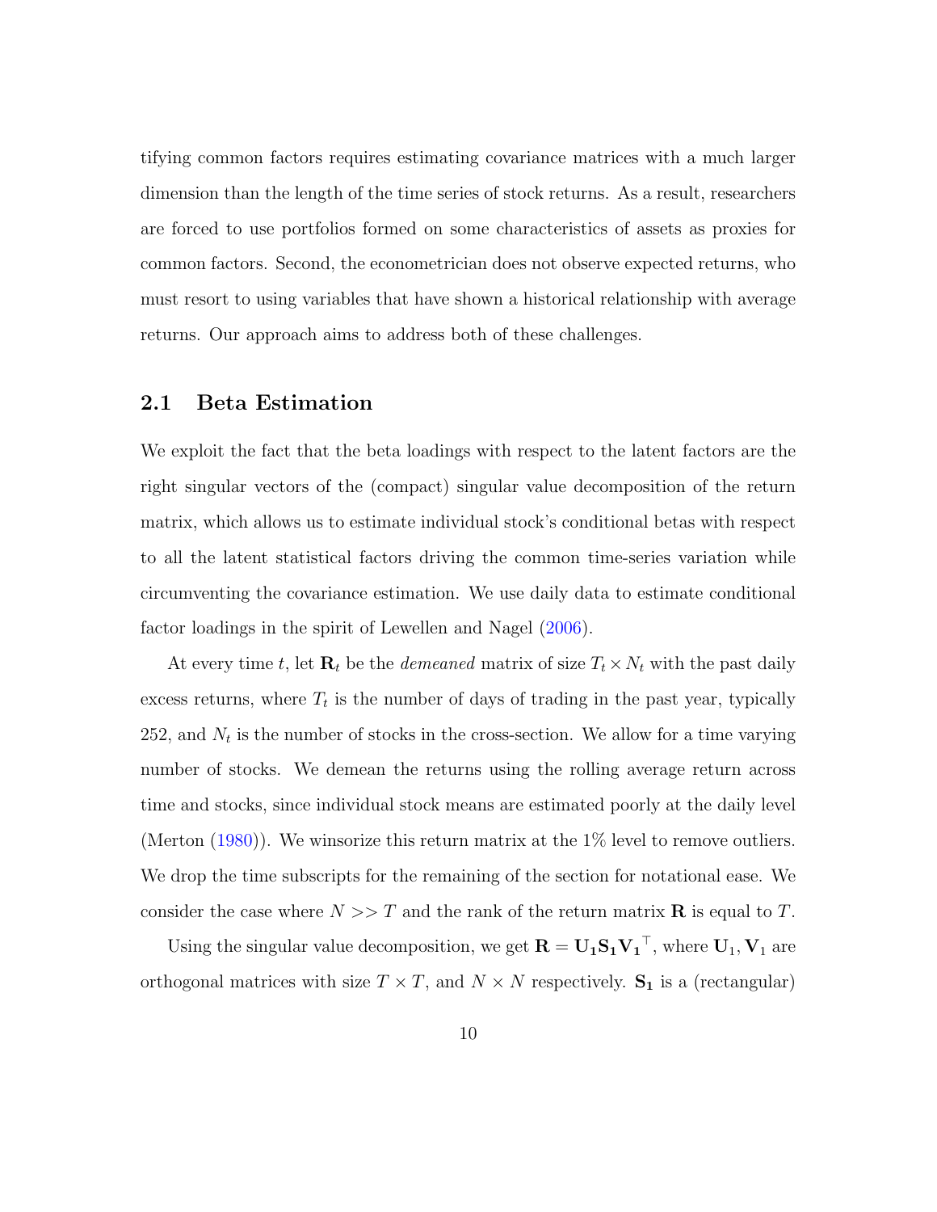tifying common factors requires estimating covariance matrices with a much larger dimension than the length of the time series of stock returns. As a result, researchers are forced to use portfolios formed on some characteristics of assets as proxies for common factors. Second, the econometrician does not observe expected returns, who must resort to using variables that have shown a historical relationship with average returns. Our approach aims to address both of these challenges.

## 2.1 Beta Estimation

We exploit the fact that the beta loadings with respect to the latent factors are the right singular vectors of the (compact) singular value decomposition of the return matrix, which allows us to estimate individual stock's conditional betas with respect to all the latent statistical factors driving the common time-series variation while circumventing the covariance estimation. We use daily data to estimate conditional factor loadings in the spirit of Lewellen and Nagel (2006).

At every time $t$, let $\mathbf{R}_t$ be the *demeaned* matrix of size $T_t \times N_t$ with the past daily excess returns, where $T_t$ is the number of days of trading in the past year, typically 252, and $N_t$ is the number of stocks in the cross-section. We allow for a time varying number of stocks. We demean the returns using the rolling average return across time and stocks, since individual stock means are estimated poorly at the daily level (Merton (1980)). We winsorize this return matrix at the 1% level to remove outliers. We drop the time subscripts for the remaining of the section for notational ease. We consider the case where $N >> T$ and the rank of the return matrix $\mathbf{R}$ is equal to $T$.

Using the singular value decomposition, we get $\mathbf{R} = \mathbf{U_1 S_1 V_1}^\top$, where $\mathbf{U}_1, \mathbf{V}_1$ are orthogonal matrices with size $T \times T$, and $N \times N$ respectively. $\mathbf{S_1}$ is a (rectangular)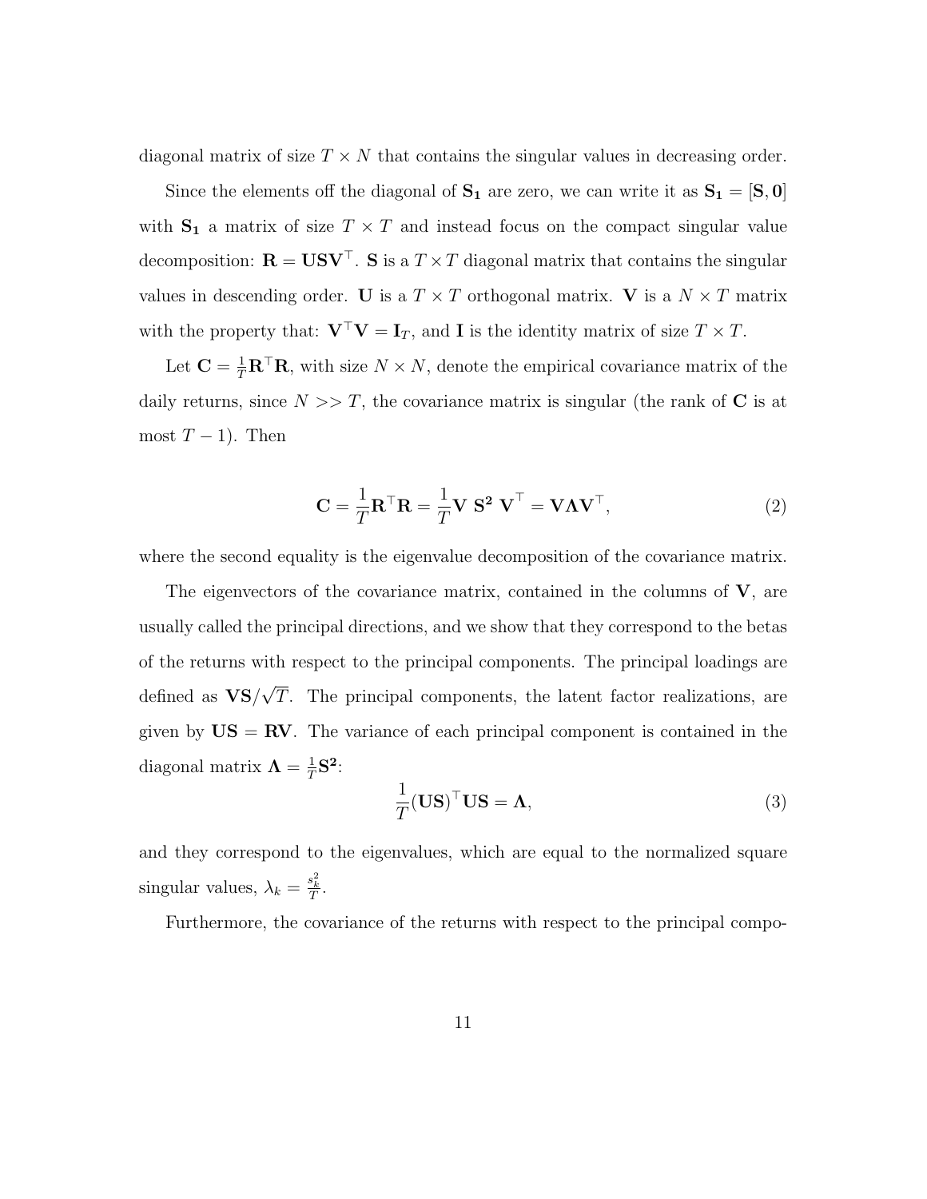diagonal matrix of size $T \times N$ that contains the singular values in decreasing order.

Since the elements off the diagonal of $\mathbf{S_1}$ are zero, we can write it as $\mathbf{S_1} = [\mathbf{S}, \mathbf{0}]$ with $\mathbf{S_1}$ a matrix of size $T \times T$ and instead focus on the compact singular value decomposition: $\mathbf{R} = \mathbf{U}\mathbf{S}\mathbf{V}^\top$. $\mathbf{S}$ is a $T \times T$ diagonal matrix that contains the singular values in descending order. $\mathbf{U}$ is a $T \times T$ orthogonal matrix. $\mathbf{V}$ is a $N \times T$ matrix with the property that: $\mathbf{V}^\top \mathbf{V} = \mathbf{I}_T$, and $\mathbf{I}$ is the identity matrix of size $T \times T$.

Let $\mathbf{C} = \frac{1}{T}\mathbf{R}^\top\mathbf{R}$, with size $N \times N$, denote the empirical covariance matrix of the daily returns, since $N >> T$, the covariance matrix is singular (the rank of $\mathbf{C}$ is at most $T-1$). Then

$$\mathbf{C} = \frac{1}{T}\mathbf{R}^\top\mathbf{R} = \frac{1}{T}\mathbf{V}\ \mathbf{S^2}\ \mathbf{V}^\top = \mathbf{V}\mathbf{\Lambda}\mathbf{V}^\top, \tag{2}$$

where the second equality is the eigenvalue decomposition of the covariance matrix.

The eigenvectors of the covariance matrix, contained in the columns of $\mathbf{V}$, are usually called the principal directions, and we show that they correspond to the betas of the returns with respect to the principal components. The principal loadings are defined as $\mathbf{V}\mathbf{S}/\sqrt{T}$. The principal components, the latent factor realizations, are given by $\mathbf{U}\mathbf{S} = \mathbf{R}\mathbf{V}$. The variance of each principal component is contained in the diagonal matrix $\mathbf{\Lambda} = \frac{1}{T}\mathbf{S^2}$:

$$\frac{1}{T}(\mathbf{U}\mathbf{S})^\top\mathbf{U}\mathbf{S} = \mathbf{\Lambda}, \tag{3}$$

and they correspond to the eigenvalues, which are equal to the normalized square singular values, $\lambda_k = \frac{s_k^2}{T}$.

Furthermore, the covariance of the returns with respect to the principal compo-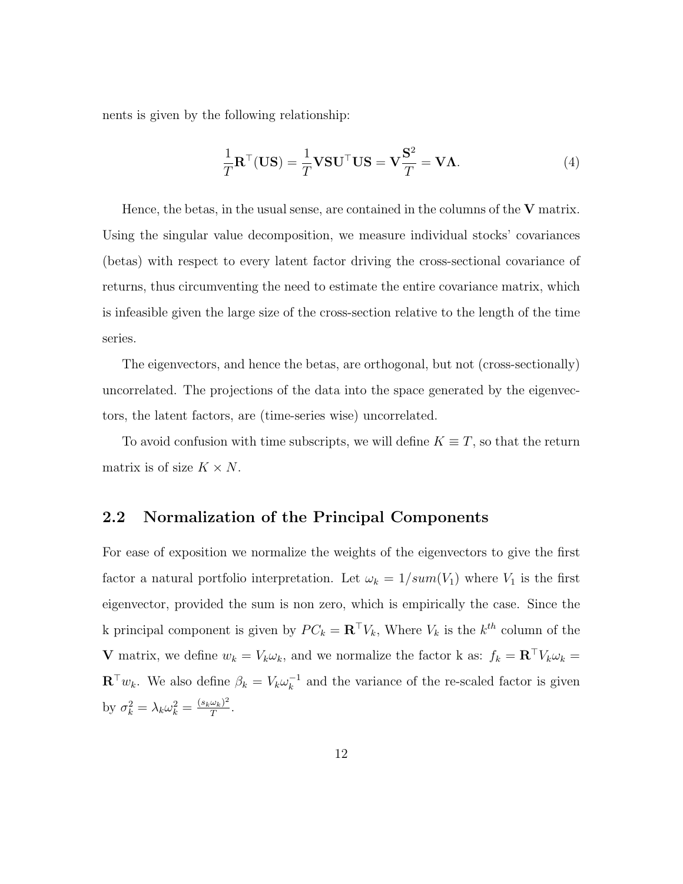nents is given by the following relationship:

$$\frac{1}{T}\mathbf{R}^{\top}(\mathbf{U}\mathbf{S}) = \frac{1}{T}\mathbf{V}\mathbf{S}\mathbf{U}^{\top}\mathbf{U}\mathbf{S} = \mathbf{V}\frac{\mathbf{S}^2}{T} = \mathbf{V}\mathbf{\Lambda}. \tag{4}$$

Hence, the betas, in the usual sense, are contained in the columns of the $\mathbf{V}$ matrix. Using the singular value decomposition, we measure individual stocks' covariances (betas) with respect to every latent factor driving the cross-sectional covariance of returns, thus circumventing the need to estimate the entire covariance matrix, which is infeasible given the large size of the cross-section relative to the length of the time series.

The eigenvectors, and hence the betas, are orthogonal, but not (cross-sectionally) uncorrelated. The projections of the data into the space generated by the eigenvectors, the latent factors, are (time-series wise) uncorrelated.

To avoid confusion with time subscripts, we will define $K \equiv T$, so that the return matrix is of size $K \times N$.

## 2.2 Normalization of the Principal Components

For ease of exposition we normalize the weights of the eigenvectors to give the first factor a natural portfolio interpretation. Let $\omega_k = 1/sum(V_1)$ where $V_1$ is the first eigenvector, provided the sum is non zero, which is empirically the case. Since the k principal component is given by $PC_k = \mathbf{R}^{\top}V_k$, Where $V_k$ is the $k^{th}$ column of the $\mathbf{V}$ matrix, we define $w_k = V_k\omega_k$, and we normalize the factor k as: $f_k = \mathbf{R}^{\top}V_k\omega_k = \mathbf{R}^{\top}w_k$. We also define $\beta_k = V_k\omega_k^{-1}$ and the variance of the re-scaled factor is given by $\sigma_k^2 = \lambda_k\omega_k^2 = \frac{(s_k\omega_k)^2}{T}$.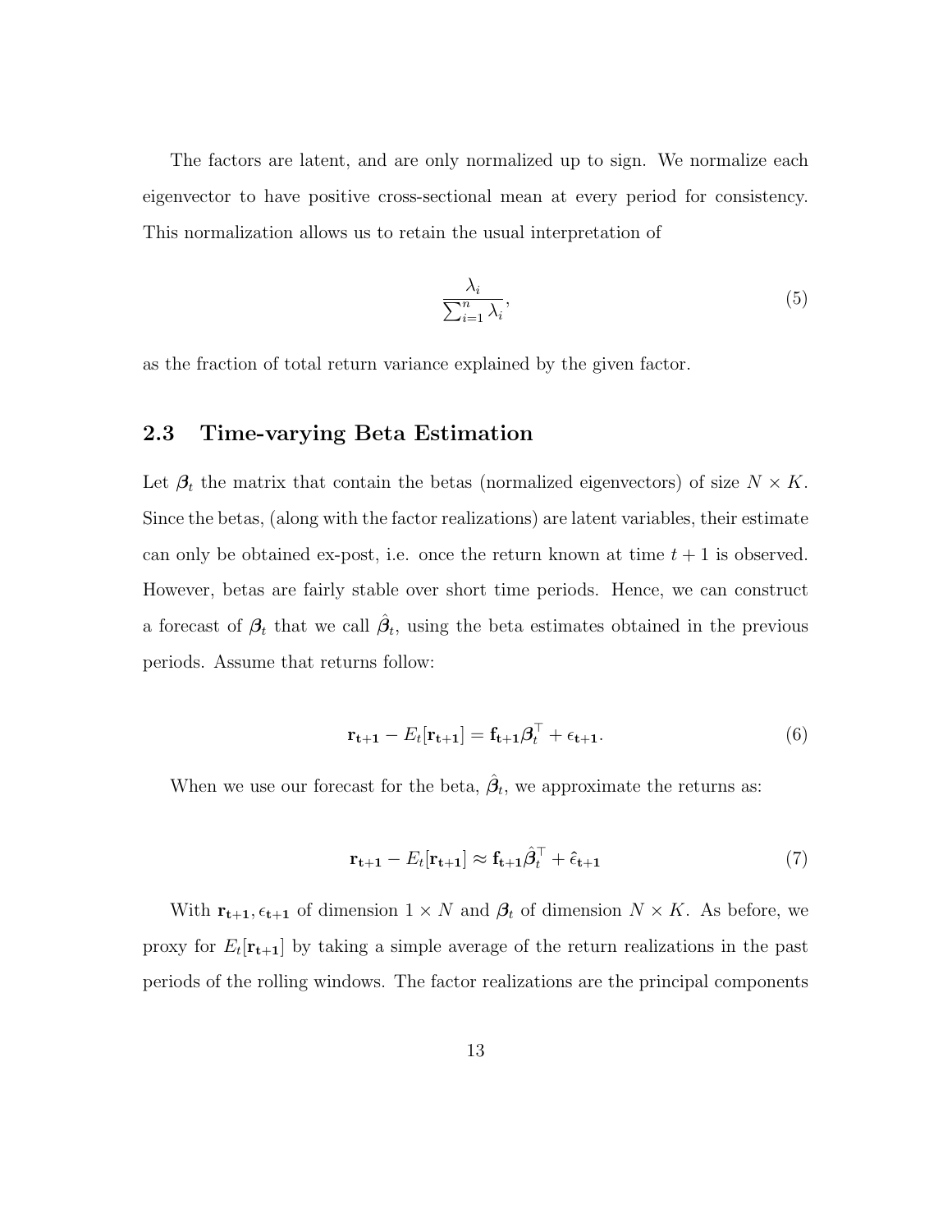The factors are latent, and are only normalized up to sign. We normalize each eigenvector to have positive cross-sectional mean at every period for consistency. This normalization allows us to retain the usual interpretation of

$$\frac{\lambda_i}{\sum_{i=1}^{n} \lambda_i}, \tag{5}$$

as the fraction of total return variance explained by the given factor.

## 2.3 Time-varying Beta Estimation

Let $\boldsymbol{\beta}_t$ the matrix that contain the betas (normalized eigenvectors) of size $N \times K$. Since the betas, (along with the factor realizations) are latent variables, their estimate can only be obtained ex-post, i.e. once the return known at time $t+1$ is observed. However, betas are fairly stable over short time periods. Hence, we can construct a forecast of $\boldsymbol{\beta}_t$ that we call $\hat{\boldsymbol{\beta}}_t$, using the beta estimates obtained in the previous periods. Assume that returns follow:

$$\mathbf{r_{t+1}} - E_t[\mathbf{r_{t+1}}] = \mathbf{f_{t+1}} \boldsymbol{\beta}_t^\top + \epsilon_{\mathbf{t+1}}. \tag{6}$$

When we use our forecast for the beta, $\hat{\boldsymbol{\beta}}_t$, we approximate the returns as:

$$\mathbf{r_{t+1}} - E_t[\mathbf{r_{t+1}}] \approx \mathbf{f_{t+1}} \hat{\boldsymbol{\beta}}_t^\top + \hat{\epsilon}_{\mathbf{t+1}} \tag{7}$$

With $\mathbf{r_{t+1}}, \epsilon_{\mathbf{t+1}}$ of dimension $1 \times N$ and $\boldsymbol{\beta}_t$ of dimension $N \times K$. As before, we proxy for $E_t[\mathbf{r_{t+1}}]$ by taking a simple average of the return realizations in the past periods of the rolling windows. The factor realizations are the principal components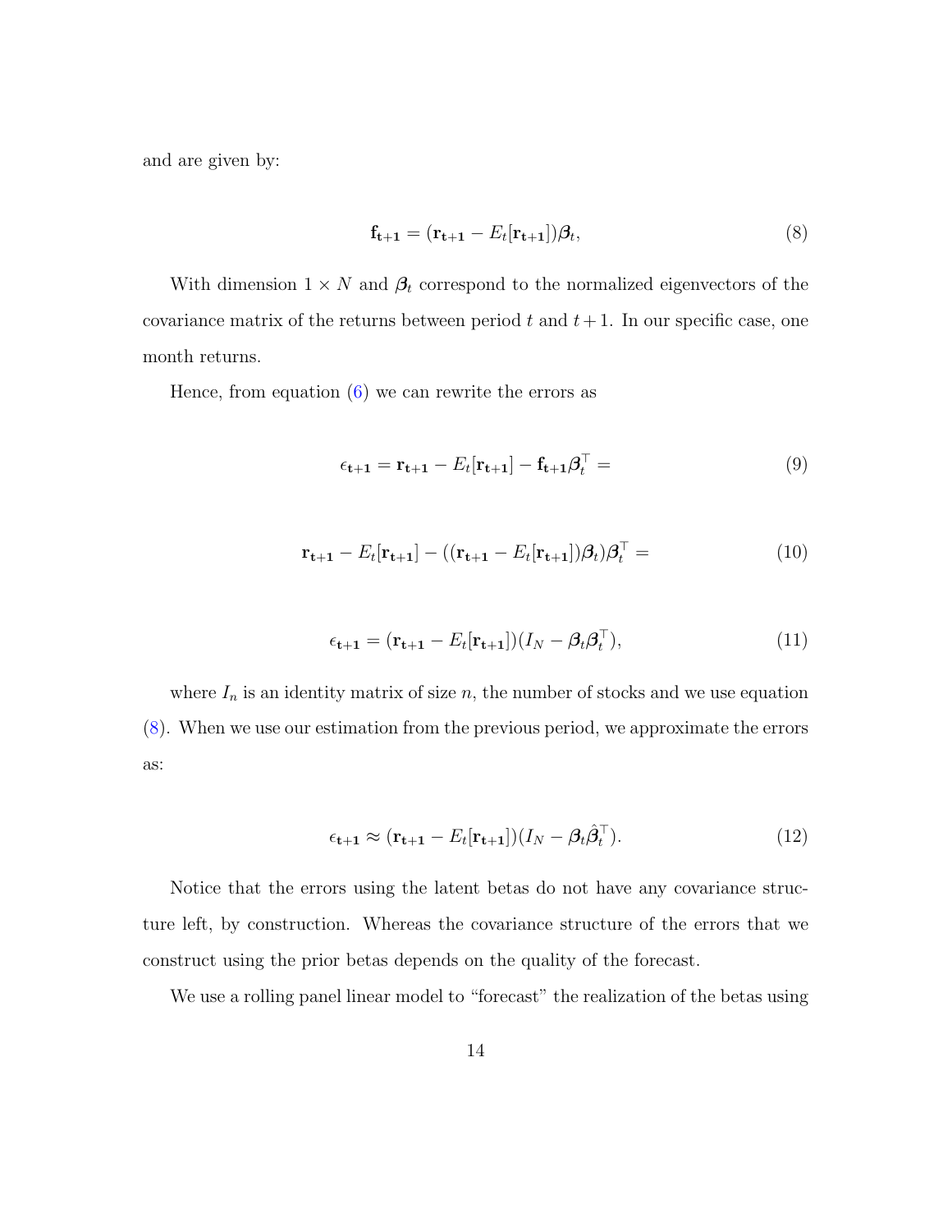and are given by:

$$\mathbf{f_{t+1}} = (\mathbf{r_{t+1}} - E_t[\mathbf{r_{t+1}}])\boldsymbol{\beta}_t, \tag{8}$$

With dimension $1 \times N$ and $\boldsymbol{\beta}_t$ correspond to the normalized eigenvectors of the covariance matrix of the returns between period $t$ and $t+1$. In our specific case, one month returns.

Hence, from equation (6) we can rewrite the errors as

$$\epsilon_{\mathbf{t+1}} = \mathbf{r_{t+1}} - E_t[\mathbf{r_{t+1}}] - \mathbf{f_{t+1}}\boldsymbol{\beta}_t^\top = \tag{9}$$

$$\mathbf{r_{t+1}} - E_t[\mathbf{r_{t+1}}] - ((\mathbf{r_{t+1}} - E_t[\mathbf{r_{t+1}}])\boldsymbol{\beta}_t)\boldsymbol{\beta}_t^\top = \tag{10}$$

$$\epsilon_{\mathbf{t+1}} = (\mathbf{r_{t+1}} - E_t[\mathbf{r_{t+1}}])(I_N - \boldsymbol{\beta}_t\boldsymbol{\beta}_t^\top), \tag{11}$$

where $I_n$ is an identity matrix of size $n$, the number of stocks and we use equation (8). When we use our estimation from the previous period, we approximate the errors as:

$$\epsilon_{\mathbf{t+1}} \approx (\mathbf{r_{t+1}} - E_t[\mathbf{r_{t+1}}])(I_N - \boldsymbol{\beta}_t\hat{\boldsymbol{\beta}}_t^\top). \tag{12}$$

Notice that the errors using the latent betas do not have any covariance structure left, by construction. Whereas the covariance structure of the errors that we construct using the prior betas depends on the quality of the forecast.

We use a rolling panel linear model to "forecast" the realization of the betas using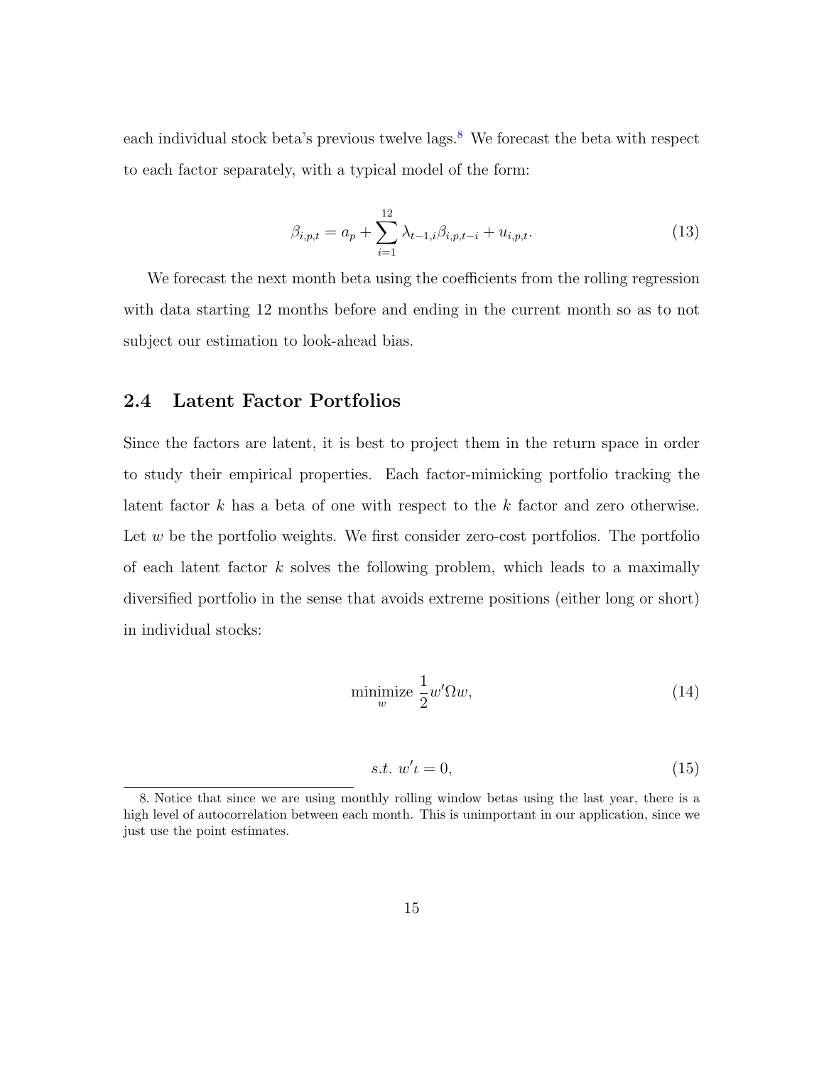each individual stock beta's previous twelve lags.[8] We forecast the beta with respect to each factor separately, with a typical model of the form:

$$\beta_{i,p,t} = a_p + \sum_{i=1}^{12} \lambda_{t-1,i}\beta_{i,p,t-i} + u_{i,p,t}. \tag{13}$$

We forecast the next month beta using the coefficients from the rolling regression with data starting 12 months before and ending in the current month so as to not subject our estimation to look-ahead bias.

## 2.4 Latent Factor Portfolios

Since the factors are latent, it is best to project them in the return space in order to study their empirical properties. Each factor-mimicking portfolio tracking the latent factor $k$ has a beta of one with respect to the $k$ factor and zero otherwise. Let $w$ be the portfolio weights. We first consider zero-cost portfolios. The portfolio of each latent factor $k$ solves the following problem, which leads to a maximally diversified portfolio in the sense that avoids extreme positions (either long or short) in individual stocks:

$$\underset{w}{\text{minimize}} \ \frac{1}{2}w'\Omega w, \tag{14}$$

$$s.t. \ w'\iota = 0, \tag{15}$$

8. Notice that since we are using monthly rolling window betas using the last year, there is a high level of autocorrelation between each month. This is unimportant in our application, since we just use the point estimates.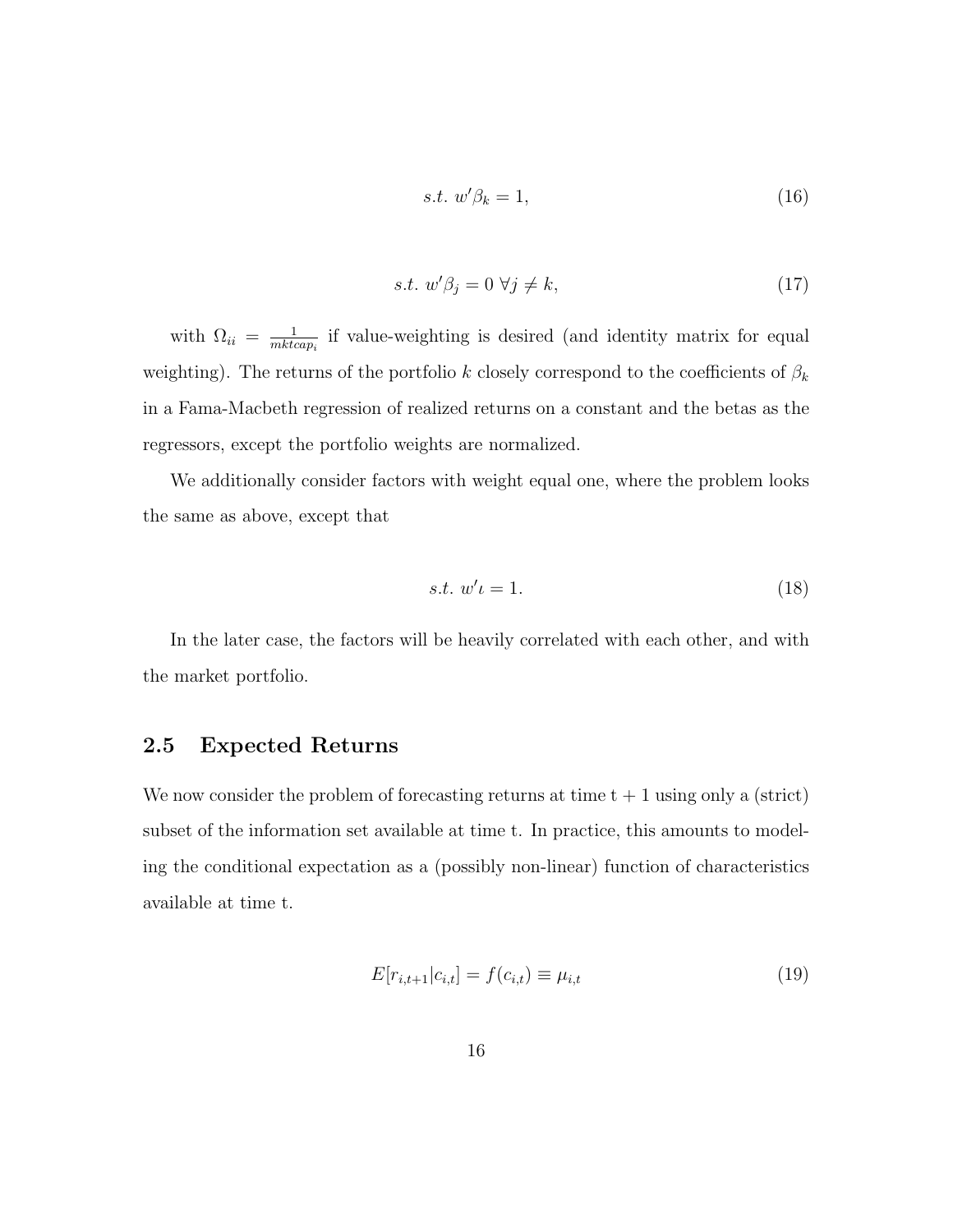$$s.t.\ w'\beta_k = 1, \tag{16}$$

$$s.t.\ w'\beta_j = 0\ \forall j \neq k, \tag{17}$$

with $\Omega_{ii} = \frac{1}{mktcap_i}$ if value-weighting is desired (and identity matrix for equal weighting). The returns of the portfolio $k$ closely correspond to the coefficients of $\beta_k$ in a Fama-Macbeth regression of realized returns on a constant and the betas as the regressors, except the portfolio weights are normalized.

We additionally consider factors with weight equal one, where the problem looks the same as above, except that

$$s.t.\ w'\iota = 1. \tag{18}$$

In the later case, the factors will be heavily correlated with each other, and with the market portfolio.

## 2.5 Expected Returns

We now consider the problem of forecasting returns at time t + 1 using only a (strict) subset of the information set available at time t. In practice, this amounts to modeling the conditional expectation as a (possibly non-linear) function of characteristics available at time t.

$$E[r_{i,t+1}|c_{i,t}] = f(c_{i,t}) \equiv \mu_{i,t} \tag{19}$$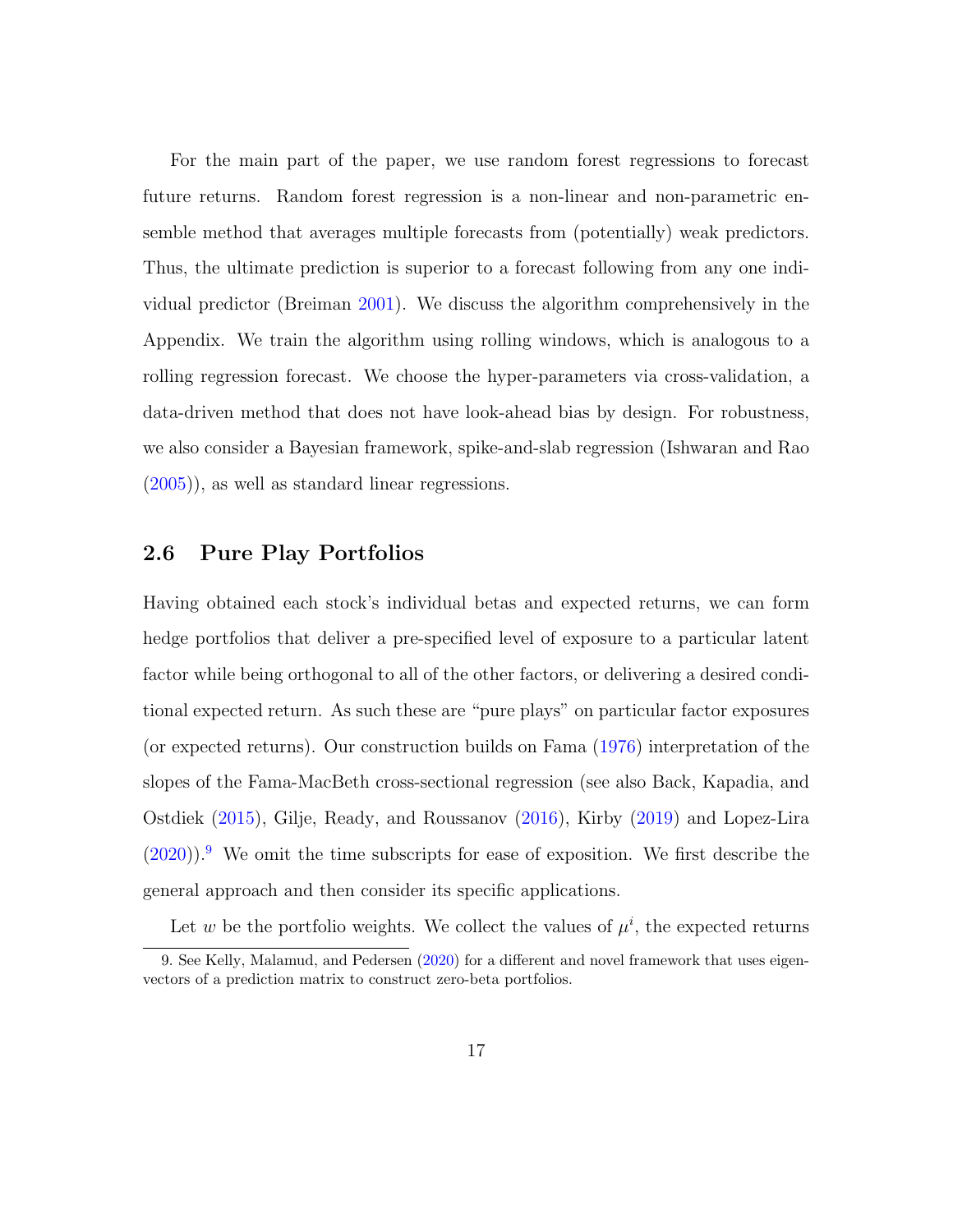For the main part of the paper, we use random forest regressions to forecast future returns. Random forest regression is a non-linear and non-parametric ensemble method that averages multiple forecasts from (potentially) weak predictors. Thus, the ultimate prediction is superior to a forecast following from any one individual predictor (Breiman 2001). We discuss the algorithm comprehensively in the Appendix. We train the algorithm using rolling windows, which is analogous to a rolling regression forecast. We choose the hyper-parameters via cross-validation, a data-driven method that does not have look-ahead bias by design. For robustness, we also consider a Bayesian framework, spike-and-slab regression (Ishwaran and Rao (2005)), as well as standard linear regressions.

## 2.6 Pure Play Portfolios

Having obtained each stock's individual betas and expected returns, we can form hedge portfolios that deliver a pre-specified level of exposure to a particular latent factor while being orthogonal to all of the other factors, or delivering a desired conditional expected return. As such these are "pure plays" on particular factor exposures (or expected returns). Our construction builds on Fama (1976) interpretation of the slopes of the Fama-MacBeth cross-sectional regression (see also Back, Kapadia, and Ostdiek (2015), Gilje, Ready, and Roussanov (2016), Kirby (2019) and Lopez-Lira (2020)).[9] We omit the time subscripts for ease of exposition. We first describe the general approach and then consider its specific applications.

Let $w$ be the portfolio weights. We collect the values of $\mu^i$, the expected returns

[9] See Kelly, Malamud, and Pedersen (2020) for a different and novel framework that uses eigenvectors of a prediction matrix to construct zero-beta portfolios.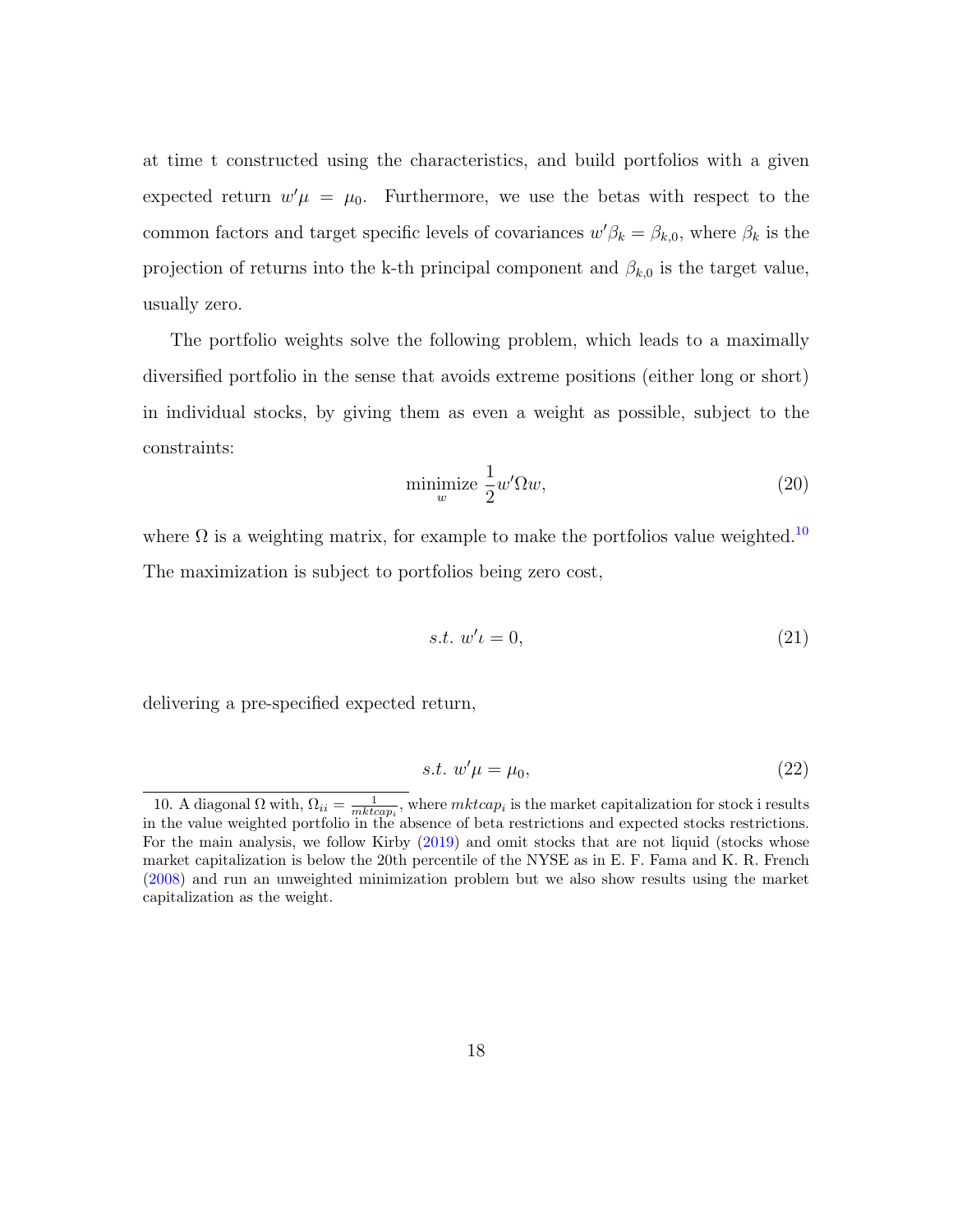at time t constructed using the characteristics, and build portfolios with a given expected return $w'\mu = \mu_0$. Furthermore, we use the betas with respect to the common factors and target specific levels of covariances $w'\beta_k = \beta_{k,0}$, where $\beta_k$ is the projection of returns into the k-th principal component and $\beta_{k,0}$ is the target value, usually zero.

The portfolio weights solve the following problem, which leads to a maximally diversified portfolio in the sense that avoids extreme positions (either long or short) in individual stocks, by giving them as even a weight as possible, subject to the constraints:

$$\underset{w}{\text{minimize}} \ \frac{1}{2} w'\Omega w, \tag{20}$$

where $\Omega$ is a weighting matrix, for example to make the portfolios value weighted.[10] The maximization is subject to portfolios being zero cost,

$$s.t. \ w'\iota = 0, \tag{21}$$

delivering a pre-specified expected return,

$$s.t. \ w'\mu = \mu_0, \tag{22}$$

10. A diagonal $\Omega$ with, $\Omega_{ii} = \frac{1}{mktcap_i}$, where $mktcap_i$ is the market capitalization for stock i results in the value weighted portfolio in the absence of beta restrictions and expected stocks restrictions. For the main analysis, we follow Kirby (2019) and omit stocks that are not liquid (stocks whose market capitalization is below the 20th percentile of the NYSE as in E. F. Fama and K. R. French (2008) and run an unweighted minimization problem but we also show results using the market capitalization as the weight.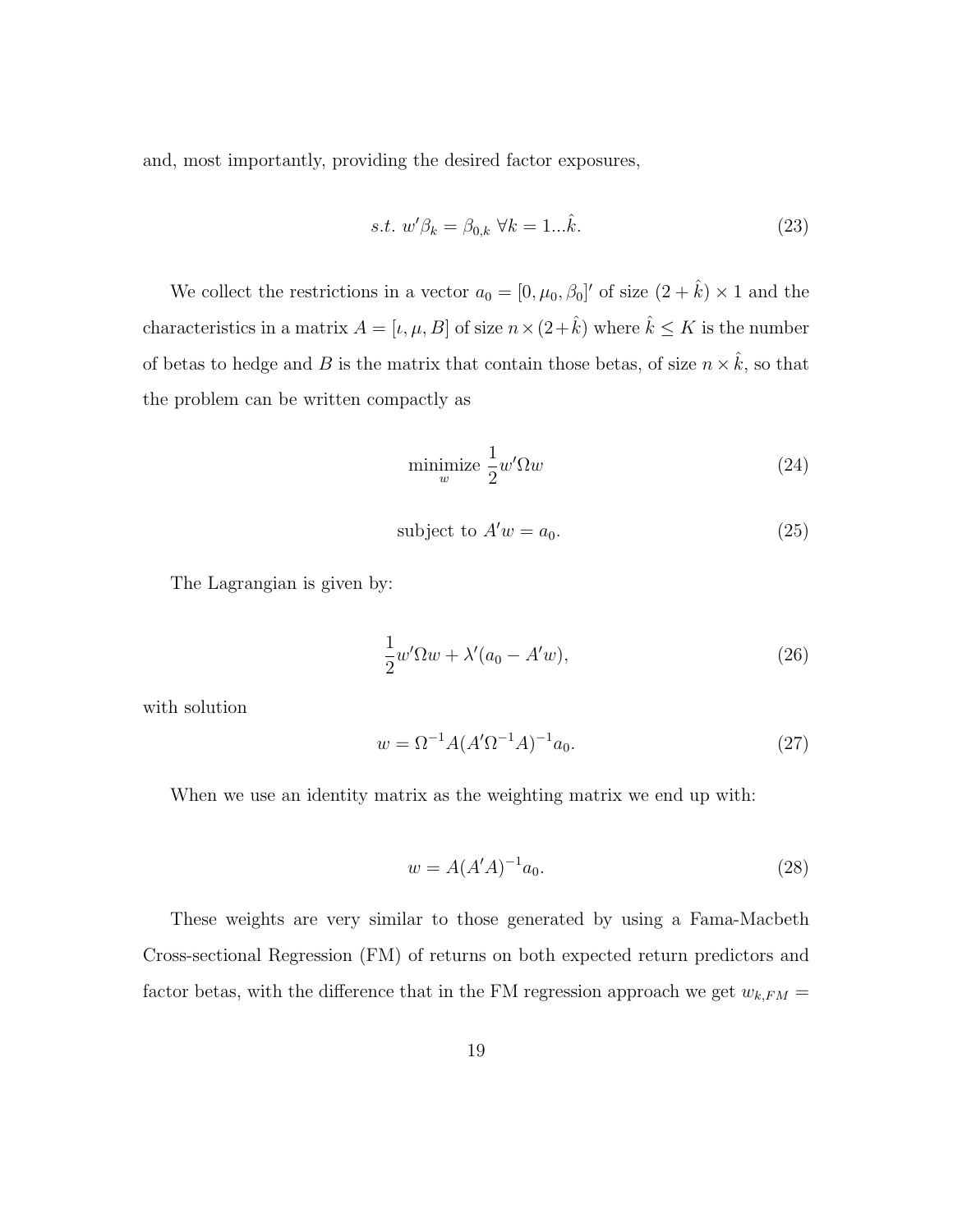and, most importantly, providing the desired factor exposures,

$$s.t.\ w'\beta_k = \beta_{0,k}\ \forall k = 1...\hat{k}. \tag{23}$$

We collect the restrictions in a vector $a_0 = [0, \mu_0, \beta_0]'$ of size $(2 + \hat{k}) \times 1$ and the characteristics in a matrix $A = [\iota, \mu, B]$ of size $n \times (2+\hat{k})$ where $\hat{k} \leq K$ is the number of betas to hedge and $B$ is the matrix that contain those betas, of size $n \times \hat{k}$, so that the problem can be written compactly as

$$\underset{w}{\text{minimize}}\ \frac{1}{2} w'\Omega w \tag{24}$$

$$\text{subject to } A'w = a_0. \tag{25}$$

The Lagrangian is given by:

$$\frac{1}{2} w'\Omega w + \lambda'(a_0 - A'w), \tag{26}$$

with solution

$$w = \Omega^{-1} A (A'\Omega^{-1} A)^{-1} a_0. \tag{27}$$

When we use an identity matrix as the weighting matrix we end up with:

$$w = A(A'A)^{-1} a_0. \tag{28}$$

These weights are very similar to those generated by using a Fama-Macbeth Cross-sectional Regression (FM) of returns on both expected return predictors and factor betas, with the difference that in the FM regression approach we get $w_{k,FM} =$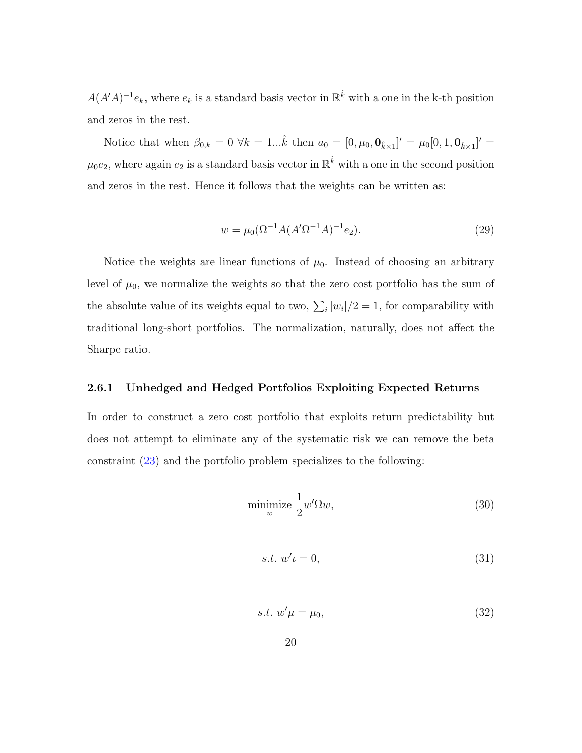$A(A'A)^{-1}e_k$, where $e_k$ is a standard basis vector in $\mathbb{R}^{\hat{k}}$ with a one in the k-th position and zeros in the rest.

Notice that when $\beta_{0,k} = 0 \ \forall k = 1...\hat{k}$ then $a_0 = [0, \mu_0, \mathbf{0}_{\hat{k}\times 1}]' = \mu_0[0, 1, \mathbf{0}_{\hat{k}\times 1}]' = \mu_0 e_2$, where again $e_2$ is a standard basis vector in $\mathbb{R}^{\hat{k}}$ with a one in the second position and zeros in the rest. Hence it follows that the weights can be written as:

$$w = \mu_0(\Omega^{-1}A(A'\Omega^{-1}A)^{-1}e_2). \tag{29}$$

Notice the weights are linear functions of $\mu_0$. Instead of choosing an arbitrary level of $\mu_0$, we normalize the weights so that the zero cost portfolio has the sum of the absolute value of its weights equal to two, $\sum_i |w_i|/2 = 1$, for comparability with traditional long-short portfolios. The normalization, naturally, does not affect the Sharpe ratio.

### 2.6.1 Unhedged and Hedged Portfolios Exploiting Expected Returns

In order to construct a zero cost portfolio that exploits return predictability but does not attempt to eliminate any of the systematic risk we can remove the beta constraint (23) and the portfolio problem specializes to the following:

$$\underset{w}{\text{minimize}} \ \frac{1}{2}w'\Omega w, \tag{30}$$

$$s.t. \ w'\iota = 0, \tag{31}$$

$$s.t. \ w'\mu = \mu_0, \tag{32}$$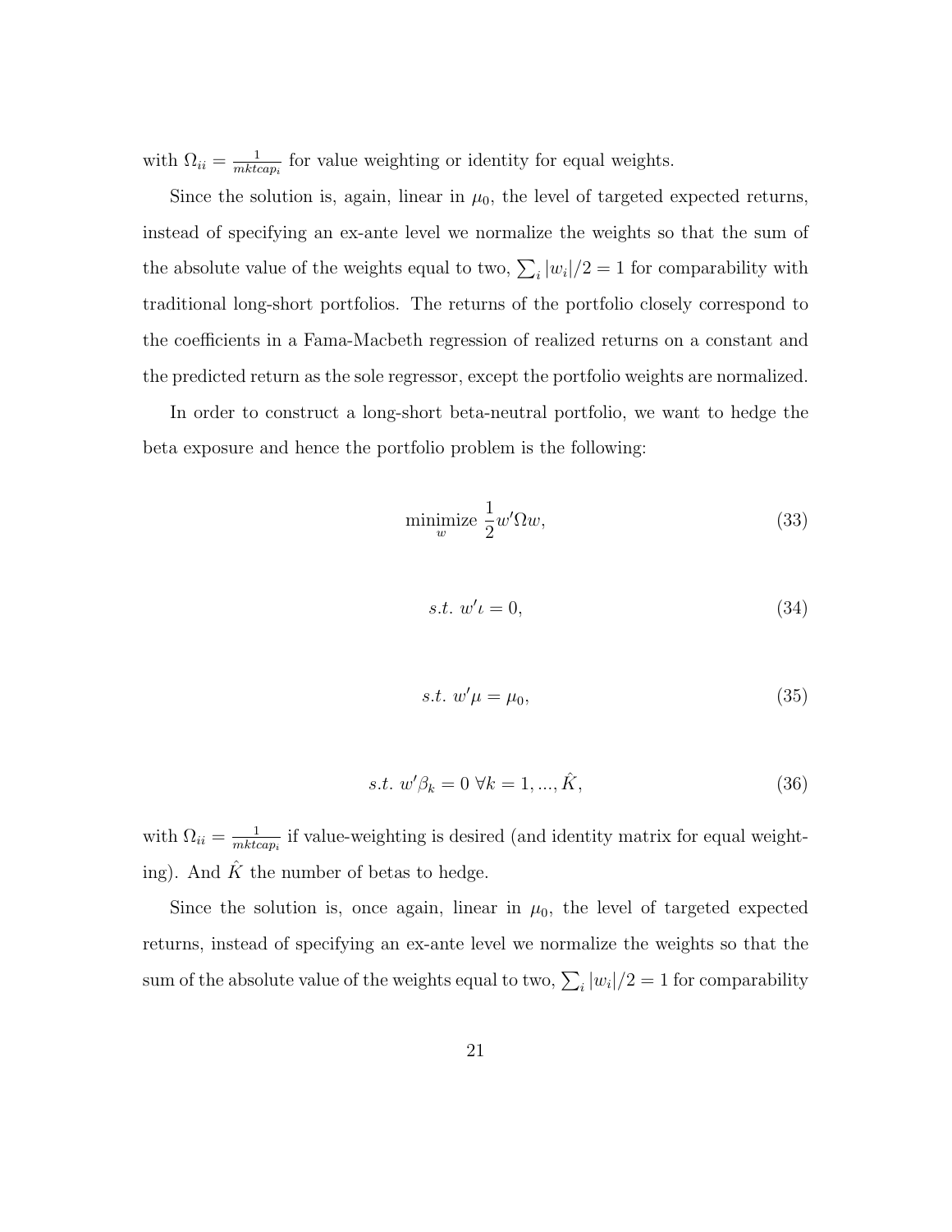with $\Omega_{ii} = \frac{1}{mktcap_i}$ for value weighting or identity for equal weights.

Since the solution is, again, linear in $\mu_0$, the level of targeted expected returns, instead of specifying an ex-ante level we normalize the weights so that the sum of the absolute value of the weights equal to two, $\sum_i |w_i|/2 = 1$ for comparability with traditional long-short portfolios. The returns of the portfolio closely correspond to the coefficients in a Fama-Macbeth regression of realized returns on a constant and the predicted return as the sole regressor, except the portfolio weights are normalized.

In order to construct a long-short beta-neutral portfolio, we want to hedge the beta exposure and hence the portfolio problem is the following:

$$\underset{w}{\text{minimize}} \ \frac{1}{2} w' \Omega w, \tag{33}$$

$$s.t. \ w'\iota = 0, \tag{34}$$

$$s.t. \ w'\mu = \mu_0, \tag{35}$$

$$s.t. \ w'\beta_k = 0 \ \forall k = 1, ..., \hat{K}, \tag{36}$$

with $\Omega_{ii} = \frac{1}{mktcap_i}$ if value-weighting is desired (and identity matrix for equal weighting). And $\hat{K}$ the number of betas to hedge.

Since the solution is, once again, linear in $\mu_0$, the level of targeted expected returns, instead of specifying an ex-ante level we normalize the weights so that the sum of the absolute value of the weights equal to two, $\sum_i |w_i|/2 = 1$ for comparability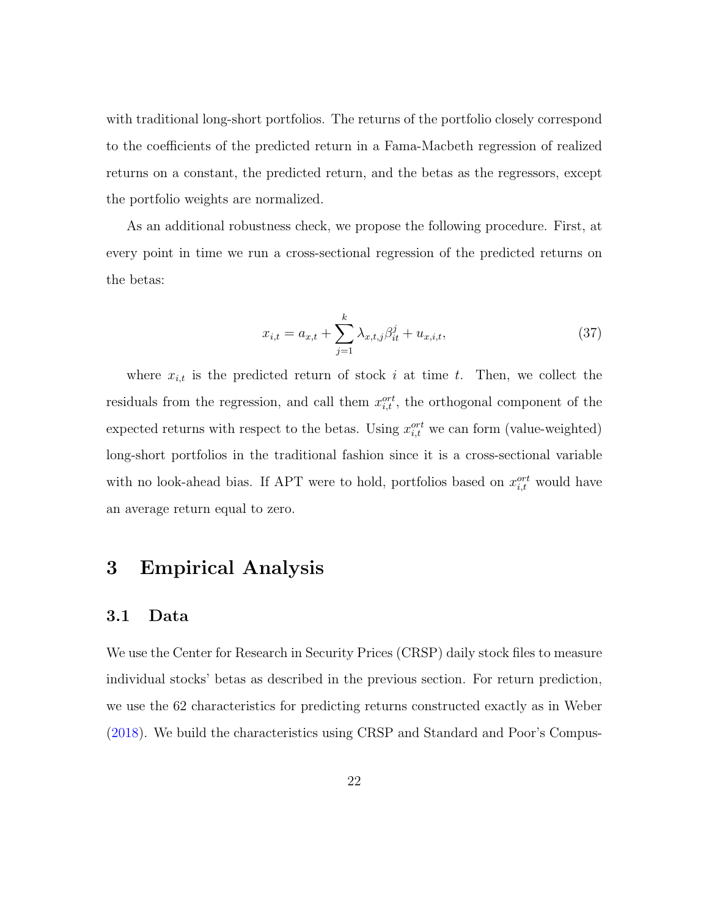with traditional long-short portfolios. The returns of the portfolio closely correspond to the coefficients of the predicted return in a Fama-Macbeth regression of realized returns on a constant, the predicted return, and the betas as the regressors, except the portfolio weights are normalized.

As an additional robustness check, we propose the following procedure. First, at every point in time we run a cross-sectional regression of the predicted returns on the betas:

$$x_{i,t} = a_{x,t} + \sum_{j=1}^{k} \lambda_{x,t,j} \beta_{it}^{j} + u_{x,i,t}, \tag{37}$$

where $x_{i,t}$ is the predicted return of stock $i$ at time $t$. Then, we collect the residuals from the regression, and call them $x_{i,t}^{ort}$, the orthogonal component of the expected returns with respect to the betas. Using $x_{i,t}^{ort}$ we can form (value-weighted) long-short portfolios in the traditional fashion since it is a cross-sectional variable with no look-ahead bias. If APT were to hold, portfolios based on $x_{i,t}^{ort}$ would have an average return equal to zero.

# 3 Empirical Analysis

## 3.1 Data

We use the Center for Research in Security Prices (CRSP) daily stock files to measure individual stocks' betas as described in the previous section. For return prediction, we use the 62 characteristics for predicting returns constructed exactly as in Weber (2018). We build the characteristics using CRSP and Standard and Poor's Compus-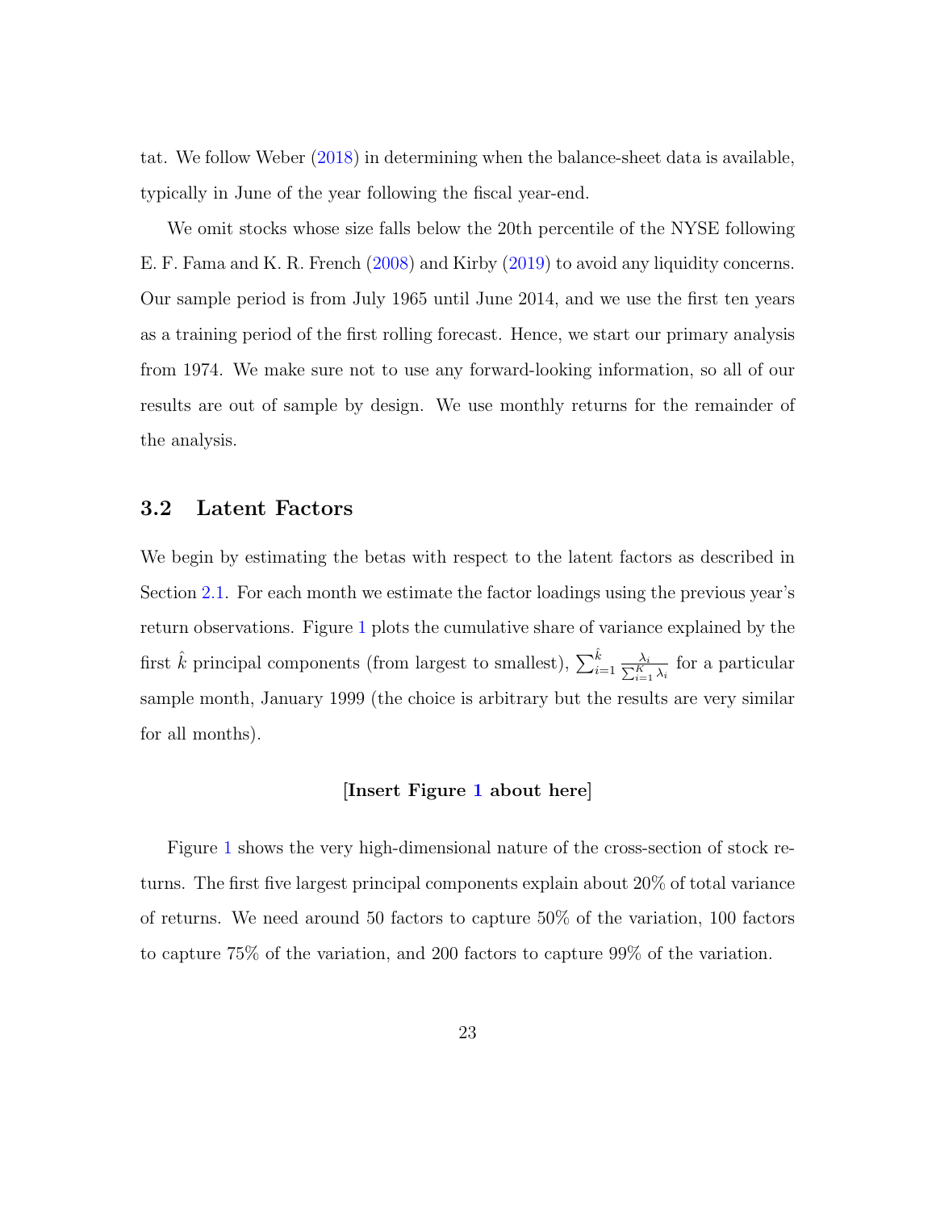tat. We follow Weber (2018) in determining when the balance-sheet data is available, typically in June of the year following the fiscal year-end.

We omit stocks whose size falls below the 20th percentile of the NYSE following E. F. Fama and K. R. French (2008) and Kirby (2019) to avoid any liquidity concerns. Our sample period is from July 1965 until June 2014, and we use the first ten years as a training period of the first rolling forecast. Hence, we start our primary analysis from 1974. We make sure not to use any forward-looking information, so all of our results are out of sample by design. We use monthly returns for the remainder of the analysis.

## 3.2 Latent Factors

We begin by estimating the betas with respect to the latent factors as described in Section 2.1. For each month we estimate the factor loadings using the previous year's return observations. Figure 1 plots the cumulative share of variance explained by the first $\hat{k}$ principal components (from largest to smallest), $\sum_{i=1}^{\hat{k}} \frac{\lambda_i}{\sum_{i=1}^{K} \lambda_i}$ for a particular sample month, January 1999 (the choice is arbitrary but the results are very similar for all months).

**[Insert Figure 1 about here]**

Figure 1 shows the very high-dimensional nature of the cross-section of stock returns. The first five largest principal components explain about 20% of total variance of returns. We need around 50 factors to capture 50% of the variation, 100 factors to capture 75% of the variation, and 200 factors to capture 99% of the variation.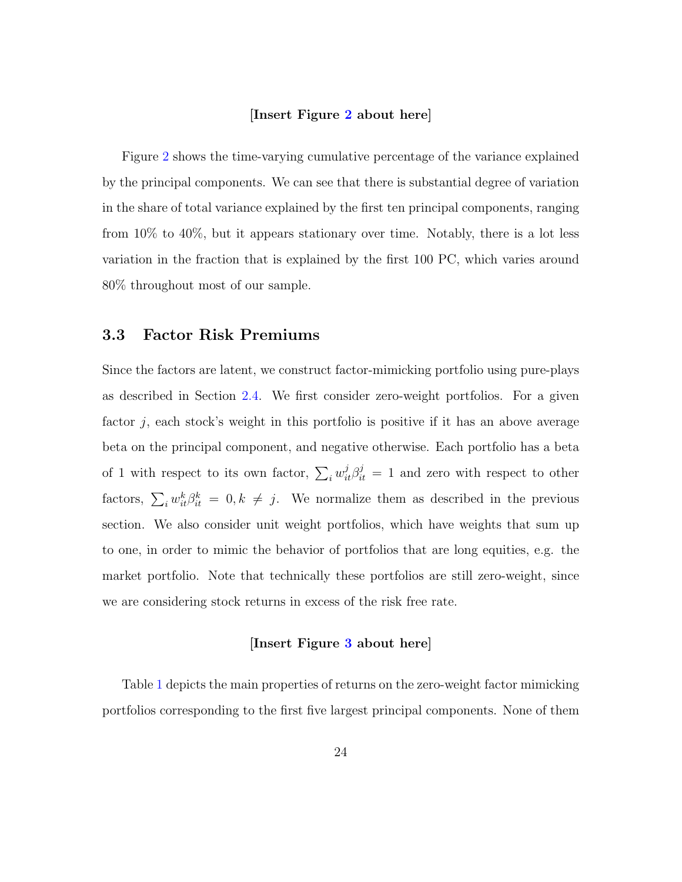[**Insert Figure 2 about here**]

Figure 2 shows the time-varying cumulative percentage of the variance explained by the principal components. We can see that there is substantial degree of variation in the share of total variance explained by the first ten principal components, ranging from 10% to 40%, but it appears stationary over time. Notably, there is a lot less variation in the fraction that is explained by the first 100 PC, which varies around 80% throughout most of our sample.

### 3.3 Factor Risk Premiums

Since the factors are latent, we construct factor-mimicking portfolio using pure-plays as described in Section 2.4. We first consider zero-weight portfolios. For a given factor $j$, each stock's weight in this portfolio is positive if it has an above average beta on the principal component, and negative otherwise. Each portfolio has a beta of 1 with respect to its own factor, $\sum_i w_{it}^j \beta_{it}^j = 1$ and zero with respect to other factors, $\sum_i w_{it}^k \beta_{it}^k = 0, k \neq j$. We normalize them as described in the previous section. We also consider unit weight portfolios, which have weights that sum up to one, in order to mimic the behavior of portfolios that are long equities, e.g. the market portfolio. Note that technically these portfolios are still zero-weight, since we are considering stock returns in excess of the risk free rate.

[**Insert Figure 3 about here**]

Table 1 depicts the main properties of returns on the zero-weight factor mimicking portfolios corresponding to the first five largest principal components. None of them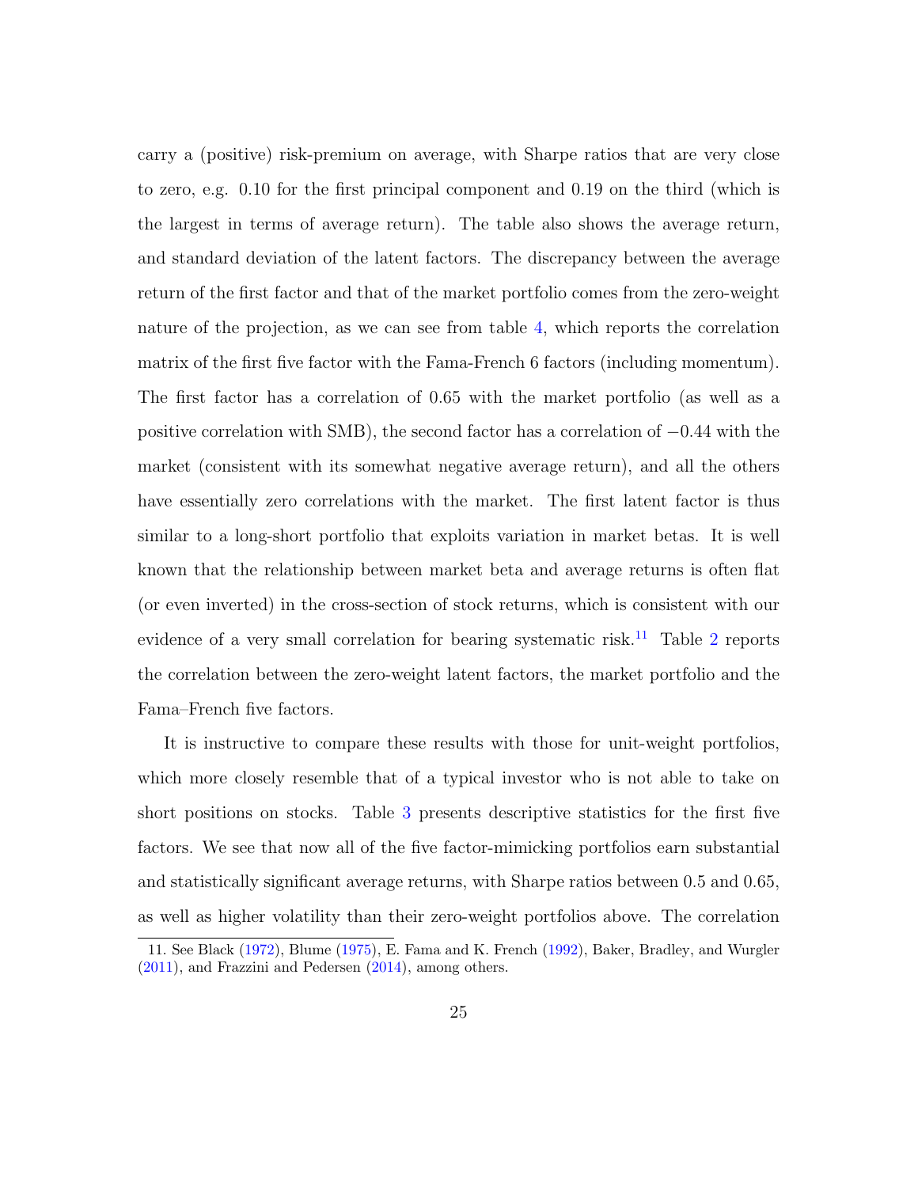carry a (positive) risk-premium on average, with Sharpe ratios that are very close to zero, e.g. 0.10 for the first principal component and 0.19 on the third (which is the largest in terms of average return). The table also shows the average return, and standard deviation of the latent factors. The discrepancy between the average return of the first factor and that of the market portfolio comes from the zero-weight nature of the projection, as we can see from table 4, which reports the correlation matrix of the first five factor with the Fama-French 6 factors (including momentum). The first factor has a correlation of 0.65 with the market portfolio (as well as a positive correlation with SMB), the second factor has a correlation of $-0.44$ with the market (consistent with its somewhat negative average return), and all the others have essentially zero correlations with the market. The first latent factor is thus similar to a long-short portfolio that exploits variation in market betas. It is well known that the relationship between market beta and average returns is often flat (or even inverted) in the cross-section of stock returns, which is consistent with our evidence of a very small correlation for bearing systematic risk.[11] Table 2 reports the correlation between the zero-weight latent factors, the market portfolio and the Fama–French five factors.

It is instructive to compare these results with those for unit-weight portfolios, which more closely resemble that of a typical investor who is not able to take on short positions on stocks. Table 3 presents descriptive statistics for the first five factors. We see that now all of the five factor-mimicking portfolios earn substantial and statistically significant average returns, with Sharpe ratios between 0.5 and 0.65, as well as higher volatility than their zero-weight portfolios above. The correlation

11. See Black (1972), Blume (1975), E. Fama and K. French (1992), Baker, Bradley, and Wurgler (2011), and Frazzini and Pedersen (2014), among others.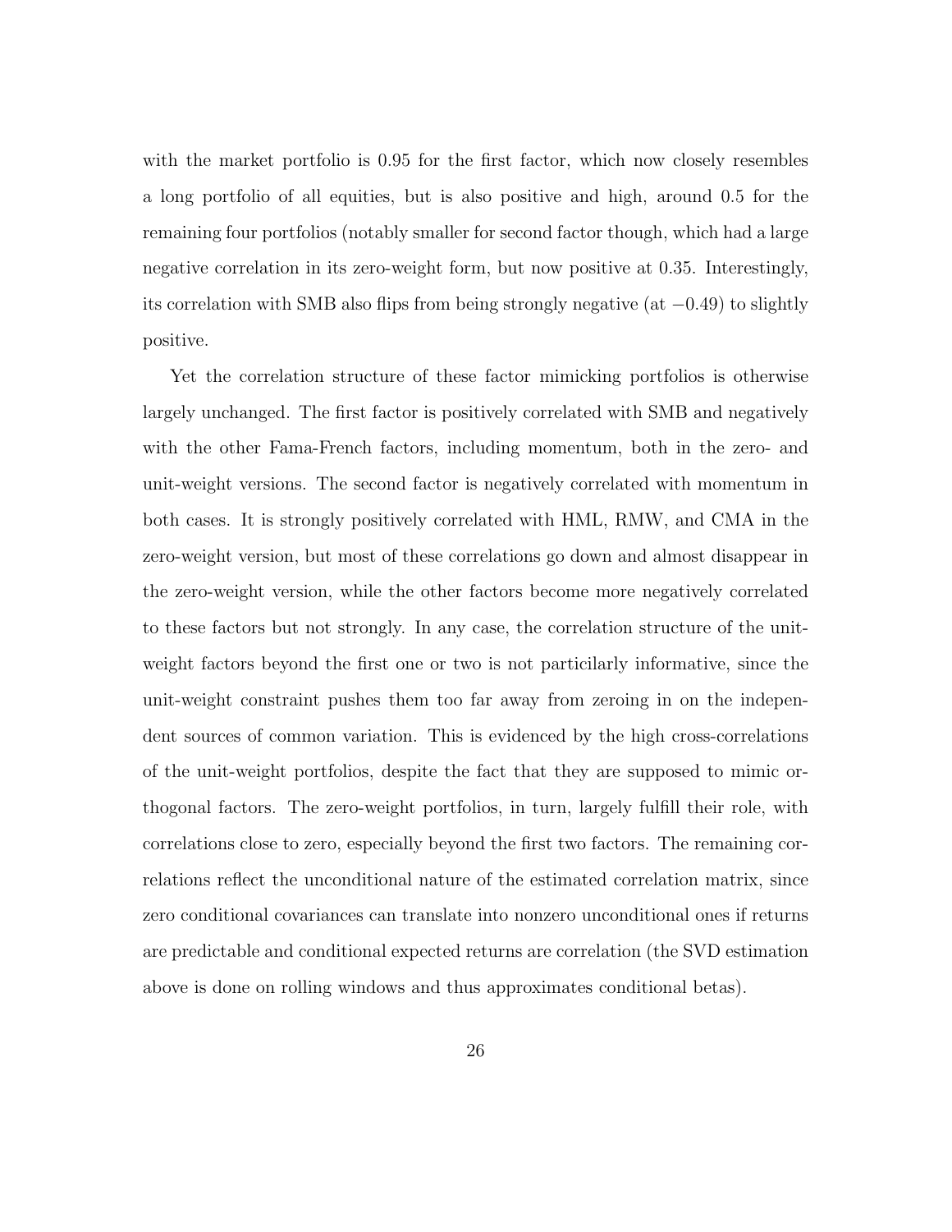with the market portfolio is 0.95 for the first factor, which now closely resembles a long portfolio of all equities, but is also positive and high, around 0.5 for the remaining four portfolios (notably smaller for second factor though, which had a large negative correlation in its zero-weight form, but now positive at 0.35. Interestingly, its correlation with SMB also flips from being strongly negative (at $-0.49$) to slightly positive.

Yet the correlation structure of these factor mimicking portfolios is otherwise largely unchanged. The first factor is positively correlated with SMB and negatively with the other Fama-French factors, including momentum, both in the zero- and unit-weight versions. The second factor is negatively correlated with momentum in both cases. It is strongly positively correlated with HML, RMW, and CMA in the zero-weight version, but most of these correlations go down and almost disappear in the zero-weight version, while the other factors become more negatively correlated to these factors but not strongly. In any case, the correlation structure of the unit-weight factors beyond the first one or two is not particularly informative, since the unit-weight constraint pushes them too far away from zeroing in on the independent sources of common variation. This is evidenced by the high cross-correlations of the unit-weight portfolios, despite the fact that they are supposed to mimic orthogonal factors. The zero-weight portfolios, in turn, largely fulfill their role, with correlations close to zero, especially beyond the first two factors. The remaining correlations reflect the unconditional nature of the estimated correlation matrix, since zero conditional covariances can translate into nonzero unconditional ones if returns are predictable and conditional expected returns are correlation (the SVD estimation above is done on rolling windows and thus approximates conditional betas).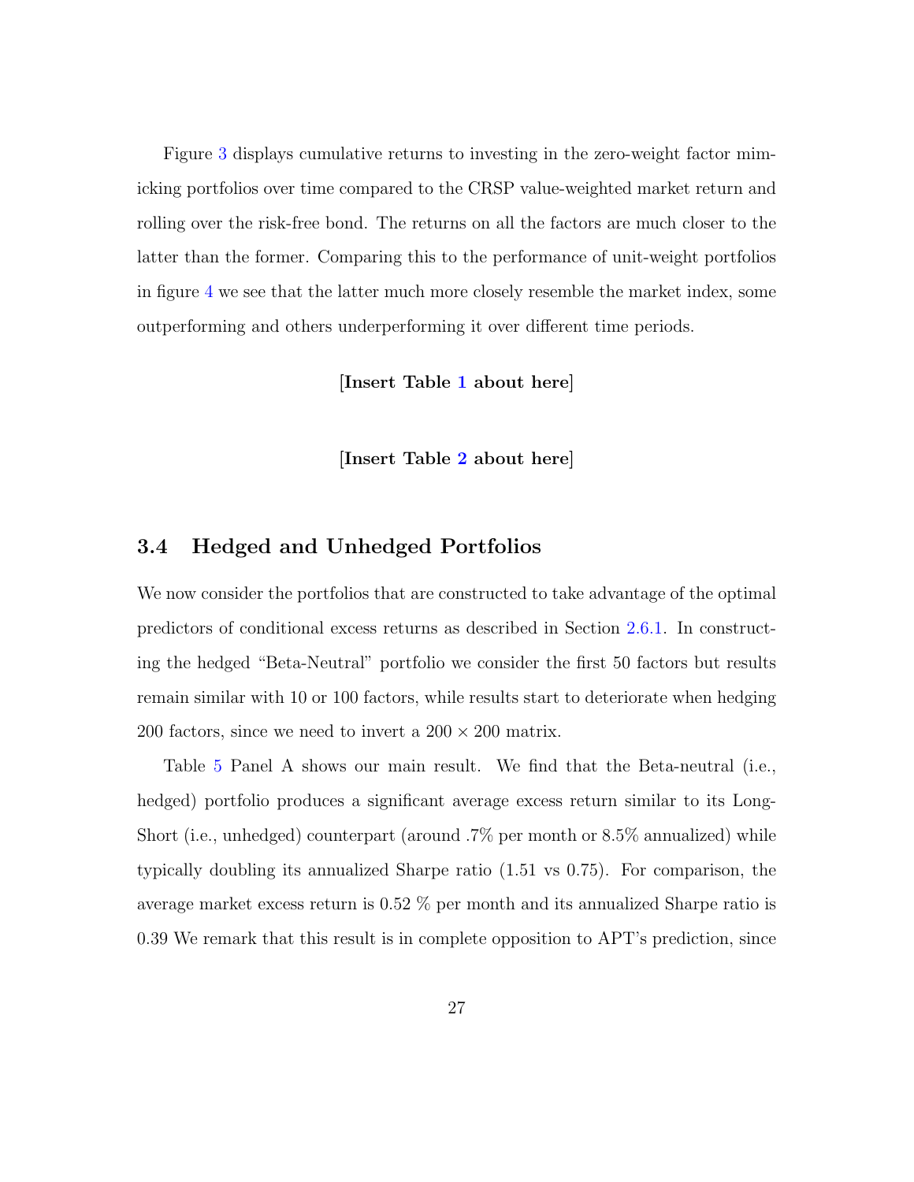Figure 3 displays cumulative returns to investing in the zero-weight factor mimicking portfolios over time compared to the CRSP value-weighted market return and rolling over the risk-free bond. The returns on all the factors are much closer to the latter than the former. Comparing this to the performance of unit-weight portfolios in figure 4 we see that the latter much more closely resemble the market index, some outperforming and others underperforming it over different time periods.

**[Insert Table 1 about here]**

**[Insert Table 2 about here]**

## 3.4 Hedged and Unhedged Portfolios

We now consider the portfolios that are constructed to take advantage of the optimal predictors of conditional excess returns as described in Section 2.6.1. In constructing the hedged "Beta-Neutral" portfolio we consider the first 50 factors but results remain similar with 10 or 100 factors, while results start to deteriorate when hedging 200 factors, since we need to invert a $200 \times 200$ matrix.

Table 5 Panel A shows our main result. We find that the Beta-neutral (i.e., hedged) portfolio produces a significant average excess return similar to its Long-Short (i.e., unhedged) counterpart (around .7% per month or 8.5% annualized) while typically doubling its annualized Sharpe ratio (1.51 vs 0.75). For comparison, the average market excess return is 0.52 % per month and its annualized Sharpe ratio is 0.39 We remark that this result is in complete opposition to APT's prediction, since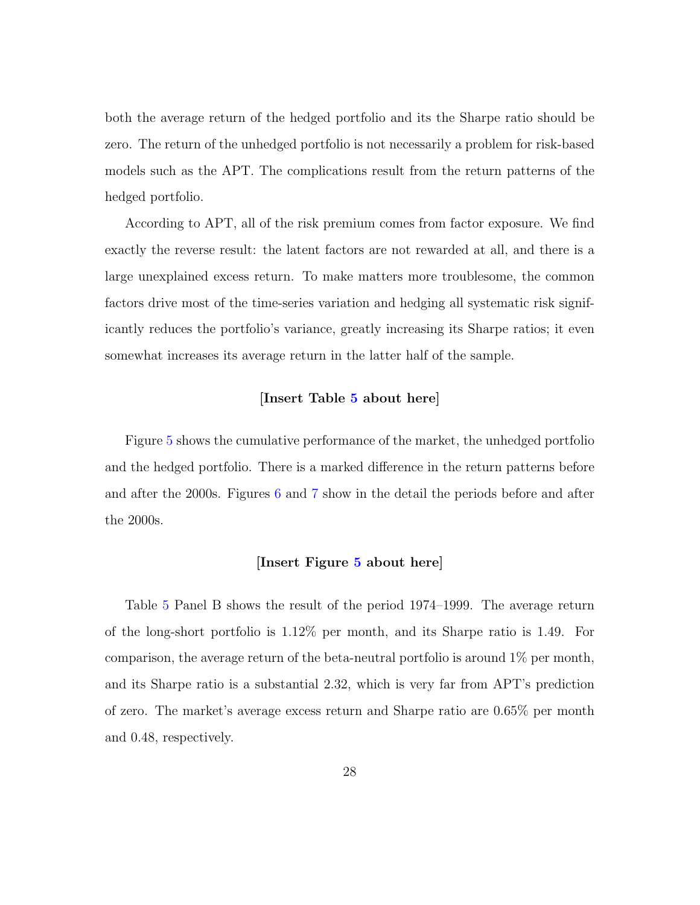both the average return of the hedged portfolio and its the Sharpe ratio should be zero. The return of the unhedged portfolio is not necessarily a problem for risk-based models such as the APT. The complications result from the return patterns of the hedged portfolio.

According to APT, all of the risk premium comes from factor exposure. We find exactly the reverse result: the latent factors are not rewarded at all, and there is a large unexplained excess return. To make matters more troublesome, the common factors drive most of the time-series variation and hedging all systematic risk significantly reduces the portfolio's variance, greatly increasing its Sharpe ratios; it even somewhat increases its average return in the latter half of the sample.

**[Insert Table 5 about here]**

Figure 5 shows the cumulative performance of the market, the unhedged portfolio and the hedged portfolio. There is a marked difference in the return patterns before and after the 2000s. Figures 6 and 7 show in the detail the periods before and after the 2000s.

**[Insert Figure 5 about here]**

Table 5 Panel B shows the result of the period 1974–1999. The average return of the long-short portfolio is 1.12% per month, and its Sharpe ratio is 1.49. For comparison, the average return of the beta-neutral portfolio is around 1% per month, and its Sharpe ratio is a substantial 2.32, which is very far from APT's prediction of zero. The market's average excess return and Sharpe ratio are 0.65% per month and 0.48, respectively.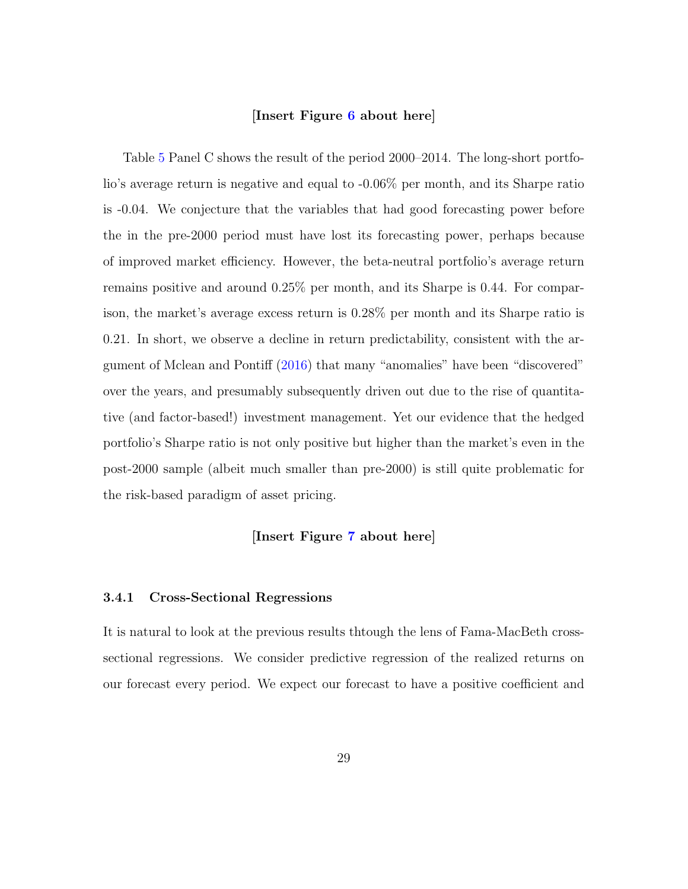**[Insert Figure 6 about here]**

Table 5 Panel C shows the result of the period 2000–2014. The long-short portfolio's average return is negative and equal to -0.06% per month, and its Sharpe ratio is -0.04. We conjecture that the variables that had good forecasting power before the in the pre-2000 period must have lost its forecasting power, perhaps because of improved market efficiency. However, the beta-neutral portfolio's average return remains positive and around 0.25% per month, and its Sharpe is 0.44. For comparison, the market's average excess return is 0.28% per month and its Sharpe ratio is 0.21. In short, we observe a decline in return predictability, consistent with the argument of Mclean and Pontiff (2016) that many "anomalies" have been "discovered" over the years, and presumably subsequently driven out due to the rise of quantitative (and factor-based!) investment management. Yet our evidence that the hedged portfolio's Sharpe ratio is not only positive but higher than the market's even in the post-2000 sample (albeit much smaller than pre-2000) is still quite problematic for the risk-based paradigm of asset pricing.

**[Insert Figure 7 about here]**

#### 3.4.1 Cross-Sectional Regressions

It is natural to look at the previous results thtough the lens of Fama-MacBeth cross-sectional regressions. We consider predictive regression of the realized returns on our forecast every period. We expect our forecast to have a positive coefficient and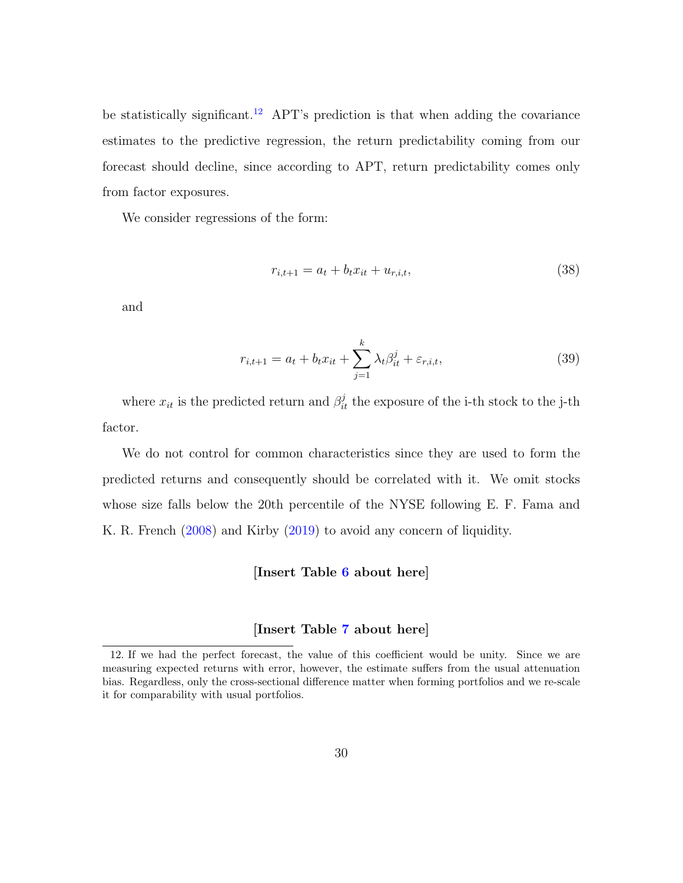be statistically significant.[12] APT's prediction is that when adding the covariance estimates to the predictive regression, the return predictability coming from our forecast should decline, since according to APT, return predictability comes only from factor exposures.

We consider regressions of the form:

$$r_{i,t+1} = a_t + b_t x_{it} + u_{r,i,t}, \tag{38}$$

and

$$r_{i,t+1} = a_t + b_t x_{it} + \sum_{j=1}^{k} \lambda_t \beta_{it}^{j} + \varepsilon_{r,i,t}, \tag{39}$$

where $x_{it}$ is the predicted return and $\beta_{it}^{j}$ the exposure of the i-th stock to the j-th factor.

We do not control for common characteristics since they are used to form the predicted returns and consequently should be correlated with it. We omit stocks whose size falls below the 20th percentile of the NYSE following E. F. Fama and K. R. French (2008) and Kirby (2019) to avoid any concern of liquidity.

**[Insert Table 6 about here]**

**[Insert Table 7 about here]**

12. If we had the perfect forecast, the value of this coefficient would be unity. Since we are measuring expected returns with error, however, the estimate suffers from the usual attenuation bias. Regardless, only the cross-sectional difference matter when forming portfolios and we re-scale it for comparability with usual portfolios.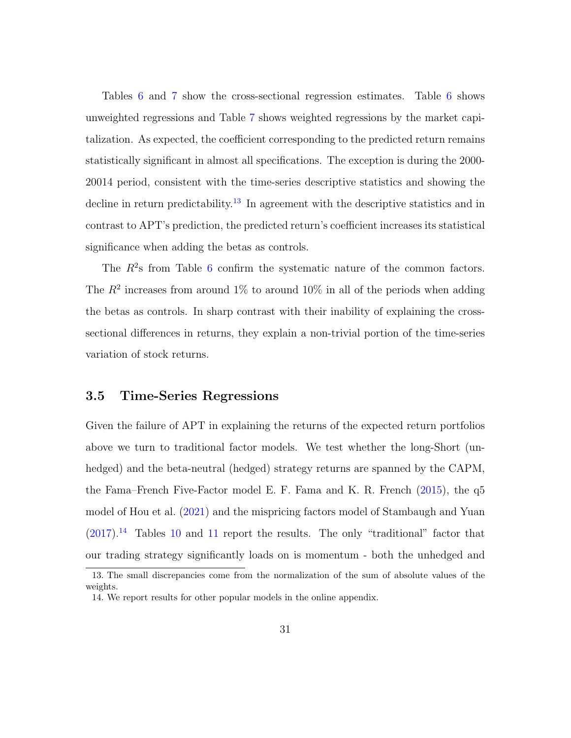Tables 6 and 7 show the cross-sectional regression estimates. Table 6 shows unweighted regressions and Table 7 shows weighted regressions by the market capitalization. As expected, the coefficient corresponding to the predicted return remains statistically significant in almost all specifications. The exception is during the 2000-20014 period, consistent with the time-series descriptive statistics and showing the decline in return predictability.[13] In agreement with the descriptive statistics and in contrast to APT's prediction, the predicted return's coefficient increases its statistical significance when adding the betas as controls.

The $R^2$s from Table 6 confirm the systematic nature of the common factors. The $R^2$ increases from around 1% to around 10% in all of the periods when adding the betas as controls. In sharp contrast with their inability of explaining the cross-sectional differences in returns, they explain a non-trivial portion of the time-series variation of stock returns.

### 3.5 Time-Series Regressions

Given the failure of APT in explaining the returns of the expected return portfolios above we turn to traditional factor models. We test whether the long-Short (unhedged) and the beta-neutral (hedged) strategy returns are spanned by the CAPM, the Fama–French Five-Factor model E. F. Fama and K. R. French (2015), the q5 model of Hou et al. (2021) and the mispricing factors model of Stambaugh and Yuan (2017).[14] Tables 10 and 11 report the results. The only "traditional" factor that our trading strategy significantly loads on is momentum - both the unhedged and

13. The small discrepancies come from the normalization of the sum of absolute values of the weights.

14. We report results for other popular models in the online appendix.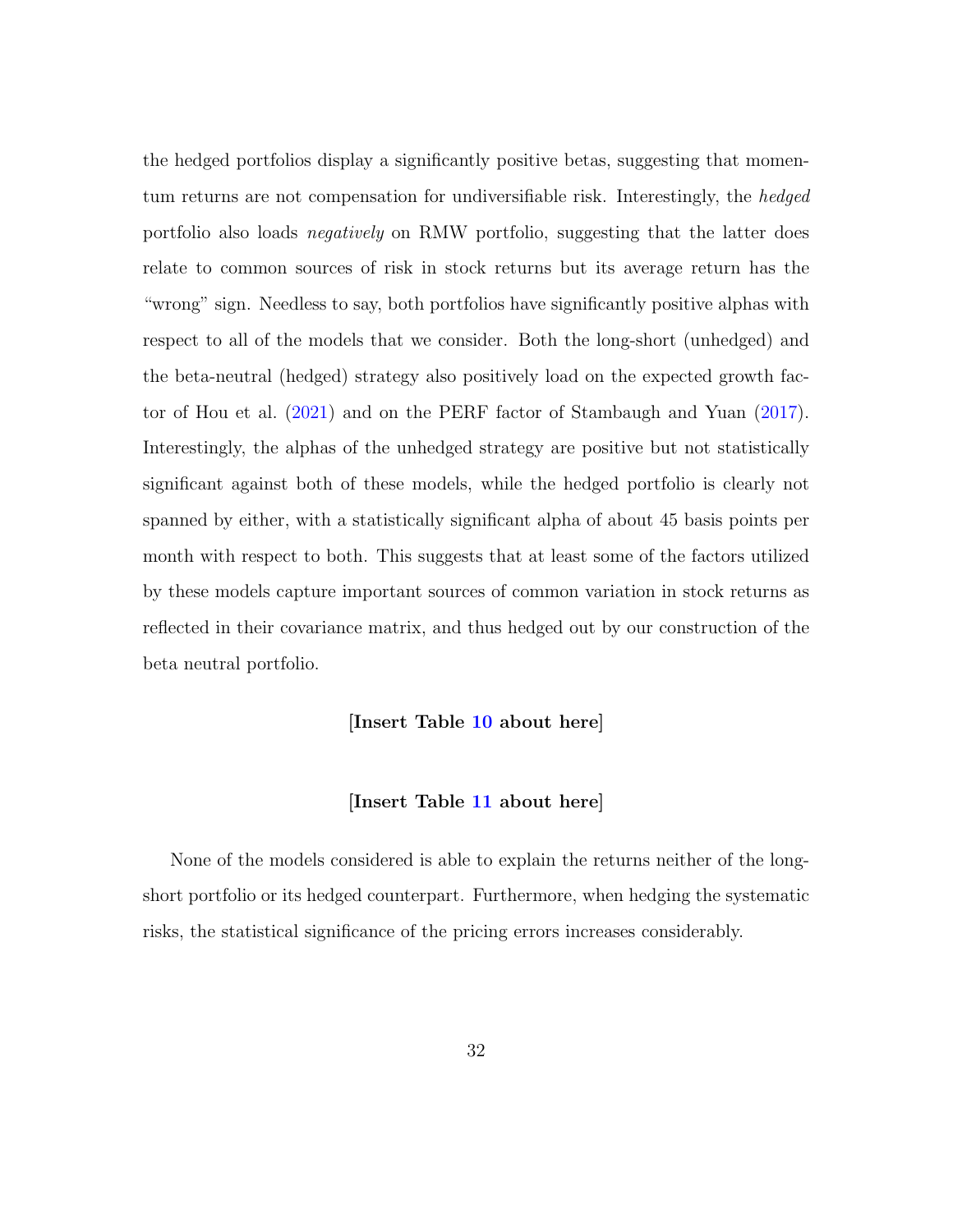the hedged portfolios display a significantly positive betas, suggesting that momentum returns are not compensation for undiversifiable risk. Interestingly, the *hedged* portfolio also loads *negatively* on RMW portfolio, suggesting that the latter does relate to common sources of risk in stock returns but its average return has the "wrong" sign. Needless to say, both portfolios have significantly positive alphas with respect to all of the models that we consider. Both the long-short (unhedged) and the beta-neutral (hedged) strategy also positively load on the expected growth factor of Hou et al. (2021) and on the PERF factor of Stambaugh and Yuan (2017). Interestingly, the alphas of the unhedged strategy are positive but not statistically significant against both of these models, while the hedged portfolio is clearly not spanned by either, with a statistically significant alpha of about 45 basis points per month with respect to both. This suggests that at least some of the factors utilized by these models capture important sources of common variation in stock returns as reflected in their covariance matrix, and thus hedged out by our construction of the beta neutral portfolio.

**[Insert Table 10 about here]**

**[Insert Table 11 about here]**

None of the models considered is able to explain the returns neither of the long-short portfolio or its hedged counterpart. Furthermore, when hedging the systematic risks, the statistical significance of the pricing errors increases considerably.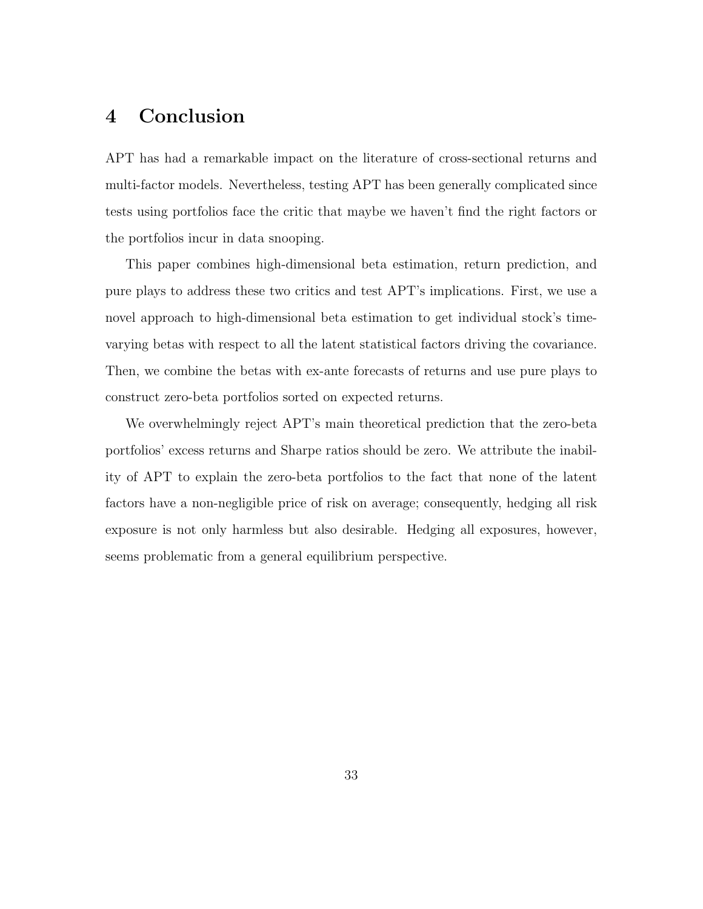# 4 Conclusion

APT has had a remarkable impact on the literature of cross-sectional returns and multi-factor models. Nevertheless, testing APT has been generally complicated since tests using portfolios face the critic that maybe we haven't find the right factors or the portfolios incur in data snooping.

This paper combines high-dimensional beta estimation, return prediction, and pure plays to address these two critics and test APT's implications. First, we use a novel approach to high-dimensional beta estimation to get individual stock's time-varying betas with respect to all the latent statistical factors driving the covariance. Then, we combine the betas with ex-ante forecasts of returns and use pure plays to construct zero-beta portfolios sorted on expected returns.

We overwhelmingly reject APT's main theoretical prediction that the zero-beta portfolios' excess returns and Sharpe ratios should be zero. We attribute the inability of APT to explain the zero-beta portfolios to the fact that none of the latent factors have a non-negligible price of risk on average; consequently, hedging all risk exposure is not only harmless but also desirable. Hedging all exposures, however, seems problematic from a general equilibrium perspective.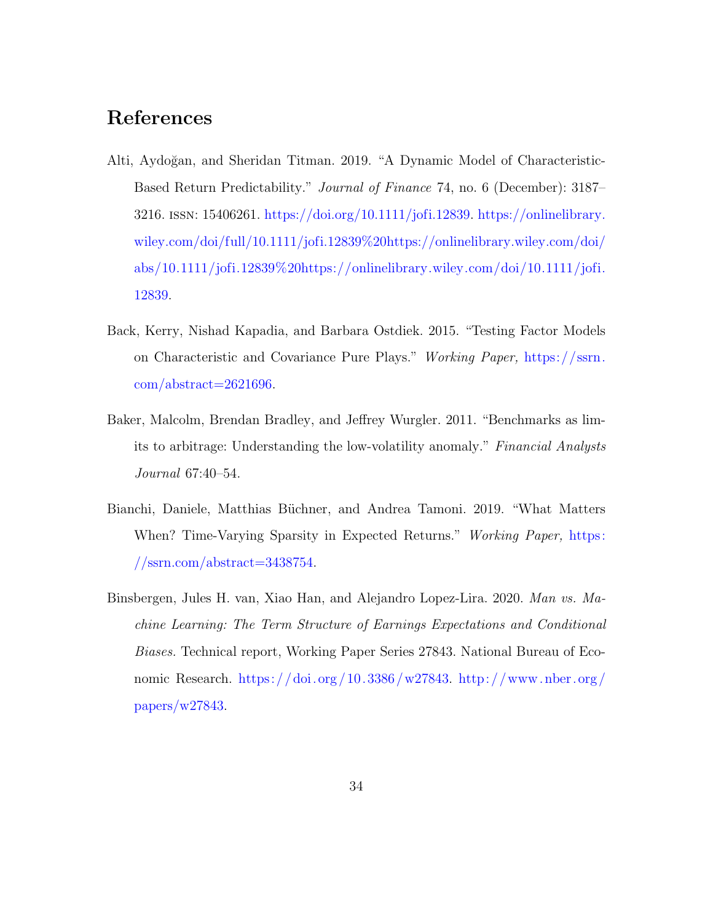# References

Alti, Aydoğan, and Sheridan Titman. 2019. "A Dynamic Model of Characteristic-Based Return Predictability." *Journal of Finance* 74, no. 6 (December): 3187–3216. ISSN: 15406261. https://doi.org/10.1111/jofi.12839. https://onlinelibrary.wiley.com/doi/full/10.1111/jofi.12839%20https://onlinelibrary.wiley.com/doi/abs/10.1111/jofi.12839%20https://onlinelibrary.wiley.com/doi/10.1111/jofi.12839.

Back, Kerry, Nishad Kapadia, and Barbara Ostdiek. 2015. "Testing Factor Models on Characteristic and Covariance Pure Plays." *Working Paper,* https://ssrn.com/abstract=2621696.

Baker, Malcolm, Brendan Bradley, and Jeffrey Wurgler. 2011. "Benchmarks as limits to arbitrage: Understanding the low-volatility anomaly." *Financial Analysts Journal* 67:40–54.

Bianchi, Daniele, Matthias Büchner, and Andrea Tamoni. 2019. "What Matters When? Time-Varying Sparsity in Expected Returns." *Working Paper,* https://ssrn.com/abstract=3438754.

Binsbergen, Jules H. van, Xiao Han, and Alejandro Lopez-Lira. 2020. *Man vs. Machine Learning: The Term Structure of Earnings Expectations and Conditional Biases.* Technical report, Working Paper Series 27843. National Bureau of Economic Research. https://doi.org/10.3386/w27843. http://www.nber.org/papers/w27843.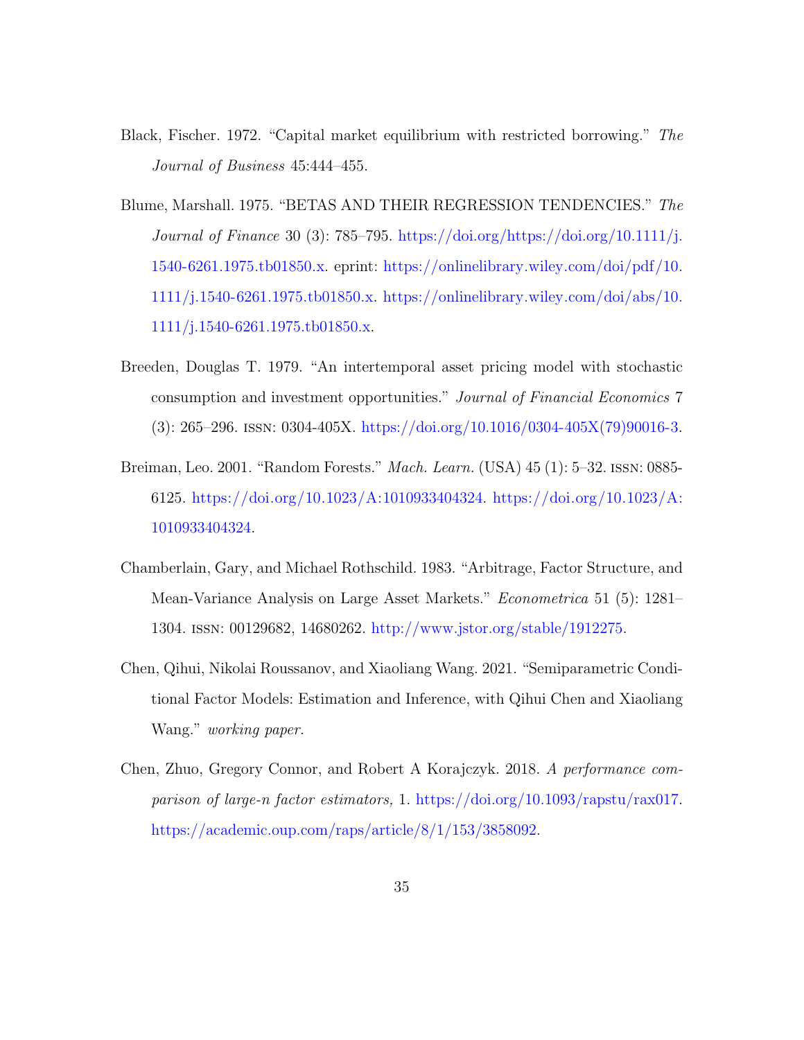Black, Fischer. 1972. "Capital market equilibrium with restricted borrowing." *The Journal of Business* 45:444–455.

Blume, Marshall. 1975. "BETAS AND THEIR REGRESSION TENDENCIES." *The Journal of Finance* 30 (3): 785–795. https://doi.org/https://doi.org/10.1111/j.1540-6261.1975.tb01850.x. eprint: https://onlinelibrary.wiley.com/doi/pdf/10.1111/j.1540-6261.1975.tb01850.x. https://onlinelibrary.wiley.com/doi/abs/10.1111/j.1540-6261.1975.tb01850.x.

Breeden, Douglas T. 1979. "An intertemporal asset pricing model with stochastic consumption and investment opportunities." *Journal of Financial Economics* 7 (3): 265–296. ISSN: 0304-405X. https://doi.org/10.1016/0304-405X(79)90016-3.

Breiman, Leo. 2001. "Random Forests." *Mach. Learn.* (USA) 45 (1): 5–32. ISSN: 0885-6125. https://doi.org/10.1023/A:1010933404324. https://doi.org/10.1023/A:1010933404324.

Chamberlain, Gary, and Michael Rothschild. 1983. "Arbitrage, Factor Structure, and Mean-Variance Analysis on Large Asset Markets." *Econometrica* 51 (5): 1281–1304. ISSN: 00129682, 14680262. http://www.jstor.org/stable/1912275.

Chen, Qihui, Nikolai Roussanov, and Xiaoliang Wang. 2021. "Semiparametric Conditional Factor Models: Estimation and Inference, with Qihui Chen and Xiaoliang Wang." *working paper.*

Chen, Zhuo, Gregory Connor, and Robert A Korajczyk. 2018. *A performance comparison of large-n factor estimators,* 1. https://doi.org/10.1093/rapstu/rax017. https://academic.oup.com/raps/article/8/1/153/3858092.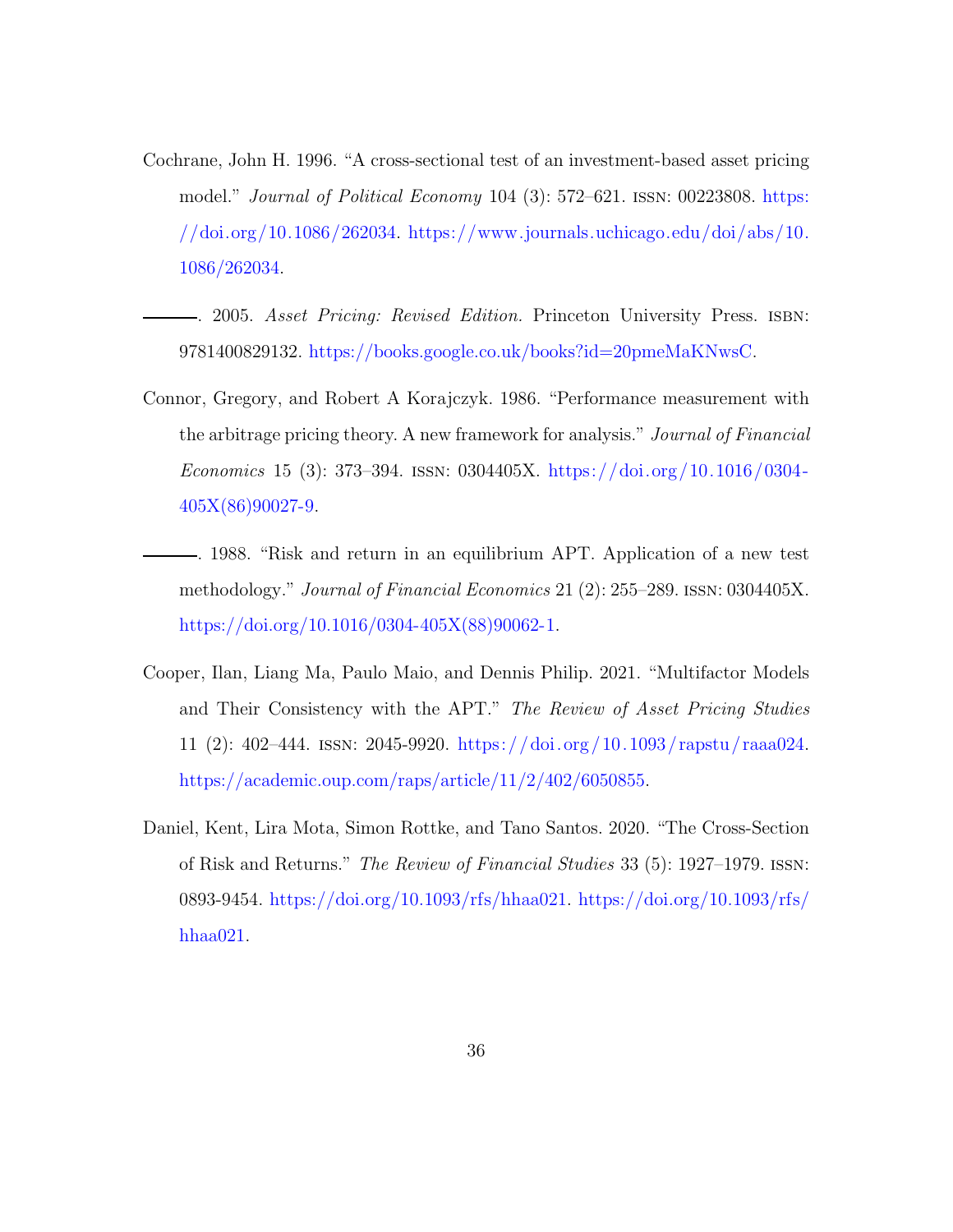Cochrane, John H. 1996. “A cross-sectional test of an investment-based asset pricing model.” *Journal of Political Economy* 104 (3): 572–621. ISSN: 00223808. https://doi.org/10.1086/262034. https://www.journals.uchicago.edu/doi/abs/10.1086/262034.

———. 2005. *Asset Pricing: Revised Edition.* Princeton University Press. ISBN: 9781400829132. https://books.google.co.uk/books?id=20pmeMaKNwsC.

Connor, Gregory, and Robert A Korajczyk. 1986. “Performance measurement with the arbitrage pricing theory. A new framework for analysis.” *Journal of Financial Economics* 15 (3): 373–394. ISSN: 0304405X. https://doi.org/10.1016/0304-405X(86)90027-9.

———. 1988. “Risk and return in an equilibrium APT. Application of a new test methodology.” *Journal of Financial Economics* 21 (2): 255–289. ISSN: 0304405X. https://doi.org/10.1016/0304-405X(88)90062-1.

Cooper, Ilan, Liang Ma, Paulo Maio, and Dennis Philip. 2021. “Multifactor Models and Their Consistency with the APT.” *The Review of Asset Pricing Studies* 11 (2): 402–444. ISSN: 2045-9920. https://doi.org/10.1093/rapstu/raaa024. https://academic.oup.com/raps/article/11/2/402/6050855.

Daniel, Kent, Lira Mota, Simon Rottke, and Tano Santos. 2020. “The Cross-Section of Risk and Returns.” *The Review of Financial Studies* 33 (5): 1927–1979. ISSN: 0893-9454. https://doi.org/10.1093/rfs/hhaa021. https://doi.org/10.1093/rfs/hhaa021.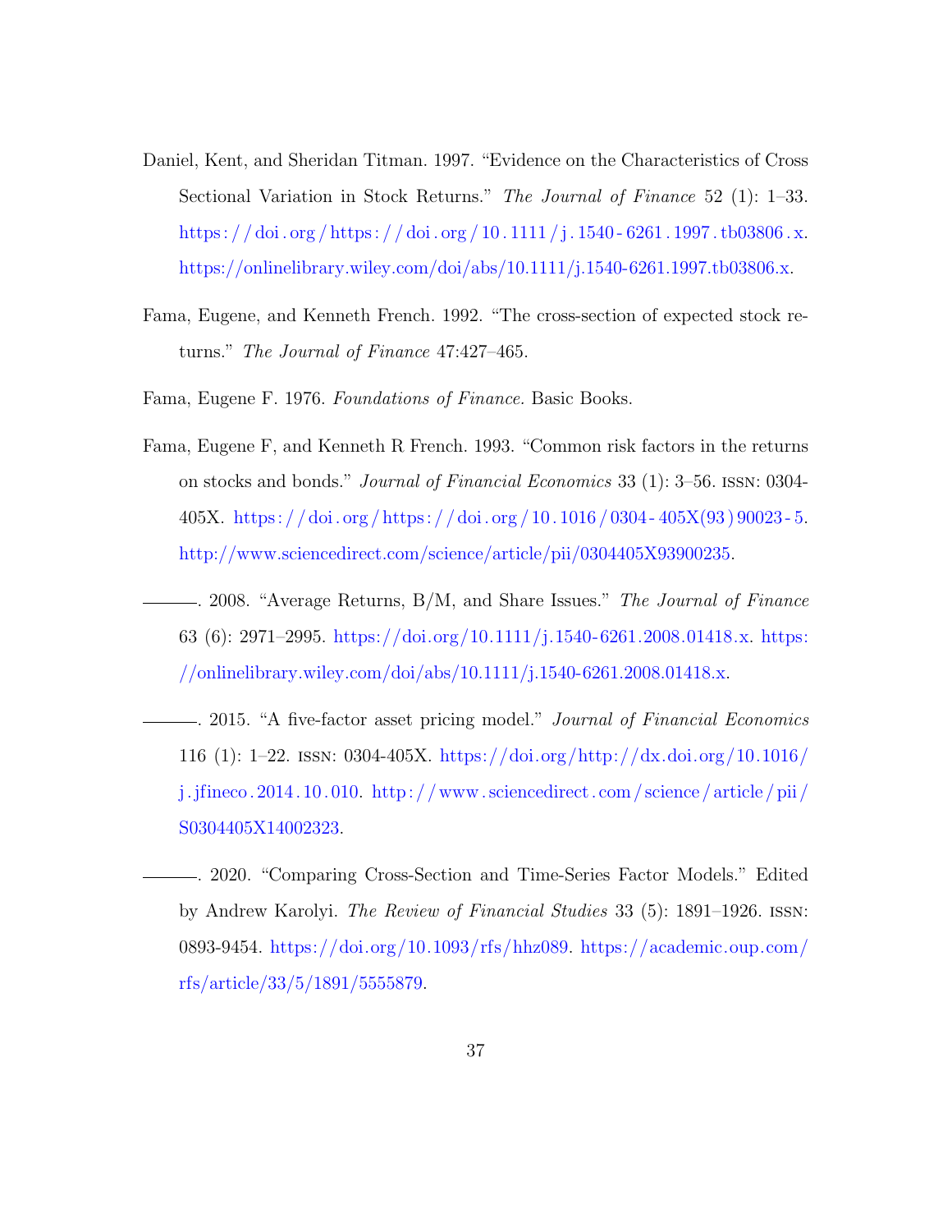Daniel, Kent, and Sheridan Titman. 1997. "Evidence on the Characteristics of Cross Sectional Variation in Stock Returns." *The Journal of Finance* 52 (1): 1–33. https://doi.org/https://doi.org/10.1111/j.1540-6261.1997.tb03806.x. https://onlinelibrary.wiley.com/doi/abs/10.1111/j.1540-6261.1997.tb03806.x.

Fama, Eugene, and Kenneth French. 1992. "The cross-section of expected stock returns." *The Journal of Finance* 47:427–465.

Fama, Eugene F. 1976. *Foundations of Finance.* Basic Books.

Fama, Eugene F, and Kenneth R French. 1993. "Common risk factors in the returns on stocks and bonds." *Journal of Financial Economics* 33 (1): 3–56. ISSN: 0304-405X. https://doi.org/https://doi.org/10.1016/0304-405X(93)90023-5. http://www.sciencedirect.com/science/article/pii/0304405X93900235.

———. 2008. "Average Returns, B/M, and Share Issues." *The Journal of Finance* 63 (6): 2971–2995. https://doi.org/10.1111/j.1540-6261.2008.01418.x. https://onlinelibrary.wiley.com/doi/abs/10.1111/j.1540-6261.2008.01418.x.

———. 2015. "A five-factor asset pricing model." *Journal of Financial Economics* 116 (1): 1–22. ISSN: 0304-405X. https://doi.org/http://dx.doi.org/10.1016/j.jfineco.2014.10.010. http://www.sciencedirect.com/science/article/pii/S0304405X14002323.

———. 2020. "Comparing Cross-Section and Time-Series Factor Models." Edited by Andrew Karolyi. *The Review of Financial Studies* 33 (5): 1891–1926. ISSN: 0893-9454. https://doi.org/10.1093/rfs/hhz089. https://academic.oup.com/rfs/article/33/5/1891/5555879.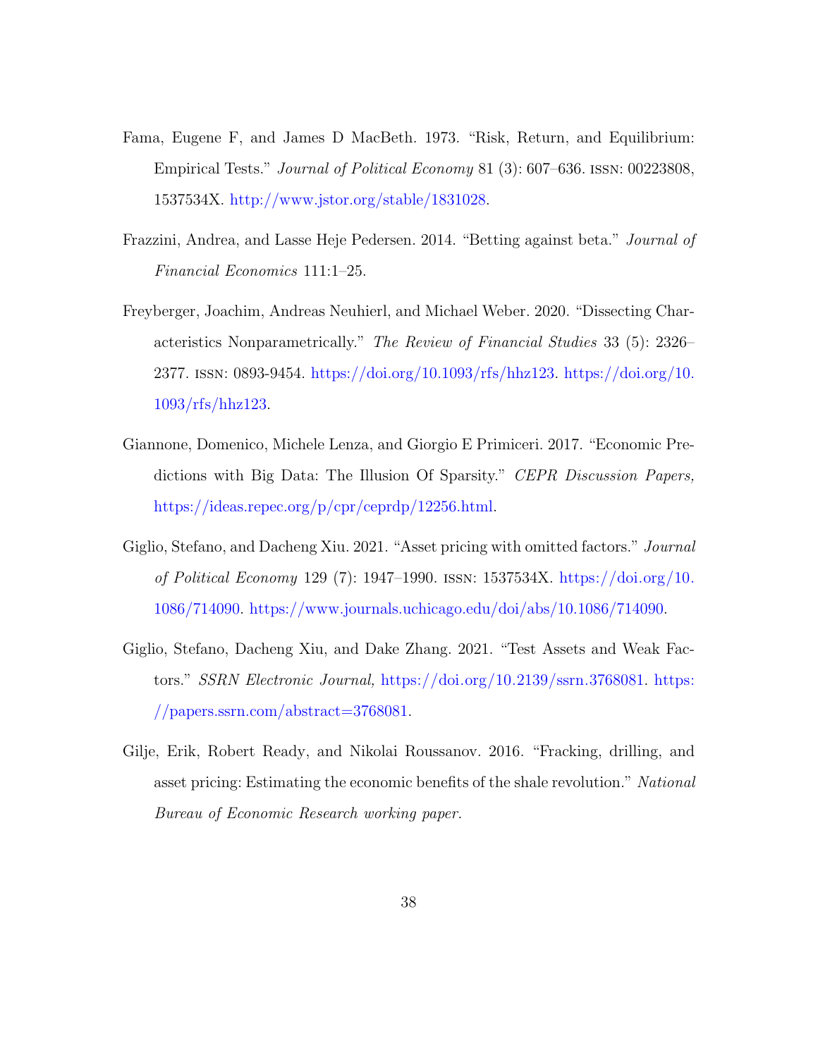Fama, Eugene F, and James D MacBeth. 1973. "Risk, Return, and Equilibrium: Empirical Tests." *Journal of Political Economy* 81 (3): 607–636. ISSN: 00223808, 1537534X. http://www.jstor.org/stable/1831028.

Frazzini, Andrea, and Lasse Heje Pedersen. 2014. "Betting against beta." *Journal of Financial Economics* 111:1–25.

Freyberger, Joachim, Andreas Neuhierl, and Michael Weber. 2020. "Dissecting Characteristics Nonparametrically." *The Review of Financial Studies* 33 (5): 2326–2377. ISSN: 0893-9454. https://doi.org/10.1093/rfs/hhz123. https://doi.org/10.1093/rfs/hhz123.

Giannone, Domenico, Michele Lenza, and Giorgio E Primiceri. 2017. "Economic Predictions with Big Data: The Illusion Of Sparsity." *CEPR Discussion Papers,* https://ideas.repec.org/p/cpr/ceprdp/12256.html.

Giglio, Stefano, and Dacheng Xiu. 2021. "Asset pricing with omitted factors." *Journal of Political Economy* 129 (7): 1947–1990. ISSN: 1537534X. https://doi.org/10.1086/714090. https://www.journals.uchicago.edu/doi/abs/10.1086/714090.

Giglio, Stefano, Dacheng Xiu, and Dake Zhang. 2021. "Test Assets and Weak Factors." *SSRN Electronic Journal,* https://doi.org/10.2139/ssrn.3768081. https://papers.ssrn.com/abstract=3768081.

Gilje, Erik, Robert Ready, and Nikolai Roussanov. 2016. "Fracking, drilling, and asset pricing: Estimating the economic benefits of the shale revolution." *National Bureau of Economic Research working paper.*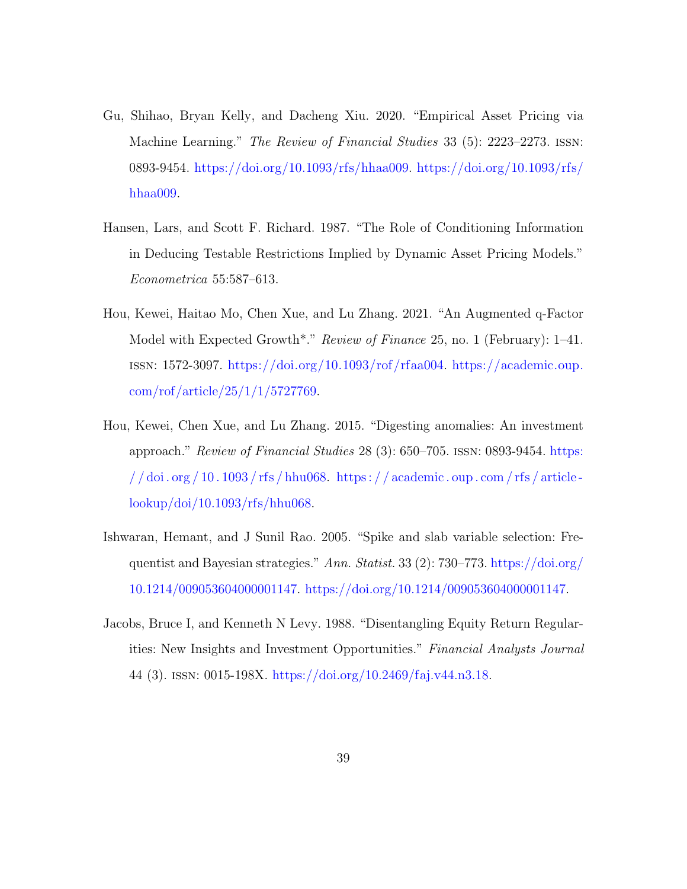Gu, Shihao, Bryan Kelly, and Dacheng Xiu. 2020. "Empirical Asset Pricing via Machine Learning." *The Review of Financial Studies* 33 (5): 2223–2273. ISSN: 0893-9454. https://doi.org/10.1093/rfs/hhaa009. https://doi.org/10.1093/rfs/hhaa009.

Hansen, Lars, and Scott F. Richard. 1987. "The Role of Conditioning Information in Deducing Testable Restrictions Implied by Dynamic Asset Pricing Models." *Econometrica* 55:587–613.

Hou, Kewei, Haitao Mo, Chen Xue, and Lu Zhang. 2021. "An Augmented q-Factor Model with Expected Growth*." *Review of Finance* 25, no. 1 (February): 1–41. ISSN: 1572-3097. https://doi.org/10.1093/rof/rfaa004. https://academic.oup.com/rof/article/25/1/1/5727769.

Hou, Kewei, Chen Xue, and Lu Zhang. 2015. "Digesting anomalies: An investment approach." *Review of Financial Studies* 28 (3): 650–705. ISSN: 0893-9454. https://doi.org/10.1093/rfs/hhu068. https://academic.oup.com/rfs/article-lookup/doi/10.1093/rfs/hhu068.

Ishwaran, Hemant, and J Sunil Rao. 2005. "Spike and slab variable selection: Frequentist and Bayesian strategies." *Ann. Statist.* 33 (2): 730–773. https://doi.org/10.1214/009053604000001147. https://doi.org/10.1214/009053604000001147.

Jacobs, Bruce I, and Kenneth N Levy. 1988. "Disentangling Equity Return Regularities: New Insights and Investment Opportunities." *Financial Analysts Journal* 44 (3). ISSN: 0015-198X. https://doi.org/10.2469/faj.v44.n3.18.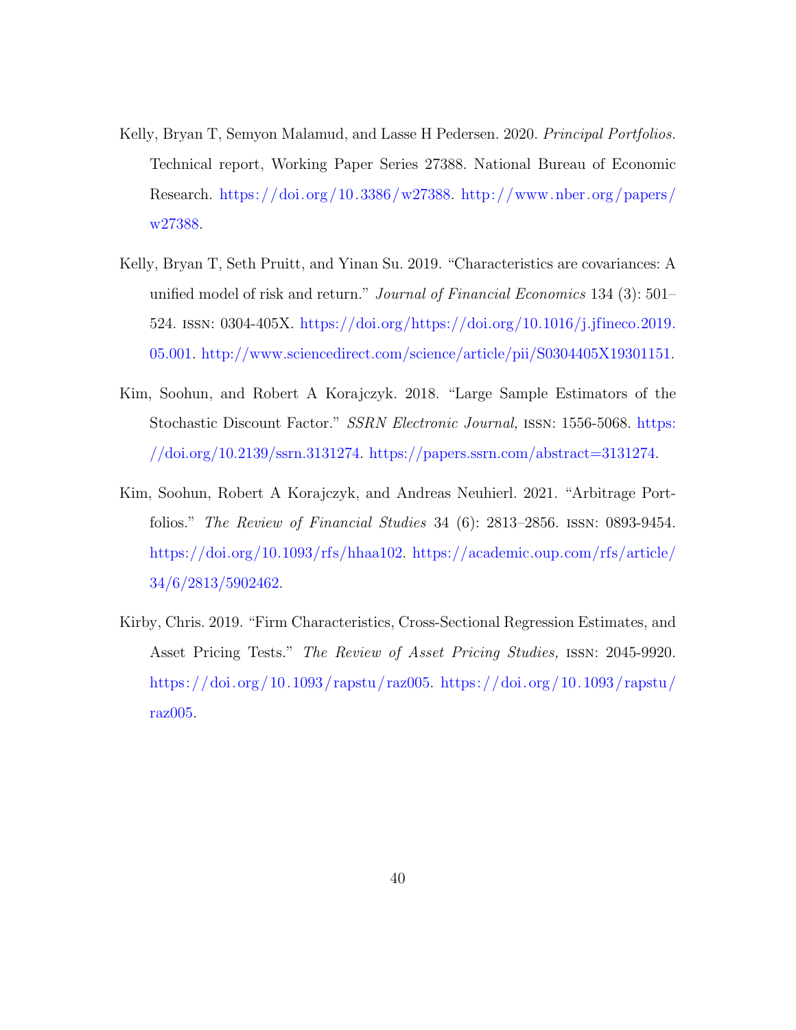Kelly, Bryan T, Semyon Malamud, and Lasse H Pedersen. 2020. *Principal Portfolios.* Technical report, Working Paper Series 27388. National Bureau of Economic Research. https://doi.org/10.3386/w27388. http://www.nber.org/papers/w27388.

Kelly, Bryan T, Seth Pruitt, and Yinan Su. 2019. "Characteristics are covariances: A unified model of risk and return." *Journal of Financial Economics* 134 (3): 501–524. ISSN: 0304-405X. https://doi.org/https://doi.org/10.1016/j.jfineco.2019.05.001. http://www.sciencedirect.com/science/article/pii/S0304405X19301151.

Kim, Soohun, and Robert A Korajczyk. 2018. "Large Sample Estimators of the Stochastic Discount Factor." *SSRN Electronic Journal,* ISSN: 1556-5068. https://doi.org/10.2139/ssrn.3131274. https://papers.ssrn.com/abstract=3131274.

Kim, Soohun, Robert A Korajczyk, and Andreas Neuhierl. 2021. "Arbitrage Portfolios." *The Review of Financial Studies* 34 (6): 2813–2856. ISSN: 0893-9454. https://doi.org/10.1093/rfs/hhaa102. https://academic.oup.com/rfs/article/34/6/2813/5902462.

Kirby, Chris. 2019. "Firm Characteristics, Cross-Sectional Regression Estimates, and Asset Pricing Tests." *The Review of Asset Pricing Studies,* ISSN: 2045-9920. https://doi.org/10.1093/rapstu/raz005. https://doi.org/10.1093/rapstu/raz005.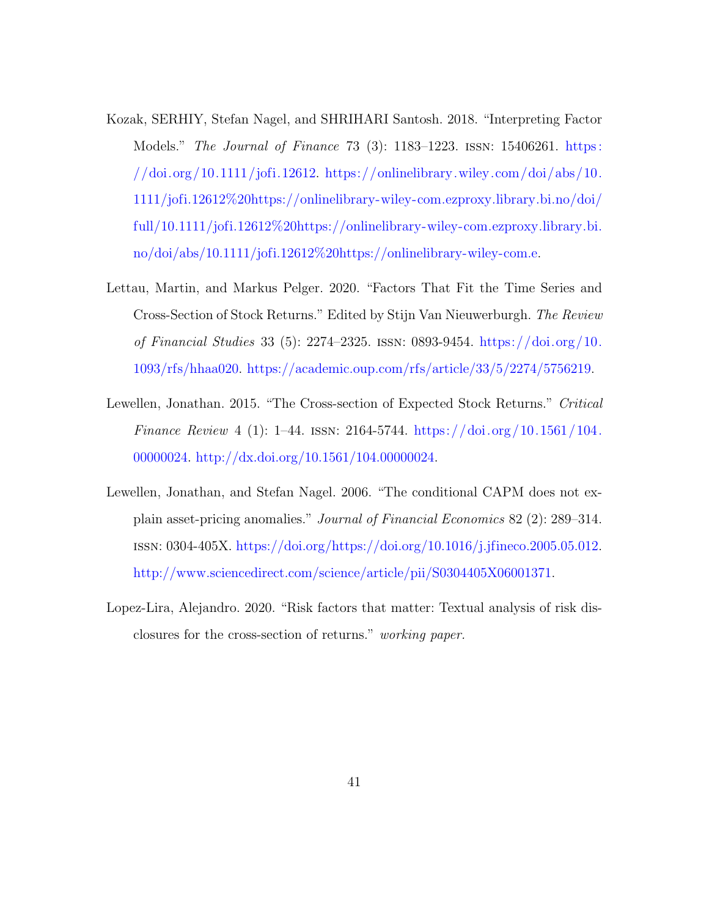Kozak, SERHIY, Stefan Nagel, and SHRIHARI Santosh. 2018. "Interpreting Factor Models." *The Journal of Finance* 73 (3): 1183–1223. ISSN: 15406261. https://doi.org/10.1111/jofi.12612. https://onlinelibrary.wiley.com/doi/abs/10.1111/jofi.12612%20https://onlinelibrary-wiley-com.ezproxy.library.bi.no/doi/full/10.1111/jofi.12612%20https://onlinelibrary-wiley-com.ezproxy.library.bi.no/doi/abs/10.1111/jofi.12612%20https://onlinelibrary-wiley-com.e.

Lettau, Martin, and Markus Pelger. 2020. "Factors That Fit the Time Series and Cross-Section of Stock Returns." Edited by Stijn Van Nieuwerburgh. *The Review of Financial Studies* 33 (5): 2274–2325. ISSN: 0893-9454. https://doi.org/10.1093/rfs/hhaa020. https://academic.oup.com/rfs/article/33/5/2274/5756219.

Lewellen, Jonathan. 2015. "The Cross-section of Expected Stock Returns." *Critical Finance Review* 4 (1): 1–44. ISSN: 2164-5744. https://doi.org/10.1561/104.00000024. http://dx.doi.org/10.1561/104.00000024.

Lewellen, Jonathan, and Stefan Nagel. 2006. "The conditional CAPM does not explain asset-pricing anomalies." *Journal of Financial Economics* 82 (2): 289–314. ISSN: 0304-405X. https://doi.org/https://doi.org/10.1016/j.jfineco.2005.05.012. http://www.sciencedirect.com/science/article/pii/S0304405X06001371.

Lopez-Lira, Alejandro. 2020. "Risk factors that matter: Textual analysis of risk disclosures for the cross-section of returns." *working paper.*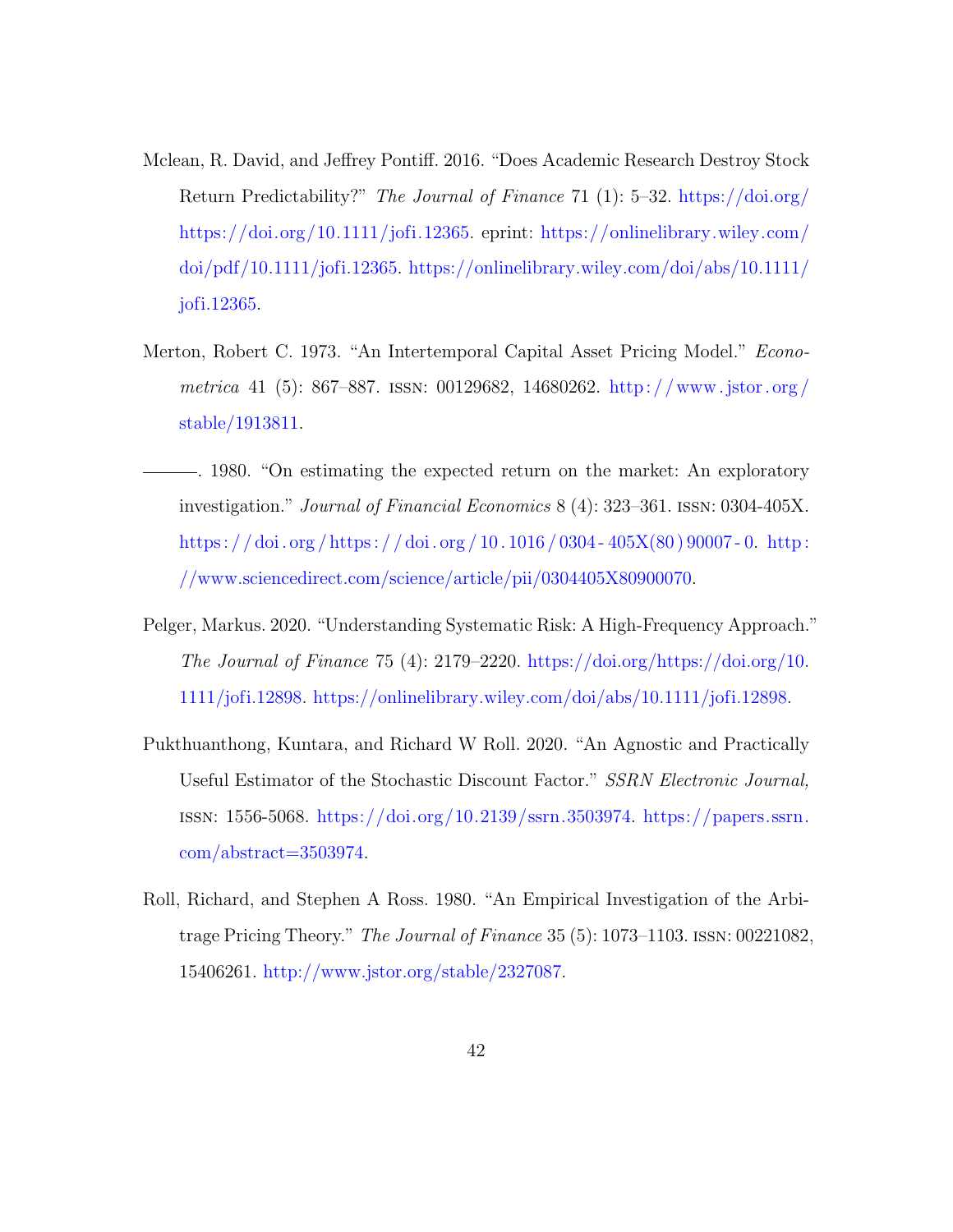Mclean, R. David, and Jeffrey Pontiff. 2016. "Does Academic Research Destroy Stock Return Predictability?" *The Journal of Finance* 71 (1): 5–32. https://doi.org/https://doi.org/10.1111/jofi.12365. eprint: https://onlinelibrary.wiley.com/doi/pdf/10.1111/jofi.12365. https://onlinelibrary.wiley.com/doi/abs/10.1111/jofi.12365.

Merton, Robert C. 1973. "An Intertemporal Capital Asset Pricing Model." *Econometrica* 41 (5): 867–887. ISSN: 00129682, 14680262. http://www.jstor.org/stable/1913811.

———. 1980. "On estimating the expected return on the market: An exploratory investigation." *Journal of Financial Economics* 8 (4): 323–361. ISSN: 0304-405X. https://doi.org/https://doi.org/10.1016/0304-405X(80)90007-0. http://www.sciencedirect.com/science/article/pii/0304405X80900070.

Pelger, Markus. 2020. "Understanding Systematic Risk: A High-Frequency Approach." *The Journal of Finance* 75 (4): 2179–2220. https://doi.org/https://doi.org/10.1111/jofi.12898. https://onlinelibrary.wiley.com/doi/abs/10.1111/jofi.12898.

Pukthuanthong, Kuntara, and Richard W Roll. 2020. "An Agnostic and Practically Useful Estimator of the Stochastic Discount Factor." *SSRN Electronic Journal,* ISSN: 1556-5068. https://doi.org/10.2139/ssrn.3503974. https://papers.ssrn.com/abstract=3503974.

Roll, Richard, and Stephen A Ross. 1980. "An Empirical Investigation of the Arbitrage Pricing Theory." *The Journal of Finance* 35 (5): 1073–1103. ISSN: 00221082, 15406261. http://www.jstor.org/stable/2327087.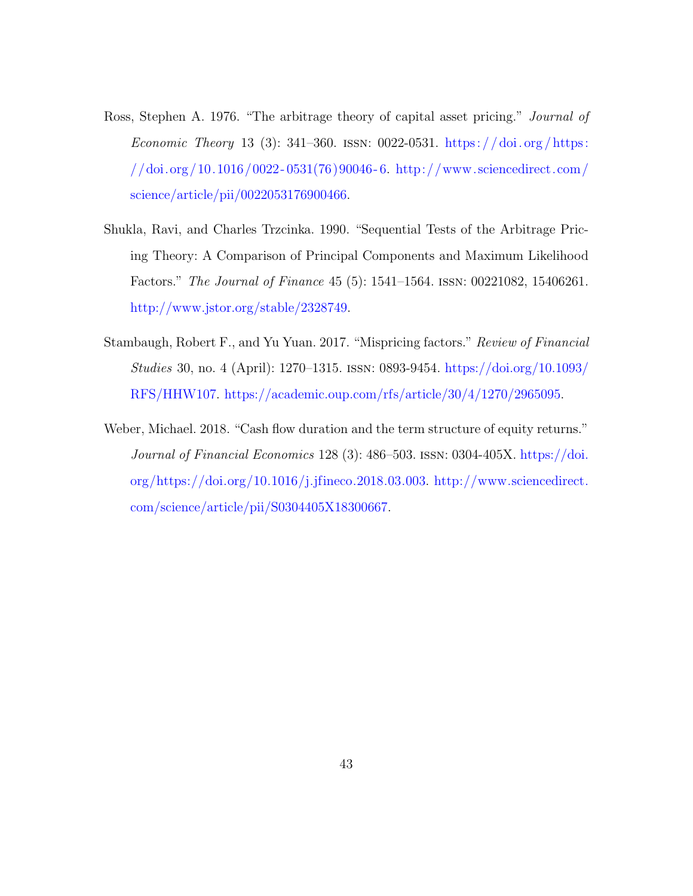Ross, Stephen A. 1976. "The arbitrage theory of capital asset pricing." *Journal of Economic Theory* 13 (3): 341–360. ISSN: 0022-0531. https://doi.org/https://doi.org/10.1016/0022-0531(76)90046-6. http://www.sciencedirect.com/science/article/pii/0022053176900466.

Shukla, Ravi, and Charles Trzcinka. 1990. "Sequential Tests of the Arbitrage Pricing Theory: A Comparison of Principal Components and Maximum Likelihood Factors." *The Journal of Finance* 45 (5): 1541–1564. ISSN: 00221082, 15406261. http://www.jstor.org/stable/2328749.

Stambaugh, Robert F., and Yu Yuan. 2017. "Mispricing factors." *Review of Financial Studies* 30, no. 4 (April): 1270–1315. ISSN: 0893-9454. https://doi.org/10.1093/RFS/HHW107. https://academic.oup.com/rfs/article/30/4/1270/2965095.

Weber, Michael. 2018. "Cash flow duration and the term structure of equity returns." *Journal of Financial Economics* 128 (3): 486–503. ISSN: 0304-405X. https://doi.org/https://doi.org/10.1016/j.jfineco.2018.03.003. http://www.sciencedirect.com/science/article/pii/S0304405X18300667.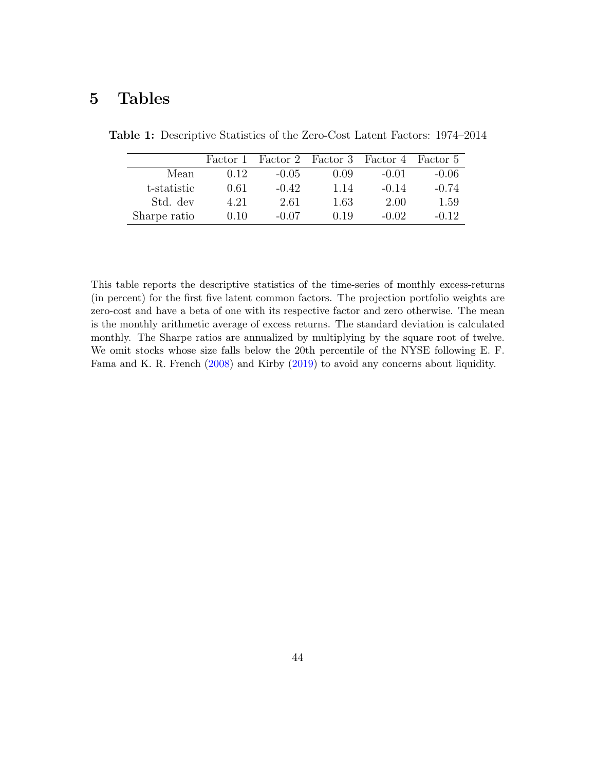# 5 Tables

**Table 1:** Descriptive Statistics of the Zero-Cost Latent Factors: 1974–2014

| | Factor 1 | Factor 2 | Factor 3 | Factor 4 | Factor 5 |
|---|---|---|---|---|---|
| Mean | 0.12 | -0.05 | 0.09 | -0.01 | -0.06 |
| t-statistic | 0.61 | -0.42 | 1.14 | -0.14 | -0.74 |
| Std. dev | 4.21 | 2.61 | 1.63 | 2.00 | 1.59 |
| Sharpe ratio | 0.10 | -0.07 | 0.19 | -0.02 | -0.12 |

This table reports the descriptive statistics of the time-series of monthly excess-returns (in percent) for the first five latent common factors. The projection portfolio weights are zero-cost and have a beta of one with its respective factor and zero otherwise. The mean is the monthly arithmetic average of excess returns. The standard deviation is calculated monthly. The Sharpe ratios are annualized by multiplying by the square root of twelve. We omit stocks whose size falls below the 20th percentile of the NYSE following E. F. Fama and K. R. French (2008) and Kirby (2019) to avoid any concerns about liquidity.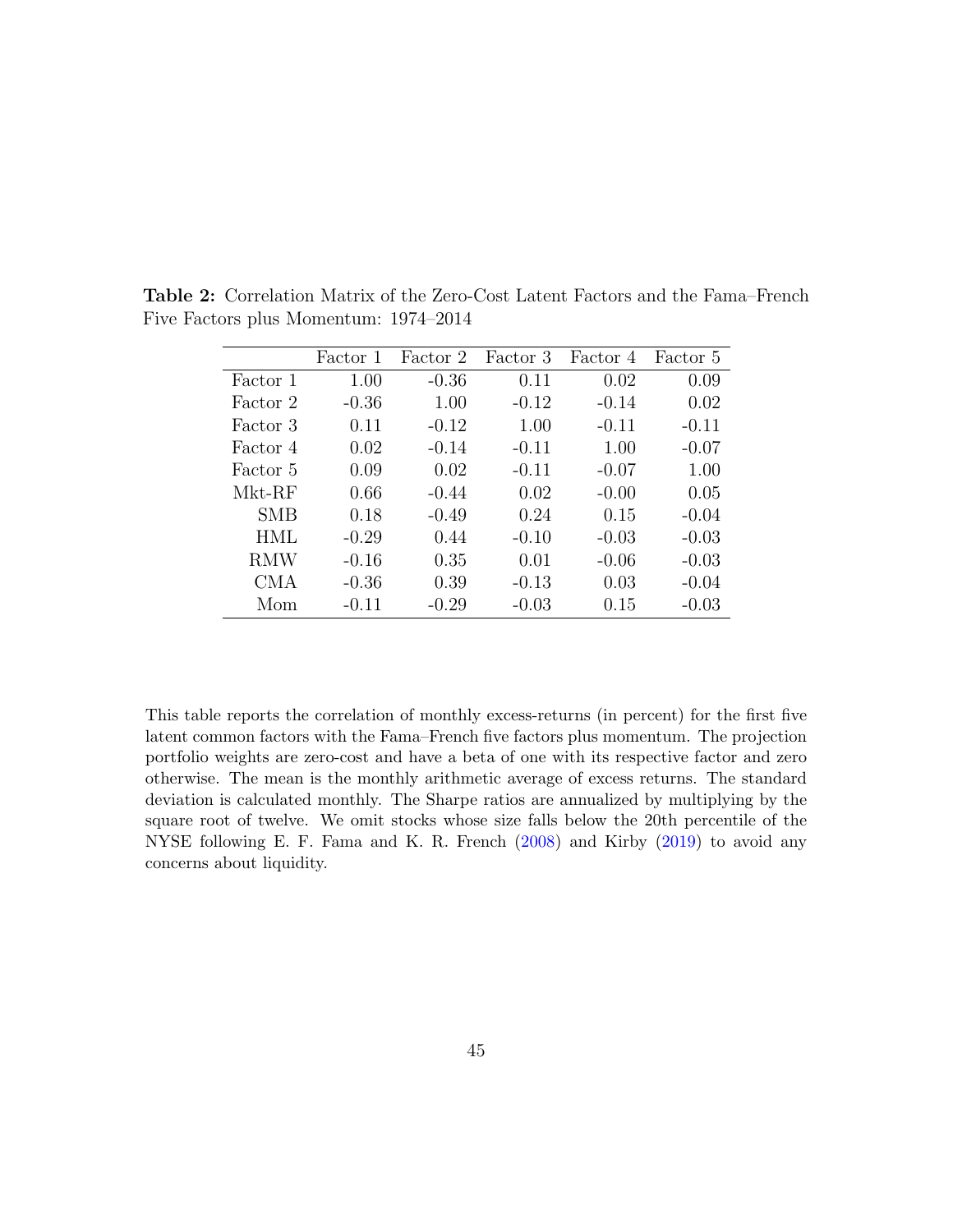**Table 2:** Correlation Matrix of the Zero-Cost Latent Factors and the Fama–French Five Factors plus Momentum: 1974–2014

| | Factor 1 | Factor 2 | Factor 3 | Factor 4 | Factor 5 |
|---|---|---|---|---|---|
| Factor 1 | 1.00 | -0.36 | 0.11 | 0.02 | 0.09 |
| Factor 2 | -0.36 | 1.00 | -0.12 | -0.14 | 0.02 |
| Factor 3 | 0.11 | -0.12 | 1.00 | -0.11 | -0.11 |
| Factor 4 | 0.02 | -0.14 | -0.11 | 1.00 | -0.07 |
| Factor 5 | 0.09 | 0.02 | -0.11 | -0.07 | 1.00 |
| Mkt-RF | 0.66 | -0.44 | 0.02 | -0.00 | 0.05 |
| SMB | 0.18 | -0.49 | 0.24 | 0.15 | -0.04 |
| HML | -0.29 | 0.44 | -0.10 | -0.03 | -0.03 |
| RMW | -0.16 | 0.35 | 0.01 | -0.06 | -0.03 |
| CMA | -0.36 | 0.39 | -0.13 | 0.03 | -0.04 |
| Mom | -0.11 | -0.29 | -0.03 | 0.15 | -0.03 |

This table reports the correlation of monthly excess-returns (in percent) for the first five latent common factors with the Fama–French five factors plus momentum. The projection portfolio weights are zero-cost and have a beta of one with its respective factor and zero otherwise. The mean is the monthly arithmetic average of excess returns. The standard deviation is calculated monthly. The Sharpe ratios are annualized by multiplying by the square root of twelve. We omit stocks whose size falls below the 20th percentile of the NYSE following E. F. Fama and K. R. French (2008) and Kirby (2019) to avoid any concerns about liquidity.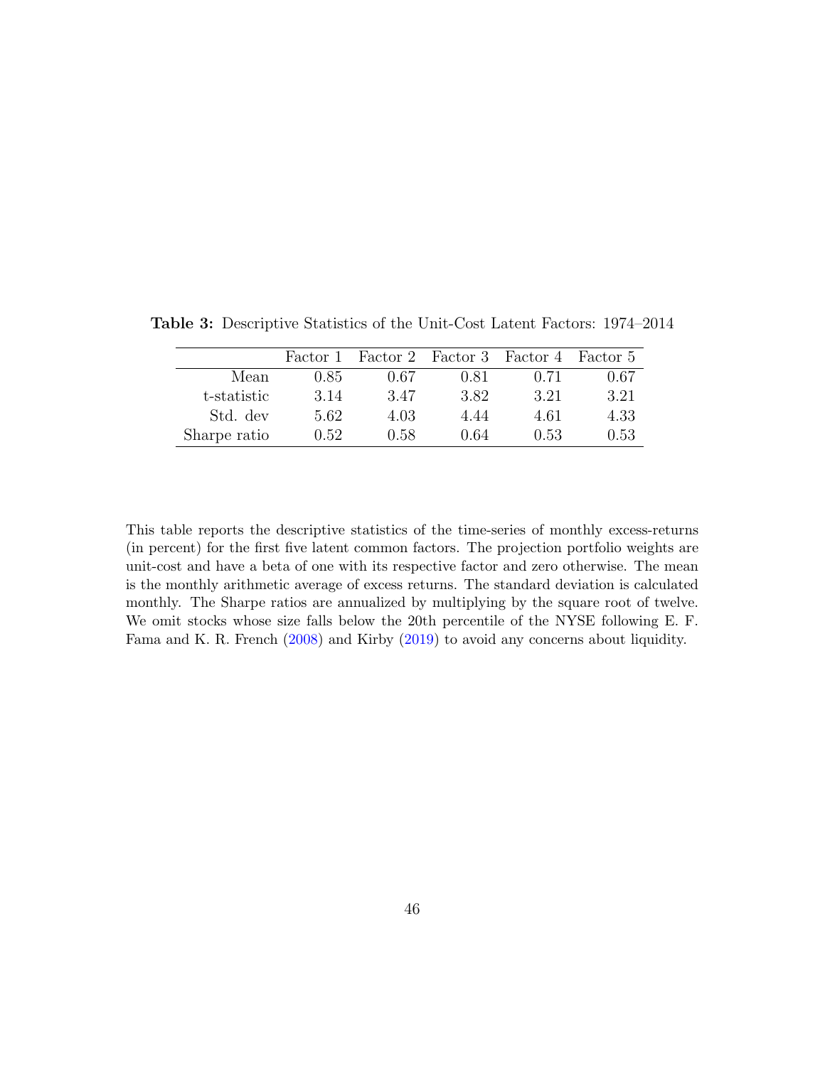**Table 3:** Descriptive Statistics of the Unit-Cost Latent Factors: 1974–2014

| | Factor 1 | Factor 2 | Factor 3 | Factor 4 | Factor 5 |
|---|---|---|---|---|---|
| Mean | 0.85 | 0.67 | 0.81 | 0.71 | 0.67 |
| t-statistic | 3.14 | 3.47 | 3.82 | 3.21 | 3.21 |
| Std. dev | 5.62 | 4.03 | 4.44 | 4.61 | 4.33 |
| Sharpe ratio | 0.52 | 0.58 | 0.64 | 0.53 | 0.53 |

This table reports the descriptive statistics of the time-series of monthly excess-returns (in percent) for the first five latent common factors. The projection portfolio weights are unit-cost and have a beta of one with its respective factor and zero otherwise. The mean is the monthly arithmetic average of excess returns. The standard deviation is calculated monthly. The Sharpe ratios are annualized by multiplying by the square root of twelve. We omit stocks whose size falls below the 20th percentile of the NYSE following E. F. Fama and K. R. French (2008) and Kirby (2019) to avoid any concerns about liquidity.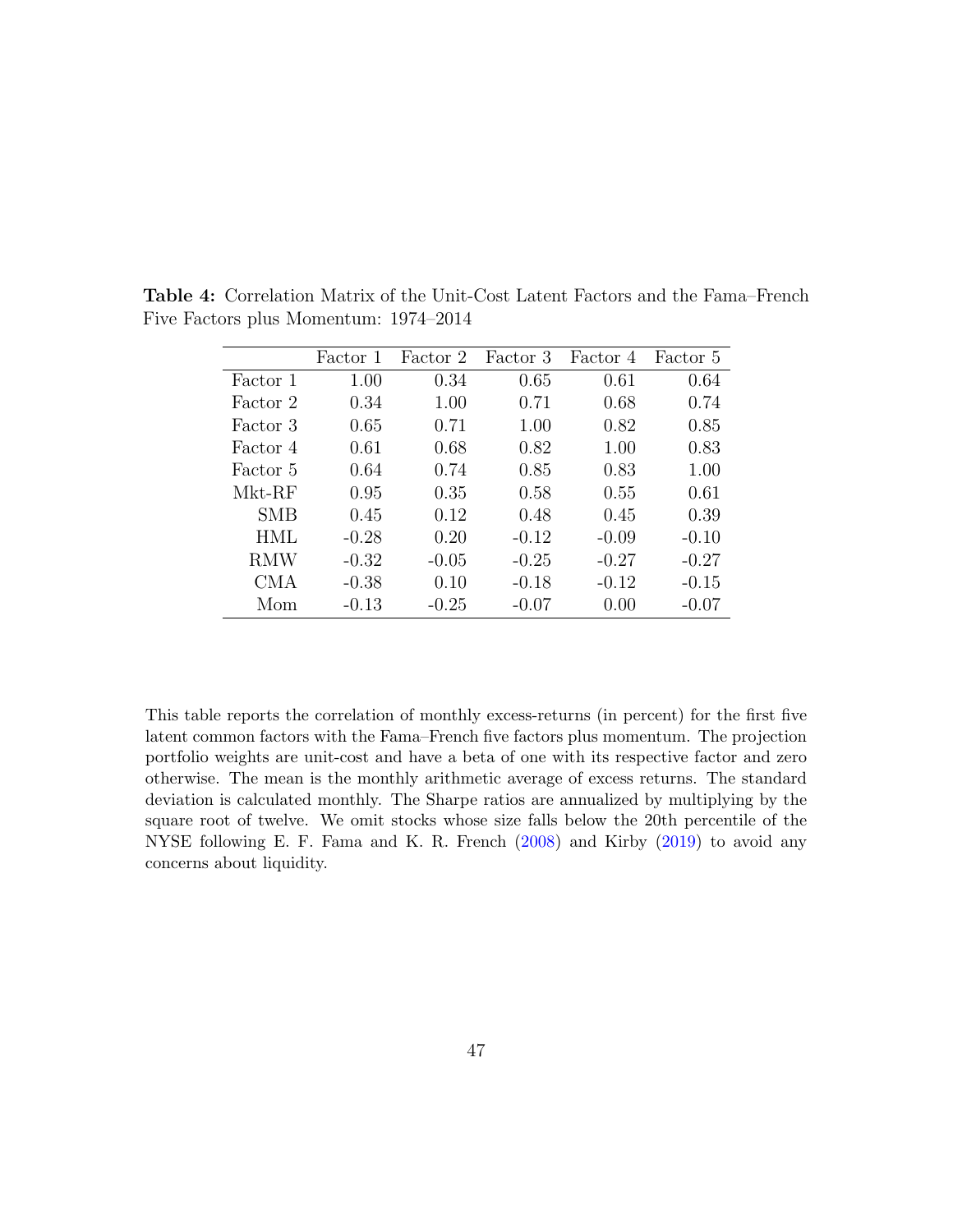**Table 4:** Correlation Matrix of the Unit-Cost Latent Factors and the Fama–French Five Factors plus Momentum: 1974–2014

| | Factor 1 | Factor 2 | Factor 3 | Factor 4 | Factor 5 |
|---|---|---|---|---|---|
| Factor 1 | 1.00 | 0.34 | 0.65 | 0.61 | 0.64 |
| Factor 2 | 0.34 | 1.00 | 0.71 | 0.68 | 0.74 |
| Factor 3 | 0.65 | 0.71 | 1.00 | 0.82 | 0.85 |
| Factor 4 | 0.61 | 0.68 | 0.82 | 1.00 | 0.83 |
| Factor 5 | 0.64 | 0.74 | 0.85 | 0.83 | 1.00 |
| Mkt-RF | 0.95 | 0.35 | 0.58 | 0.55 | 0.61 |
| SMB | 0.45 | 0.12 | 0.48 | 0.45 | 0.39 |
| HML | -0.28 | 0.20 | -0.12 | -0.09 | -0.10 |
| RMW | -0.32 | -0.05 | -0.25 | -0.27 | -0.27 |
| CMA | -0.38 | 0.10 | -0.18 | -0.12 | -0.15 |
| Mom | -0.13 | -0.25 | -0.07 | 0.00 | -0.07 |

This table reports the correlation of monthly excess-returns (in percent) for the first five latent common factors with the Fama–French five factors plus momentum. The projection portfolio weights are unit-cost and have a beta of one with its respective factor and zero otherwise. The mean is the monthly arithmetic average of excess returns. The standard deviation is calculated monthly. The Sharpe ratios are annualized by multiplying by the square root of twelve. We omit stocks whose size falls below the 20th percentile of the NYSE following E. F. Fama and K. R. French (2008) and Kirby (2019) to avoid any concerns about liquidity.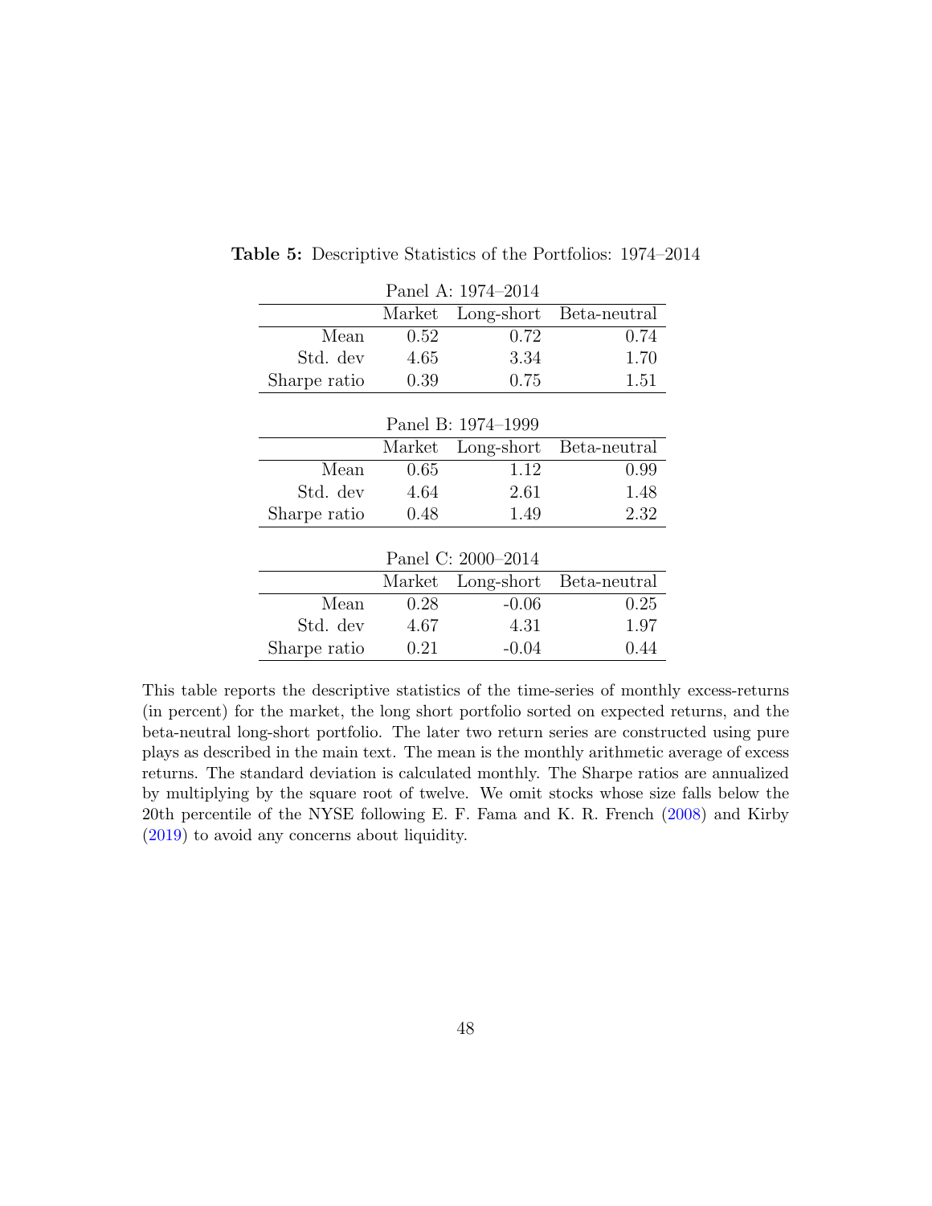**Table 5:** Descriptive Statistics of the Portfolios: 1974–2014

Panel A: 1974–2014

| | Market | Long-short | Beta-neutral |
|---|---|---|---|
| Mean | 0.52 | 0.72 | 0.74 |
| Std. dev | 4.65 | 3.34 | 1.70 |
| Sharpe ratio | 0.39 | 0.75 | 1.51 |

Panel B: 1974–1999

| | Market | Long-short | Beta-neutral |
|---|---|---|---|
| Mean | 0.65 | 1.12 | 0.99 |
| Std. dev | 4.64 | 2.61 | 1.48 |
| Sharpe ratio | 0.48 | 1.49 | 2.32 |

Panel C: 2000–2014

| | Market | Long-short | Beta-neutral |
|---|---|---|---|
| Mean | 0.28 | -0.06 | 0.25 |
| Std. dev | 4.67 | 4.31 | 1.97 |
| Sharpe ratio | 0.21 | -0.04 | 0.44 |

This table reports the descriptive statistics of the time-series of monthly excess-returns (in percent) for the market, the long short portfolio sorted on expected returns, and the beta-neutral long-short portfolio. The later two return series are constructed using pure plays as described in the main text. The mean is the monthly arithmetic average of excess returns. The standard deviation is calculated monthly. The Sharpe ratios are annualized by multiplying by the square root of twelve. We omit stocks whose size falls below the 20th percentile of the NYSE following E. F. Fama and K. R. French (2008) and Kirby (2019) to avoid any concerns about liquidity.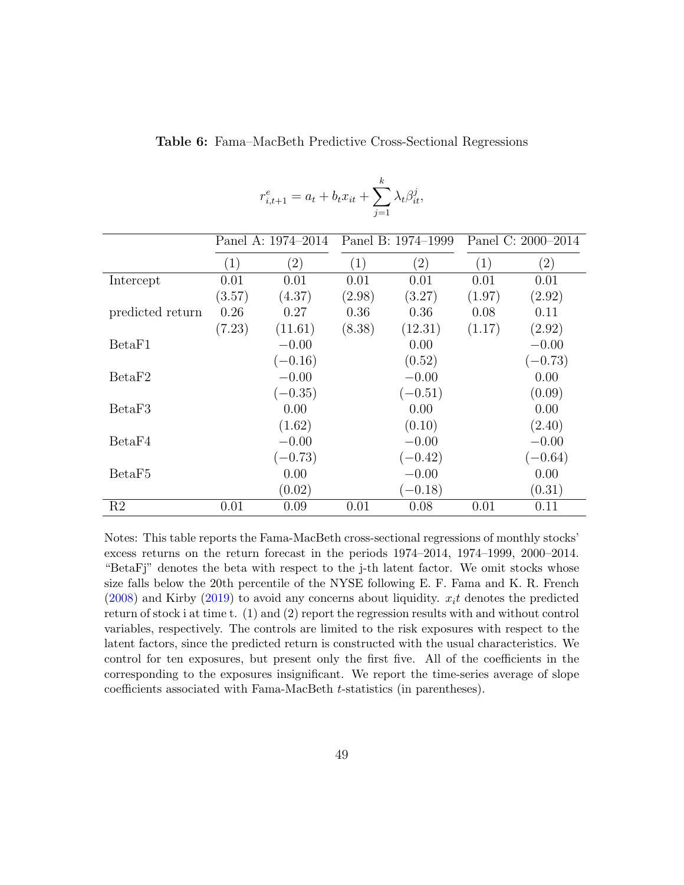**Table 6:** Fama–MacBeth Predictive Cross-Sectional Regressions

$$r^e_{i,t+1} = a_t + b_t x_{it} + \sum_{j=1}^{k} \lambda_t \beta^j_{it},$$

| | Panel A: 1974–2014 | | Panel B: 1974–1999 | | Panel C: 2000–2014 | |
|---|---|---|---|---|---|---|
| | (1) | (2) | (1) | (2) | (1) | (2) |
| Intercept | 0.01 | 0.01 | 0.01 | 0.01 | 0.01 | 0.01 |
| | (3.57) | (4.37) | (2.98) | (3.27) | (1.97) | (2.92) |
| predicted return | 0.26 | 0.27 | 0.36 | 0.36 | 0.08 | 0.11 |
| | (7.23) | (11.61) | (8.38) | (12.31) | (1.17) | (2.92) |
| BetaF1 | | −0.00 | | 0.00 | | −0.00 |
| | | (−0.16) | | (0.52) | | (−0.73) |
| BetaF2 | | −0.00 | | −0.00 | | 0.00 |
| | | (−0.35) | | (−0.51) | | (0.09) |
| BetaF3 | | 0.00 | | 0.00 | | 0.00 |
| | | (1.62) | | (0.10) | | (2.40) |
| BetaF4 | | −0.00 | | −0.00 | | −0.00 |
| | | (−0.73) | | (−0.42) | | (−0.64) |
| BetaF5 | | 0.00 | | −0.00 | | 0.00 |
| | | (0.02) | | (−0.18) | | (0.31) |
| R2 | 0.01 | 0.09 | 0.01 | 0.08 | 0.01 | 0.11 |

Notes: This table reports the Fama-MacBeth cross-sectional regressions of monthly stocks' excess returns on the return forecast in the periods 1974–2014, 1974–1999, 2000–2014. "BetaFj" denotes the beta with respect to the j-th latent factor. We omit stocks whose size falls below the 20th percentile of the NYSE following E. F. Fama and K. R. French (2008) and Kirby (2019) to avoid any concerns about liquidity. $x_it$ denotes the predicted return of stock i at time t. (1) and (2) report the regression results with and without control variables, respectively. The controls are limited to the risk exposures with respect to the latent factors, since the predicted return is constructed with the usual characteristics. We control for ten exposures, but present only the first five. All of the coefficients in the corresponding to the exposures insignificant. We report the time-series average of slope coefficients associated with Fama-MacBeth $t$-statistics (in parentheses).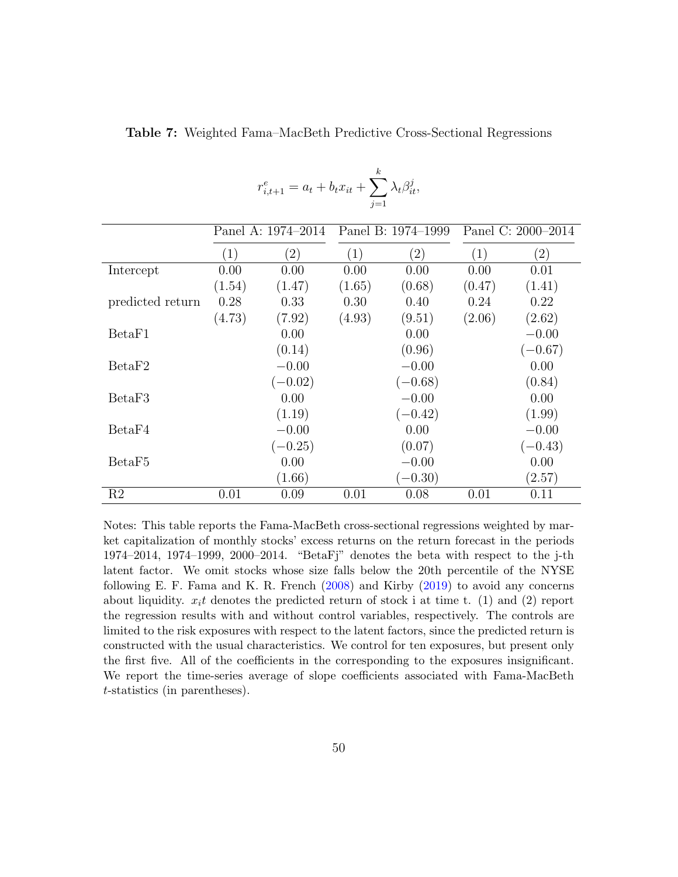**Table 7:** Weighted Fama–MacBeth Predictive Cross-Sectional Regressions

$$r^e_{i,t+1} = a_t + b_t x_{it} + \sum_{j=1}^{k} \lambda_t \beta^j_{it},$$

| | Panel A: 1974–2014 | | Panel B: 1974–1999 | | Panel C: 2000–2014 | |
|---|---|---|---|---|---|---|
| | (1) | (2) | (1) | (2) | (1) | (2) |
| Intercept | 0.00 | 0.00 | 0.00 | 0.00 | 0.00 | 0.01 |
| | (1.54) | (1.47) | (1.65) | (0.68) | (0.47) | (1.41) |
| predicted return | 0.28 | 0.33 | 0.30 | 0.40 | 0.24 | 0.22 |
| | (4.73) | (7.92) | (4.93) | (9.51) | (2.06) | (2.62) |
| BetaF1 | | 0.00 | | 0.00 | | −0.00 |
| | | (0.14) | | (0.96) | | (−0.67) |
| BetaF2 | | −0.00 | | −0.00 | | 0.00 |
| | | (−0.02) | | (−0.68) | | (0.84) |
| BetaF3 | | 0.00 | | −0.00 | | 0.00 |
| | | (1.19) | | (−0.42) | | (1.99) |
| BetaF4 | | −0.00 | | 0.00 | | −0.00 |
| | | (−0.25) | | (0.07) | | (−0.43) |
| BetaF5 | | 0.00 | | −0.00 | | 0.00 |
| | | (1.66) | | (−0.30) | | (2.57) |
| R2 | 0.01 | 0.09 | 0.01 | 0.08 | 0.01 | 0.11 |

Notes: This table reports the Fama-MacBeth cross-sectional regressions weighted by market capitalization of monthly stocks' excess returns on the return forecast in the periods 1974–2014, 1974–1999, 2000–2014. "BetaFj" denotes the beta with respect to the j-th latent factor. We omit stocks whose size falls below the 20th percentile of the NYSE following E. F. Fama and K. R. French (2008) and Kirby (2019) to avoid any concerns about liquidity. $x_it$ denotes the predicted return of stock i at time t. (1) and (2) report the regression results with and without control variables, respectively. The controls are limited to the risk exposures with respect to the latent factors, since the predicted return is constructed with the usual characteristics. We control for ten exposures, but present only the first five. All of the coefficients in the corresponding to the exposures insignificant. We report the time-series average of slope coefficients associated with Fama-MacBeth $t$-statistics (in parentheses).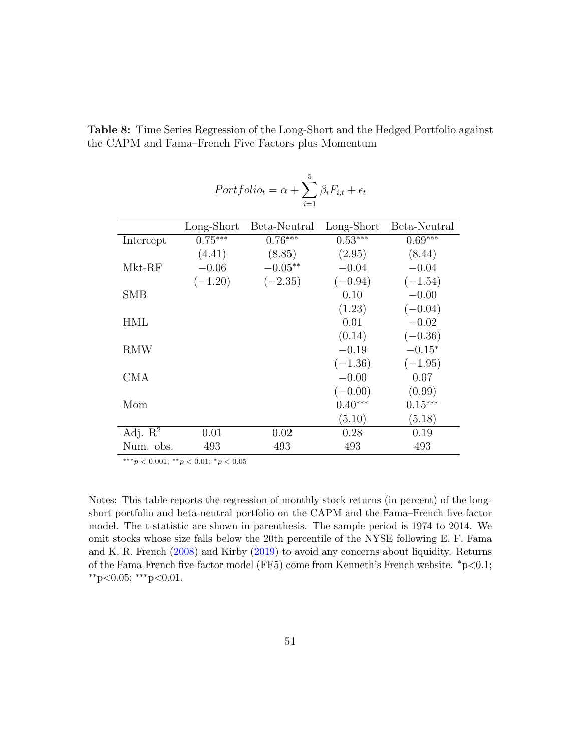**Table 8:** Time Series Regression of the Long-Short and the Hedged Portfolio against the CAPM and Fama–French Five Factors plus Momentum

$$Portfolio_t = \alpha + \sum_{i=1}^{5} \beta_i F_{i,t} + \epsilon_t$$

| | Long-Short | Beta-Neutral | Long-Short | Beta-Neutral |
|---|---|---|---|---|
| Intercept | $0.75^{***}$ | $0.76^{***}$ | $0.53^{***}$ | $0.69^{***}$ |
| | (4.41) | (8.85) | (2.95) | (8.44) |
| Mkt-RF | $-0.06$ | $-0.05^{**}$ | $-0.04$ | $-0.04$ |
| | $(-1.20)$ | $(-2.35)$ | $(-0.94)$ | $(-1.54)$ |
| SMB | | | 0.10 | $-0.00$ |
| | | | (1.23) | $(-0.04)$ |
| HML | | | 0.01 | $-0.02$ |
| | | | (0.14) | $(-0.36)$ |
| RMW | | | $-0.19$ | $-0.15^{*}$ |
| | | | $(-1.36)$ | $(-1.95)$ |
| CMA | | | $-0.00$ | 0.07 |
| | | | $(-0.00)$ | (0.99) |
| Mom | | | $0.40^{***}$ | $0.15^{***}$ |
| | | | (5.10) | (5.18) |
| Adj. $R^2$ | 0.01 | 0.02 | 0.28 | 0.19 |
| Num. obs. | 493 | 493 | 493 | 493 |

$^{***}p < 0.001$; $^{**}p < 0.01$; $^{*}p < 0.05$

Notes: This table reports the regression of monthly stock returns (in percent) of the long-short portfolio and beta-neutral portfolio on the CAPM and the Fama–French five-factor model. The t-statistic are shown in parenthesis. The sample period is 1974 to 2014. We omit stocks whose size falls below the 20th percentile of the NYSE following E. F. Fama and K. R. French (2008) and Kirby (2019) to avoid any concerns about liquidity. Returns of the Fama-French five-factor model (FF5) come from Kenneth's French website. $^{*}$p<0.1; $^{**}$p<0.05; $^{***}$p<0.01.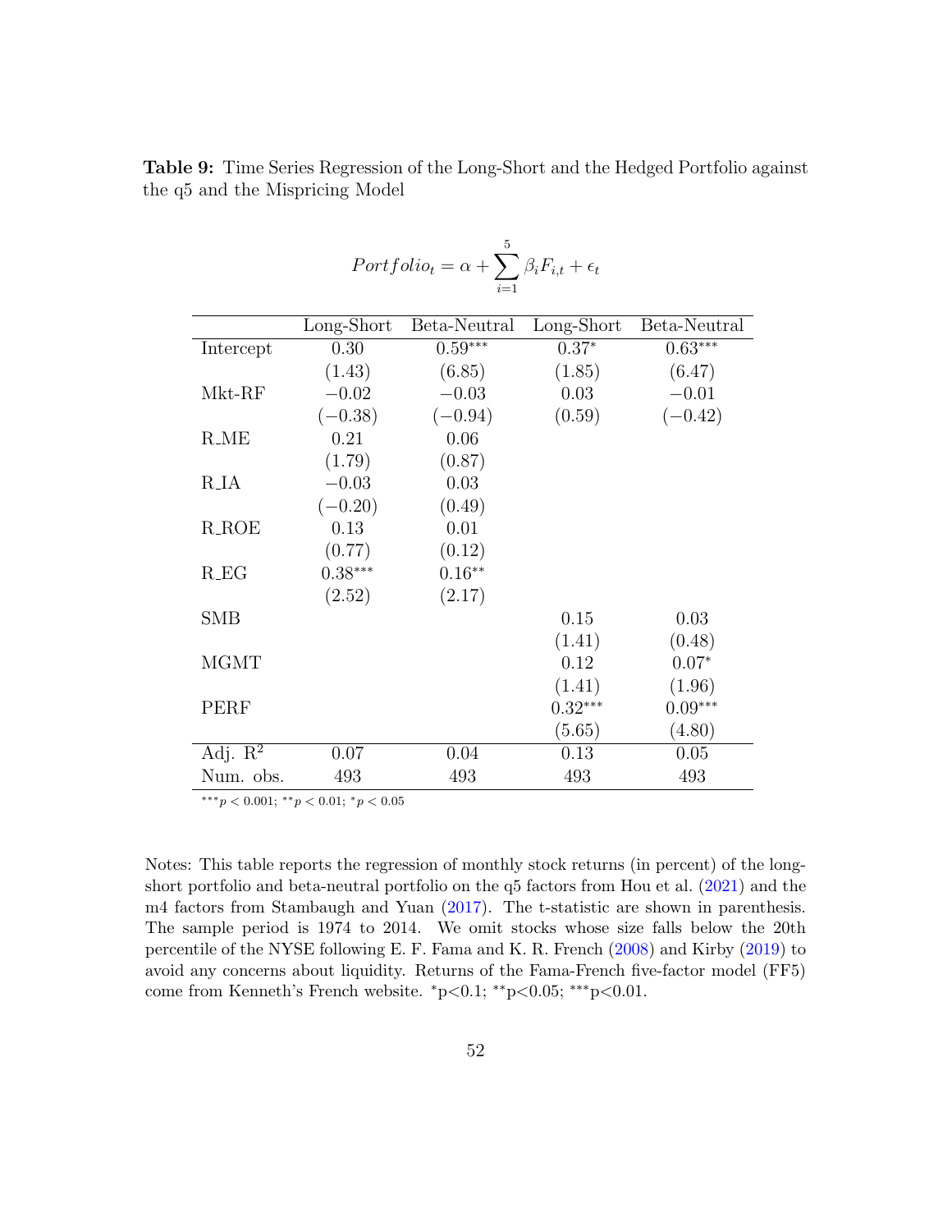**Table 9:** Time Series Regression of the Long-Short and the Hedged Portfolio against the q5 and the Mispricing Model

$$Portfolio_t = \alpha + \sum_{i=1}^{5} \beta_i F_{i,t} + \epsilon_t$$

| | Long-Short | Beta-Neutral | Long-Short | Beta-Neutral |
|---|---|---|---|---|
| Intercept | 0.30 | $0.59^{***}$ | $0.37^{*}$ | $0.63^{***}$ |
| | (1.43) | (6.85) | (1.85) | (6.47) |
| Mkt-RF | −0.02 | −0.03 | 0.03 | −0.01 |
| | (−0.38) | (−0.94) | (0.59) | (−0.42) |
| R_ME | 0.21 | 0.06 | | |
| | (1.79) | (0.87) | | |
| R_IA | −0.03 | 0.03 | | |
| | (−0.20) | (0.49) | | |
| R_ROE | 0.13 | 0.01 | | |
| | (0.77) | (0.12) | | |
| R_EG | $0.38^{***}$ | $0.16^{**}$ | | |
| | (2.52) | (2.17) | | |
| SMB | | | 0.15 | 0.03 |
| | | | (1.41) | (0.48) |
| MGMT | | | 0.12 | $0.07^{*}$ |
| | | | (1.41) | (1.96) |
| PERF | | | $0.32^{***}$ | $0.09^{***}$ |
| | | | (5.65) | (4.80) |
| Adj. $R^2$ | 0.07 | 0.04 | 0.13 | 0.05 |
| Num. obs. | 493 | 493 | 493 | 493 |

$^{***}p < 0.001$; $^{**}p < 0.01$; $^{*}p < 0.05$

Notes: This table reports the regression of monthly stock returns (in percent) of the long-short portfolio and beta-neutral portfolio on the q5 factors from Hou et al. (2021) and the m4 factors from Stambaugh and Yuan (2017). The t-statistic are shown in parenthesis. The sample period is 1974 to 2014. We omit stocks whose size falls below the 20th percentile of the NYSE following E. F. Fama and K. R. French (2008) and Kirby (2019) to avoid any concerns about liquidity. Returns of the Fama-French five-factor model (FF5) come from Kenneth's French website. $^{*}$p<0.1; $^{**}$p<0.05; $^{***}$p<0.01.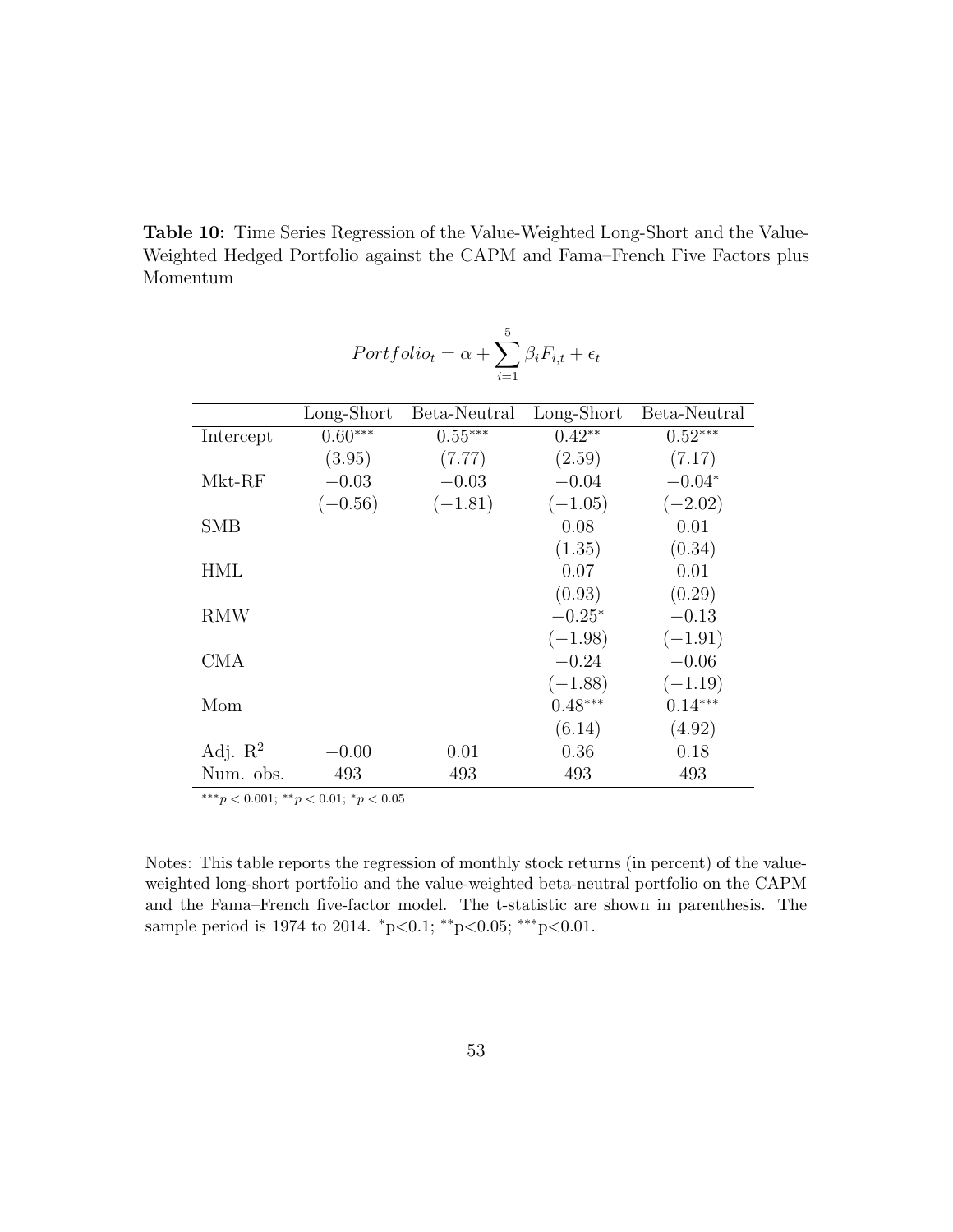**Table 10:** Time Series Regression of the Value-Weighted Long-Short and the Value-Weighted Hedged Portfolio against the CAPM and Fama–French Five Factors plus Momentum

$$Portfolio_t = \alpha + \sum_{i=1}^{5} \beta_i F_{i,t} + \epsilon_t$$

| | Long-Short | Beta-Neutral | Long-Short | Beta-Neutral |
|---|---|---|---|---|
| Intercept | $0.60^{***}$ | $0.55^{***}$ | $0.42^{**}$ | $0.52^{***}$ |
| | (3.95) | (7.77) | (2.59) | (7.17) |
| Mkt-RF | −0.03 | −0.03 | −0.04 | $-0.04^{*}$ |
| | (−0.56) | (−1.81) | (−1.05) | (−2.02) |
| SMB | | | 0.08 | 0.01 |
| | | | (1.35) | (0.34) |
| HML | | | 0.07 | 0.01 |
| | | | (0.93) | (0.29) |
| RMW | | | $-0.25^{*}$ | −0.13 |
| | | | (−1.98) | (−1.91) |
| CMA | | | −0.24 | −0.06 |
| | | | (−1.88) | (−1.19) |
| Mom | | | $0.48^{***}$ | $0.14^{***}$ |
| | | | (6.14) | (4.92) |
| Adj. $R^2$ | −0.00 | 0.01 | 0.36 | 0.18 |
| Num. obs. | 493 | 493 | 493 | 493 |

$^{***}p < 0.001$; $^{**}p < 0.01$; $^{*}p < 0.05$

Notes: This table reports the regression of monthly stock returns (in percent) of the value-weighted long-short portfolio and the value-weighted beta-neutral portfolio on the CAPM and the Fama–French five-factor model. The t-statistic are shown in parenthesis. The sample period is 1974 to 2014. $^{*}$p<0.1; $^{**}$p<0.05; $^{***}$p<0.01.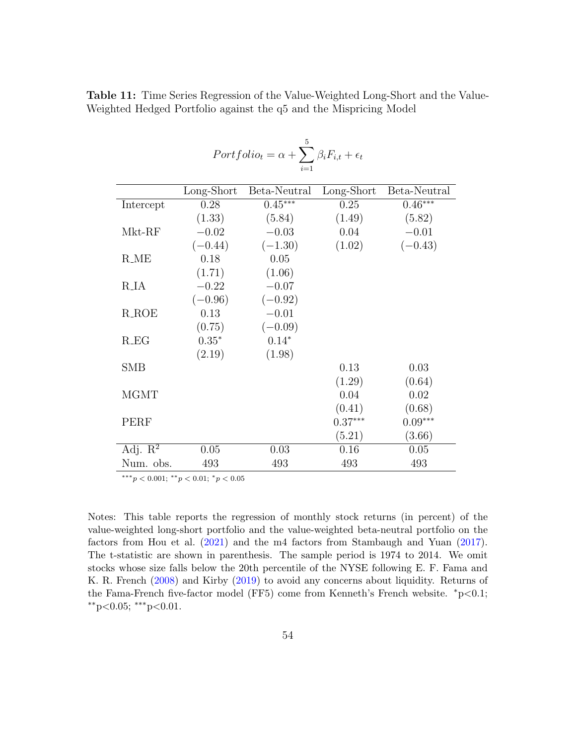**Table 11:** Time Series Regression of the Value-Weighted Long-Short and the Value-Weighted Hedged Portfolio against the q5 and the Mispricing Model

$$Portfolio_t = \alpha + \sum_{i=1}^{5} \beta_i F_{i,t} + \epsilon_t$$

| | Long-Short | Beta-Neutral | Long-Short | Beta-Neutral |
|---|---|---|---|---|
| Intercept | 0.28 | $0.45^{***}$ | 0.25 | $0.46^{***}$ |
| | (1.33) | (5.84) | (1.49) | (5.82) |
| Mkt-RF | −0.02 | −0.03 | 0.04 | −0.01 |
| | (−0.44) | (−1.30) | (1.02) | (−0.43) |
| R_ME | 0.18 | 0.05 | | |
| | (1.71) | (1.06) | | |
| R_IA | −0.22 | −0.07 | | |
| | (−0.96) | (−0.92) | | |
| R_ROE | 0.13 | −0.01 | | |
| | (0.75) | (−0.09) | | |
| R_EG | $0.35^{*}$ | $0.14^{*}$ | | |
| | (2.19) | (1.98) | | |
| SMB | | | 0.13 | 0.03 |
| | | | (1.29) | (0.64) |
| MGMT | | | 0.04 | 0.02 |
| | | | (0.41) | (0.68) |
| PERF | | | $0.37^{***}$ | $0.09^{***}$ |
| | | | (5.21) | (3.66) |
| Adj. $R^2$ | 0.05 | 0.03 | 0.16 | 0.05 |
| Num. obs. | 493 | 493 | 493 | 493 |

$^{***}p < 0.001$; $^{**}p < 0.01$; $^{*}p < 0.05$

Notes: This table reports the regression of monthly stock returns (in percent) of the value-weighted long-short portfolio and the value-weighted beta-neutral portfolio on the factors from Hou et al. (2021) and the m4 factors from Stambaugh and Yuan (2017). The t-statistic are shown in parenthesis. The sample period is 1974 to 2014. We omit stocks whose size falls below the 20th percentile of the NYSE following E. F. Fama and K. R. French (2008) and Kirby (2019) to avoid any concerns about liquidity. Returns of the Fama-French five-factor model (FF5) come from Kenneth's French website. $^{*}$p<0.1; $^{**}$p<0.05; $^{***}$p<0.01.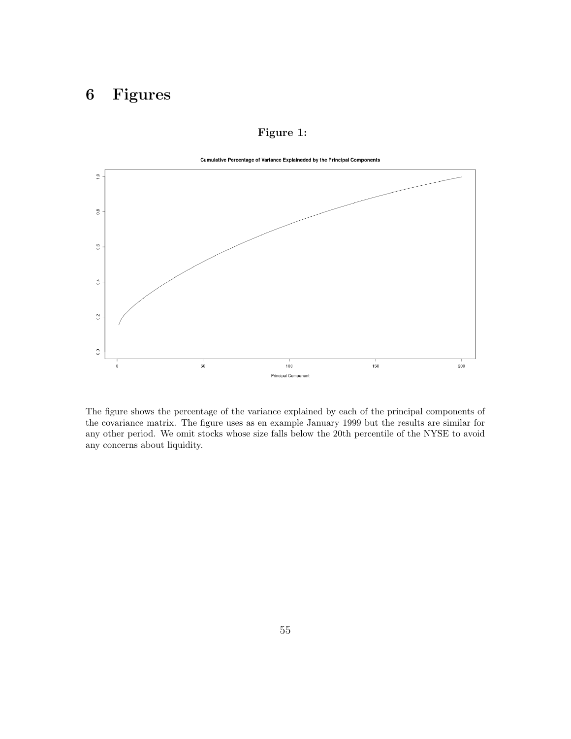# 6 Figures

**Figure 1:**

The figure shows the percentage of the variance explained by each of the principal components of the covariance matrix. The figure uses as en example January 1999 but the results are similar for any other period. We omit stocks whose size falls below the 20th percentile of the NYSE to avoid any concerns about liquidity.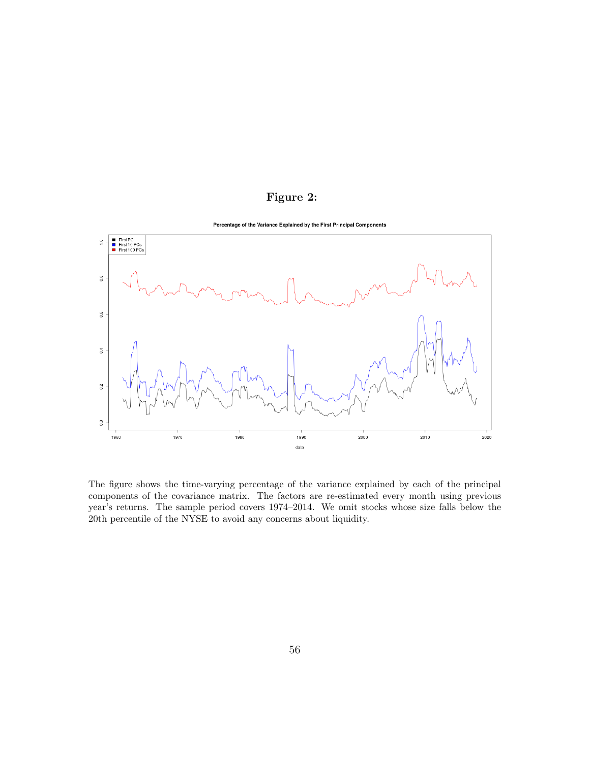**Figure 2:**

The figure shows the time-varying percentage of the variance explained by each of the principal components of the covariance matrix. The factors are re-estimated every month using previous year's returns. The sample period covers 1974–2014. We omit stocks whose size falls below the 20th percentile of the NYSE to avoid any concerns about liquidity.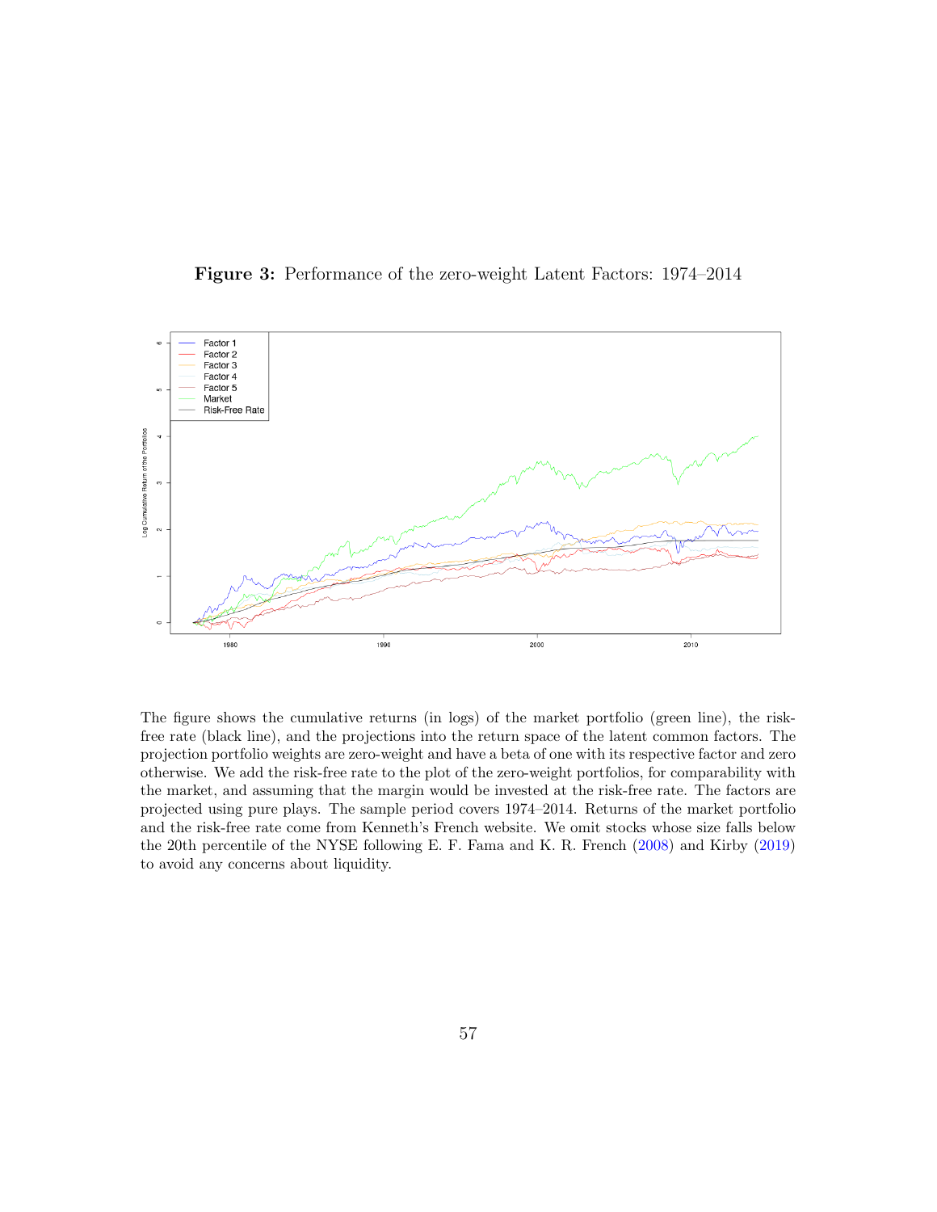**Figure 3:** Performance of the zero-weight Latent Factors: 1974–2014

The figure shows the cumulative returns (in logs) of the market portfolio (green line), the risk-free rate (black line), and the projections into the return space of the latent common factors. The projection portfolio weights are zero-weight and have a beta of one with its respective factor and zero otherwise. We add the risk-free rate to the plot of the zero-weight portfolios, for comparability with the market, and assuming that the margin would be invested at the risk-free rate. The factors are projected using pure plays. The sample period covers 1974–2014. Returns of the market portfolio and the risk-free rate come from Kenneth's French website. We omit stocks whose size falls below the 20th percentile of the NYSE following E. F. Fama and K. R. French (2008) and Kirby (2019) to avoid any concerns about liquidity.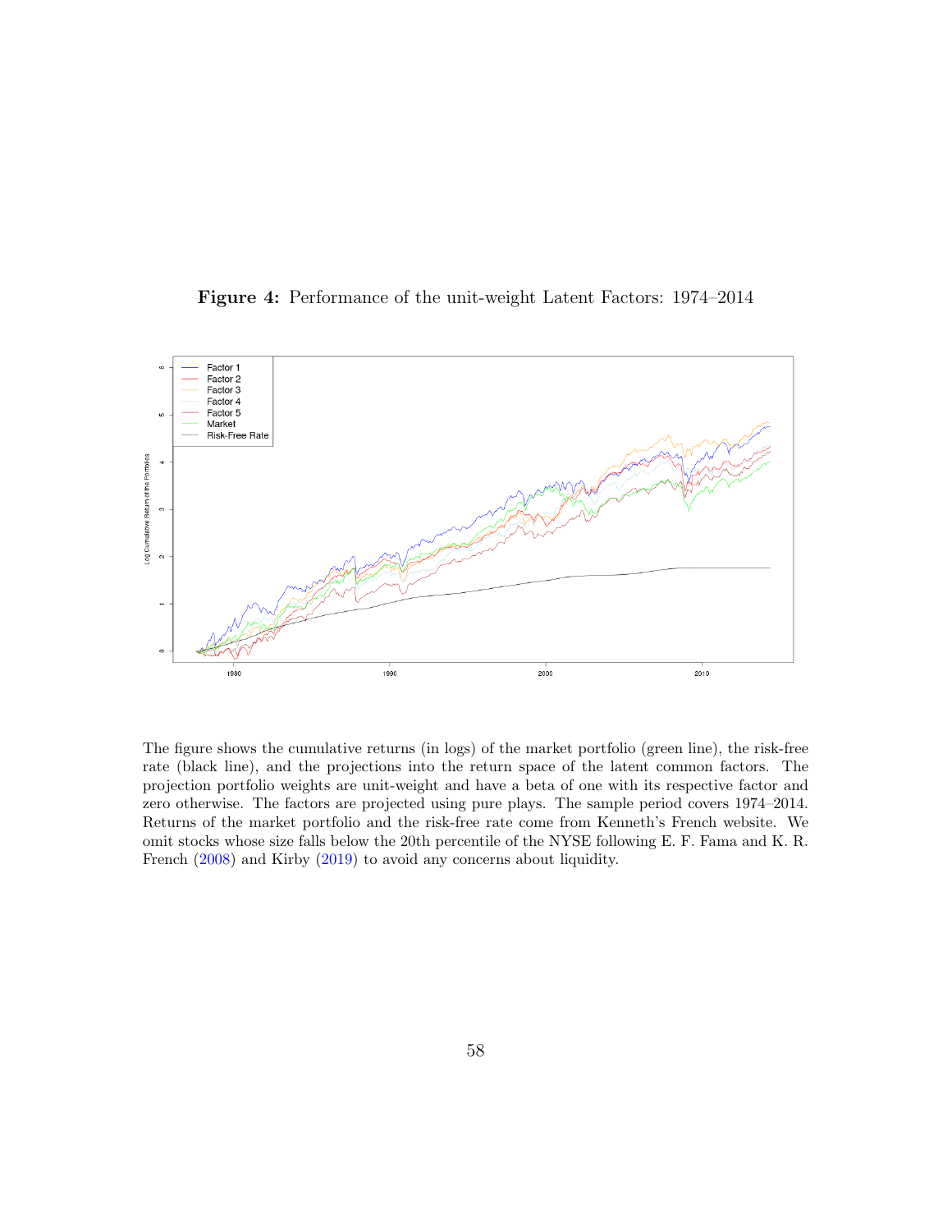**Figure 4:** Performance of the unit-weight Latent Factors: 1974–2014

The figure shows the cumulative returns (in logs) of the market portfolio (green line), the risk-free rate (black line), and the projections into the return space of the latent common factors. The projection portfolio weights are unit-weight and have a beta of one with its respective factor and zero otherwise. The factors are projected using pure plays. The sample period covers 1974–2014. Returns of the market portfolio and the risk-free rate come from Kenneth's French website. We omit stocks whose size falls below the 20th percentile of the NYSE following E. F. Fama and K. R. French (2008) and Kirby (2019) to avoid any concerns about liquidity.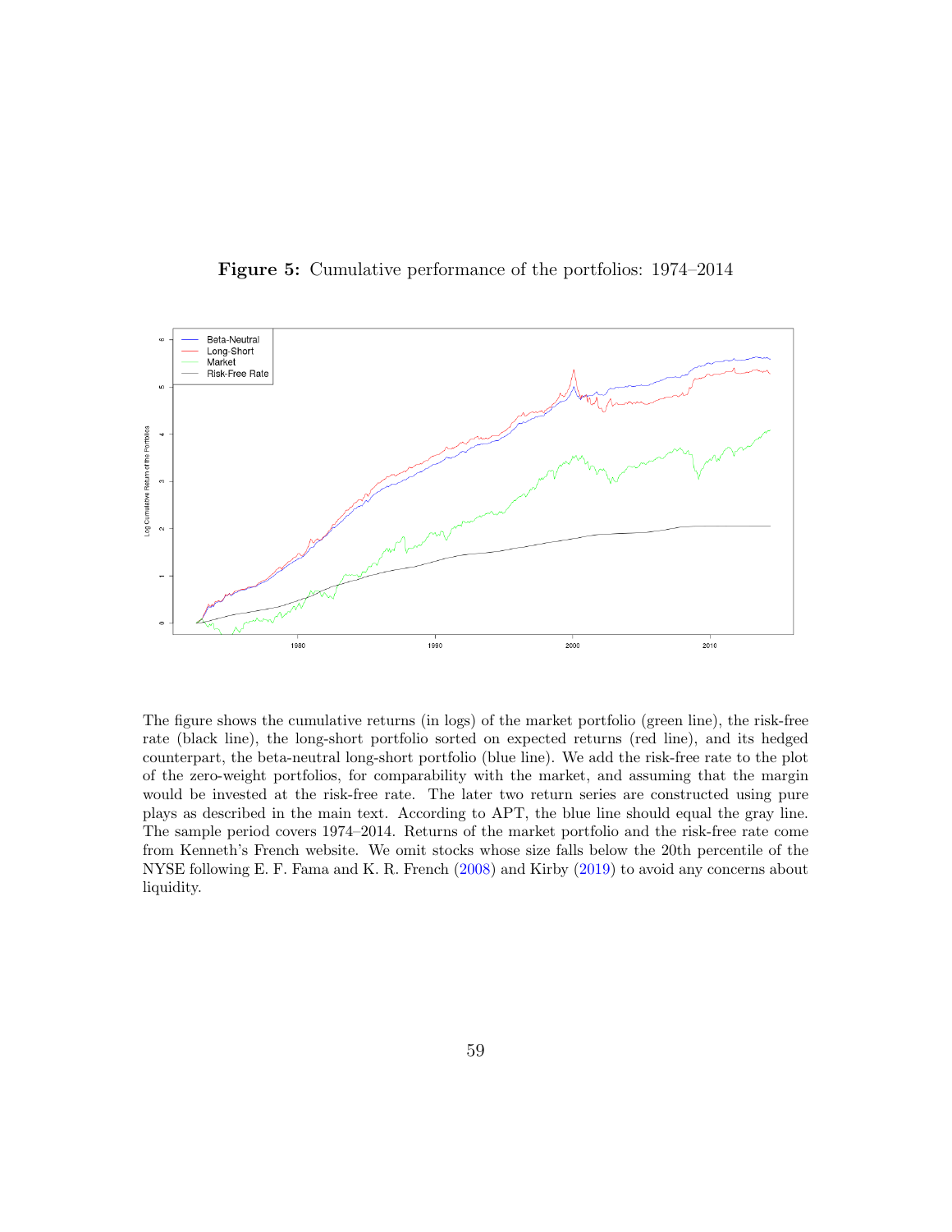**Figure 5:** Cumulative performance of the portfolios: 1974–2014

The figure shows the cumulative returns (in logs) of the market portfolio (green line), the risk-free rate (black line), the long-short portfolio sorted on expected returns (red line), and its hedged counterpart, the beta-neutral long-short portfolio (blue line). We add the risk-free rate to the plot of the zero-weight portfolios, for comparability with the market, and assuming that the margin would be invested at the risk-free rate. The later two return series are constructed using pure plays as described in the main text. According to APT, the blue line should equal the gray line. The sample period covers 1974–2014. Returns of the market portfolio and the risk-free rate come from Kenneth's French website. We omit stocks whose size falls below the 20th percentile of the NYSE following E. F. Fama and K. R. French (2008) and Kirby (2019) to avoid any concerns about liquidity.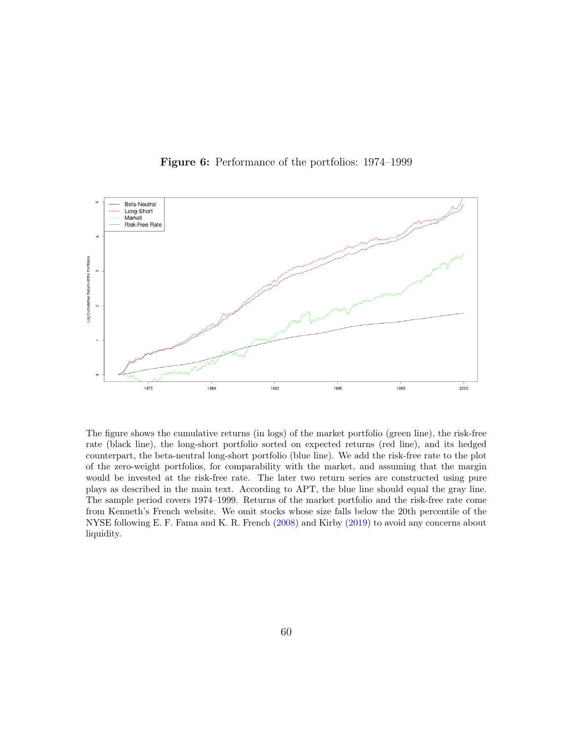**Figure 6:** Performance of the portfolios: 1974–1999

The figure shows the cumulative returns (in logs) of the market portfolio (green line), the risk-free rate (black line), the long-short portfolio sorted on expected returns (red line), and its hedged counterpart, the beta-neutral long-short portfolio (blue line). We add the risk-free rate to the plot of the zero-weight portfolios, for comparability with the market, and assuming that the margin would be invested at the risk-free rate. The later two return series are constructed using pure plays as described in the main text. According to APT, the blue line should equal the gray line. The sample period covers 1974–1999. Returns of the market portfolio and the risk-free rate come from Kenneth's French website. We omit stocks whose size falls below the 20th percentile of the NYSE following E. F. Fama and K. R. French (2008) and Kirby (2019) to avoid any concerns about liquidity.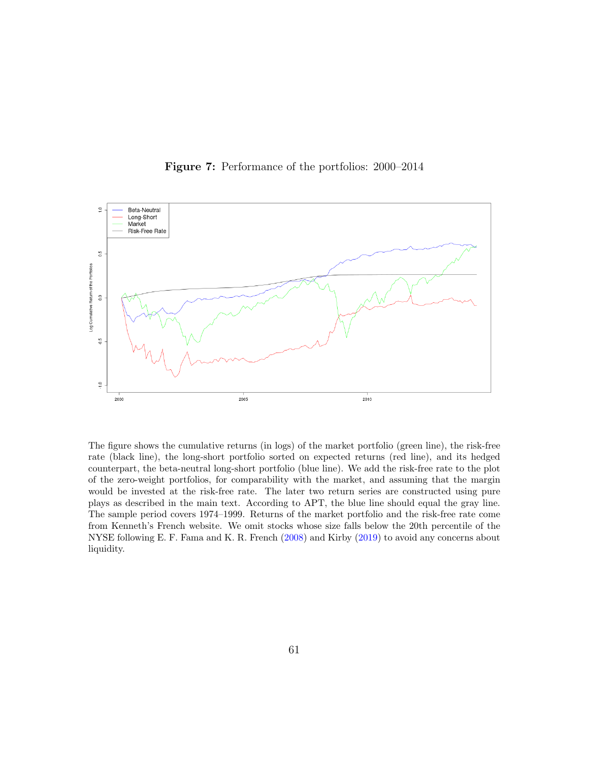**Figure 7:** Performance of the portfolios: 2000–2014

Beta-Neutral
Long-Short
Market
Risk-Free Rate

Log Cumulative Return of the Portfolios

1.0
0.5
0.0
-0.5
-1.0

2000
2005
2010

The figure shows the cumulative returns (in logs) of the market portfolio (green line), the risk-free rate (black line), the long-short portfolio sorted on expected returns (red line), and its hedged counterpart, the beta-neutral long-short portfolio (blue line). We add the risk-free rate to the plot of the zero-weight portfolios, for comparability with the market, and assuming that the margin would be invested at the risk-free rate. The later two return series are constructed using pure plays as described in the main text. According to APT, the blue line should equal the gray line. The sample period covers 1974–1999. Returns of the market portfolio and the risk-free rate come from Kenneth's French website. We omit stocks whose size falls below the 20th percentile of the NYSE following E. F. Fama and K. R. French (2008) and Kirby (2019) to avoid any concerns about liquidity.